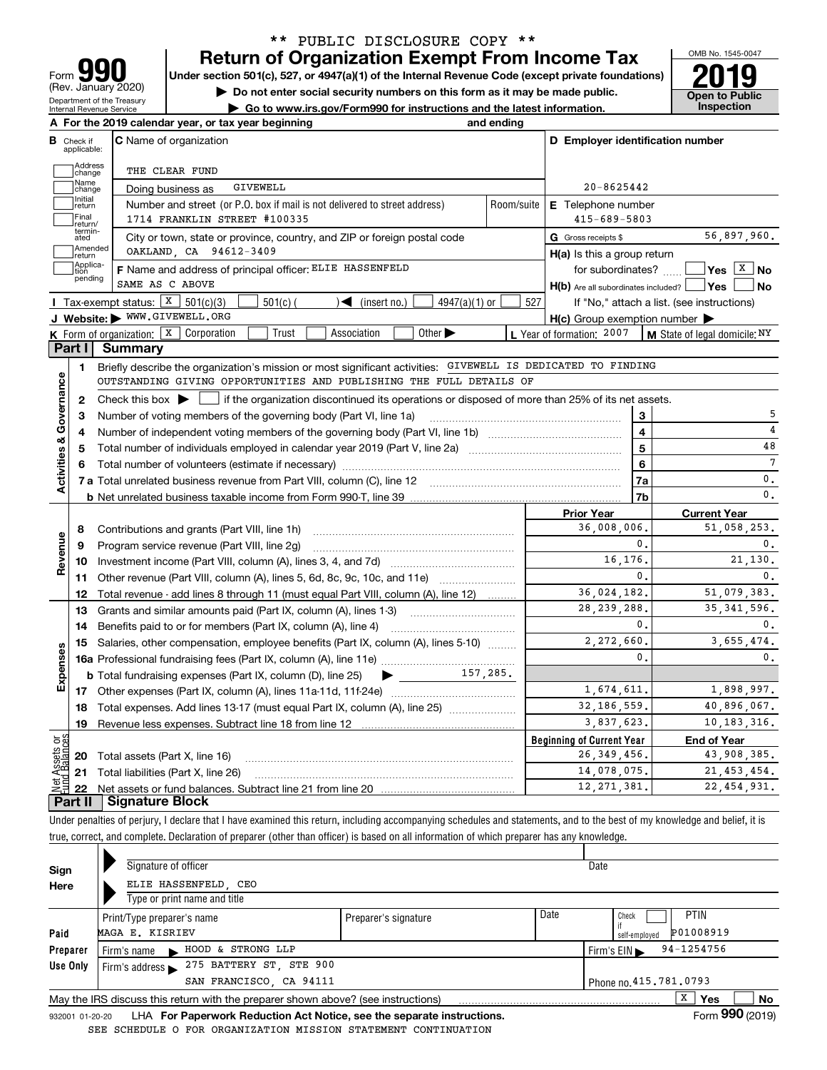** PUBLIC DISCLOSURE COPY **

# Form 990 — Return of Organization Exempt From Income Tax

(Rev. January 2020) Department of the Treasury Internal Revenue Service

Under section 501(c), 527, or 4947(a)(1) of the Internal Revenue Code (except private foundations)

▶ Do not enter social security numbers on this form as it may be made public.

▶ Go to www.irs.gov/Form990 for instructions and the latest information.

OMB No. 1545-0047

**2019**

**Open to Public Inspection**

**A** For the 2019 calendar year, or tax year beginning and ending

**B** Check if applicable: Address change, Name change, Initial return, Final return/terminated, Amended return, Application pending

**C** Name of organization: THE CLEAR FUND

Doing business as: GIVEWELL

Number and street (or P.O. box if mail is not delivered to street address): 1714 FRANKLIN STREET #100335 Room/suite

City or town, state or province, country, and ZIP or foreign postal code: OAKLAND, CA 94612-3409

**D** Employer identification number: 20-8625442

**E** Telephone number: 415-689-5803

**G** Gross receipts $ 56,897,960.

**F** Name and address of principal officer: ELIE HASSENFELD SAME AS C ABOVE

**H(a)** Is this a group return for subordinates? ☐ Yes ☒ No

**H(b)** Are all subordinates included? ☐ Yes ☐ No If "No," attach a list. (see instructions)

**H(c)** Group exemption number ▶

**I** Tax-exempt status: ☒ 501(c)(3) ☐ 501(c) ( ) ◀ (insert no.) ☐ 4947(a)(1) or ☐ 527

**J** Website: ▶ WWW.GIVEWELL.ORG

**K** Form of organization: ☒ Corporation ☐ Trust ☐ Association ☐ Other ▶

**L** Year of formation: 2007 **M** State of legal domicile: NY

## Part I Summary

**Activities & Governance**

1 Briefly describe the organization's mission or most significant activities: GIVEWELL IS DEDICATED TO FINDING OUTSTANDING GIVING OPPORTUNITIES AND PUBLISHING THE FULL DETAILS OF

2 Check this box ▶ ☐ if the organization discontinued its operations or disposed of more than 25% of its net assets.

| | | Line | Value |
|---|---|---|---|
| 3 | Number of voting members of the governing body (Part VI, line 1a) | 3 | 5 |
| 4 | Number of independent voting members of the governing body (Part VI, line 1b) | 4 | 4 |
| 5 | Total number of individuals employed in calendar year 2019 (Part V, line 2a) | 5 | 48 |
| 6 | Total number of volunteers (estimate if necessary) | 6 | 7 |
| 7a | Total unrelated business revenue from Part VIII, column (C), line 12 | 7a | 0. |
| b | Net unrelated business taxable income from Form 990-T, line 39 | 7b | 0. |

| | | Prior Year | Current Year |
|---|---|---|---|
| **Revenue** | | | |
| 8 | Contributions and grants (Part VIII, line 1h) | 36,008,006. | 51,058,253. |
| 9 | Program service revenue (Part VIII, line 2g) | 0. | 0. |
| 10 | Investment income (Part VIII, column (A), lines 3, 4, and 7d) | 16,176. | 21,130. |
| 11 | Other revenue (Part VIII, column (A), lines 5, 6d, 8c, 9c, 10c, and 11e) | 0. | 0. |
| 12 | Total revenue - add lines 8 through 11 (must equal Part VIII, column (A), line 12) | 36,024,182. | 51,079,383. |
| **Expenses** | | | |
| 13 | Grants and similar amounts paid (Part IX, column (A), lines 1-3) | 28,239,288. | 35,341,596. |
| 14 | Benefits paid to or for members (Part IX, column (A), line 4) | 0. | 0. |
| 15 | Salaries, other compensation, employee benefits (Part IX, column (A), lines 5-10) | 2,272,660. | 3,655,474. |
| 16a | Professional fundraising fees (Part IX, column (A), line 11e) | 0. | 0. |
| b | Total fundraising expenses (Part IX, column (D), line 25) ▶ 157,285. | | |
| 17 | Other expenses (Part IX, column (A), lines 11a-11d, 11f-24e) | 1,674,611. | 1,898,997. |
| 18 | Total expenses. Add lines 13-17 (must equal Part IX, column (A), line 25) | 32,186,559. | 40,896,067. |
| 19 | Revenue less expenses. Subtract line 18 from line 12 | 3,837,623. | 10,183,316. |

| **Net Assets or Fund Balances** | | Beginning of Current Year | End of Year |
|---|---|---|---|
| 20 | Total assets (Part X, line 16) | 26,349,456. | 43,908,385. |
| 21 | Total liabilities (Part X, line 26) | 14,078,075. | 21,453,454. |
| 22 | Net assets or fund balances. Subtract line 21 from line 20 | 12,271,381. | 22,454,931. |

## Part II Signature Block

Under penalties of perjury, I declare that I have examined this return, including accompanying schedules and statements, and to the best of my knowledge and belief, it is true, correct, and complete. Declaration of preparer (other than officer) is based on all information of which preparer has any knowledge.

**Sign Here**

Signature of officer — Date

ELIE HASSENFELD, CEO

Type or print name and title

**Paid Preparer Use Only**

| Print/Type preparer's name | Preparer's signature | Date | Check ☐ if self-employed | PTIN |
|---|---|---|---|---|
| MAGA E. KISRIEV | | | | P01008919 |

Firm's name ▶ HOOD & STRONG LLP — Firm's EIN ▶ 94-1254756

Firm's address ▶ 275 BATTERY ST, STE 900 SAN FRANCISCO, CA 94111 — Phone no. 415.781.0793

May the IRS discuss this return with the preparer shown above? (see instructions) ☒ Yes ☐ No

932001 01-20-20 LHA For Paperwork Reduction Act Notice, see the separate instructions. Form **990** (2019)

SEE SCHEDULE O FOR ORGANIZATION MISSION STATEMENT CONTINUATION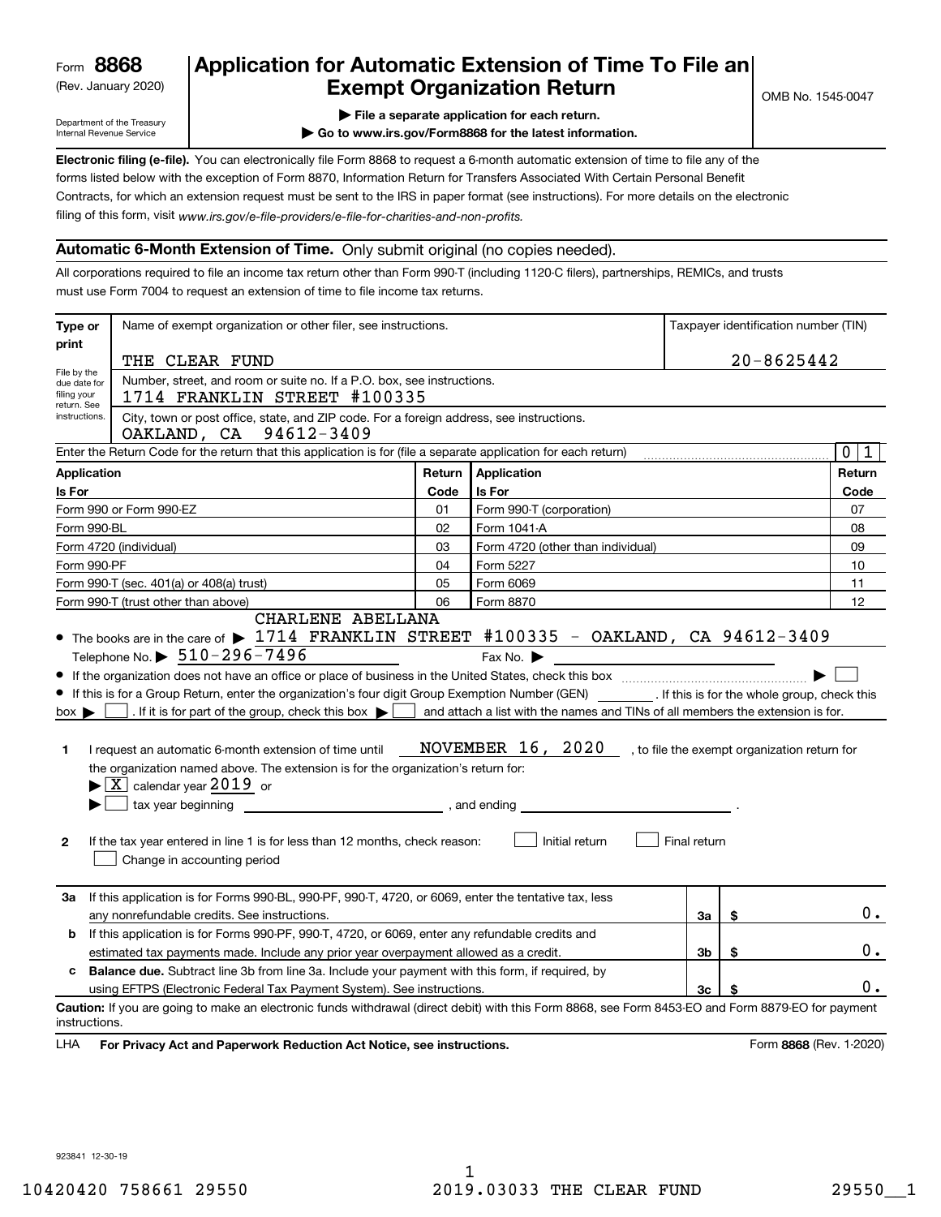Form **8868** (Rev. January 2020)
Department of the Treasury
Internal Revenue Service

# Application for Automatic Extension of Time To File an Exempt Organization Return

OMB No. 1545-0047

▶ File a separate application for each return.
▶ Go to www.irs.gov/Form8868 for the latest information.

**Electronic filing (e-file).** You can electronically file Form 8868 to request a 6-month automatic extension of time to file any of the forms listed below with the exception of Form 8870, Information Return for Transfers Associated With Certain Personal Benefit Contracts, for which an extension request must be sent to the IRS in paper format (see instructions). For more details on the electronic filing of this form, visit *www.irs.gov/e-file-providers/e-file-for-charities-and-non-profits.*

## Automatic 6-Month Extension of Time. Only submit original (no copies needed).

All corporations required to file an income tax return other than Form 990-T (including 1120-C filers), partnerships, REMICs, and trusts must use Form 7004 to request an extension of time to file income tax returns.

**Type or print**
File by the due date for filing your return. See instructions.

Name of exempt organization or other filer, see instructions.
THE CLEAR FUND

Taxpayer identification number (TIN)
20-8625442

Number, street, and room or suite no. If a P.O. box, see instructions.
1714 FRANKLIN STREET #100335

City, town or post office, state, and ZIP code. For a foreign address, see instructions.
OAKLAND, CA 94612-3409

Enter the Return Code for the return that this application is for (file a separate application for each return) 0 1

| Application Is For | Return Code | Application Is For | Return Code |
|---|---|---|---|
| Form 990 or Form 990-EZ | 01 | Form 990-T (corporation) | 07 |
| Form 990-BL | 02 | Form 1041-A | 08 |
| Form 4720 (individual) | 03 | Form 4720 (other than individual) | 09 |
| Form 990-PF | 04 | Form 5227 | 10 |
| Form 990-T (sec. 401(a) or 408(a) trust) | 05 | Form 6069 | 11 |
| Form 990-T (trust other than above) | 06 | Form 8870 | 12 |

- The books are in the care of ▶ CHARLENE ABELLANA 1714 FRANKLIN STREET #100335 - OAKLAND, CA 94612-3409
  Telephone No. ▶ 510-296-7496 Fax No. ▶
- If the organization does not have an office or place of business in the United States, check this box ▶ ☐
- If this is for a Group Return, enter the organization's four digit Group Exemption Number (GEN) ________. If this is for the whole group, check this box ▶ ☐. If it is for part of the group, check this box ▶ ☐ and attach a list with the names and TINs of all members the extension is for.

**1** I request an automatic 6-month extension of time until NOVEMBER 16, 2020, to file the exempt organization return for the organization named above. The extension is for the organization's return for:
▶ ☒ calendar year 2019 or
▶ ☐ tax year beginning ______________, and ending ______________.

**2** If the tax year entered in line 1 is for less than 12 months, check reason: ☐ Initial return ☐ Final return ☐ Change in accounting period

| | | | |
|---|---|---|---|
| **3a** | If this application is for Forms 990-BL, 990-PF, 990-T, 4720, or 6069, enter the tentative tax, less any nonrefundable credits. See instructions. | 3a | $ 0. |
| **b** | If this application is for Forms 990-PF, 990-T, 4720, or 6069, enter any refundable credits and estimated tax payments made. Include any prior year overpayment allowed as a credit. | 3b | $ 0. |
| **c** | **Balance due.** Subtract line 3b from line 3a. Include your payment with this form, if required, by using EFTPS (Electronic Federal Tax Payment System). See instructions. | 3c | $ 0. |

**Caution:** If you are going to make an electronic funds withdrawal (direct debit) with this Form 8868, see Form 8453-EO and Form 8879-EO for payment instructions.

LHA **For Privacy Act and Paperwork Reduction Act Notice, see instructions.** Form **8868** (Rev. 1-2020)

923841 12-30-19

10420420 758661 29550 2019.03033 THE CLEAR FUND 29550__1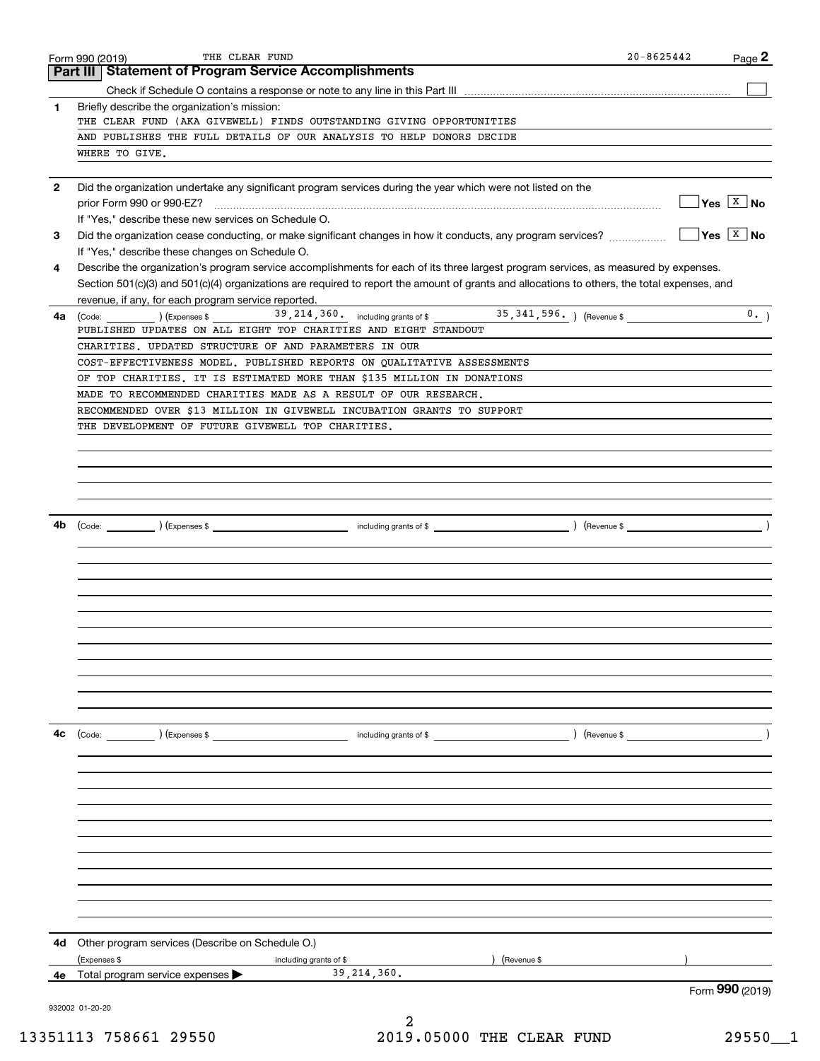Form 990 (2019) THE CLEAR FUND 20-8625442

## Part III Statement of Program Service Accomplishments

Check if Schedule O contains a response or note to any line in this Part III ☐

**1** Briefly describe the organization's mission:

THE CLEAR FUND (AKA GIVEWELL) FINDS OUTSTANDING GIVING OPPORTUNITIES AND PUBLISHES THE FULL DETAILS OF OUR ANALYSIS TO HELP DONORS DECIDE WHERE TO GIVE.

**2** Did the organization undertake any significant program services during the year which were not listed on the prior Form 990 or 990-EZ? ☐ Yes ☒ No

If "Yes," describe these new services on Schedule O.

**3** Did the organization cease conducting, or make significant changes in how it conducts, any program services? ☐ Yes ☒ No

If "Yes," describe these changes on Schedule O.

**4** Describe the organization's program service accomplishments for each of its three largest program services, as measured by expenses. Section 501(c)(3) and 501(c)(4) organizations are required to report the amount of grants and allocations to others, the total expenses, and revenue, if any, for each program service reported.

**4a** (Code: ) (Expenses $ 39,214,360. including grants of $ 35,341,596. ) (Revenue $ 0. )

PUBLISHED UPDATES ON ALL EIGHT TOP CHARITIES AND EIGHT STANDOUT CHARITIES. UPDATED STRUCTURE OF AND PARAMETERS IN OUR COST-EFFECTIVENESS MODEL. PUBLISHED REPORTS ON QUALITATIVE ASSESSMENTS OF TOP CHARITIES. IT IS ESTIMATED MORE THAN $135 MILLION IN DONATIONS MADE TO RECOMMENDED CHARITIES MADE AS A RESULT OF OUR RESEARCH. RECOMMENDED OVER $13 MILLION IN GIVEWELL INCUBATION GRANTS TO SUPPORT THE DEVELOPMENT OF FUTURE GIVEWELL TOP CHARITIES.

**4b** (Code: ) (Expenses $ including grants of $ ) (Revenue $ )

**4c** (Code: ) (Expenses $ including grants of $ ) (Revenue $ )

**4d** Other program services (Describe on Schedule O.)

(Expenses $ including grants of $ ) (Revenue $ )

**4e** Total program service expenses ▶ 39,214,360.

Form **990** (2019)

932002 01-20-20

13351113 758661 29550 2019.05000 THE CLEAR FUND 29550__1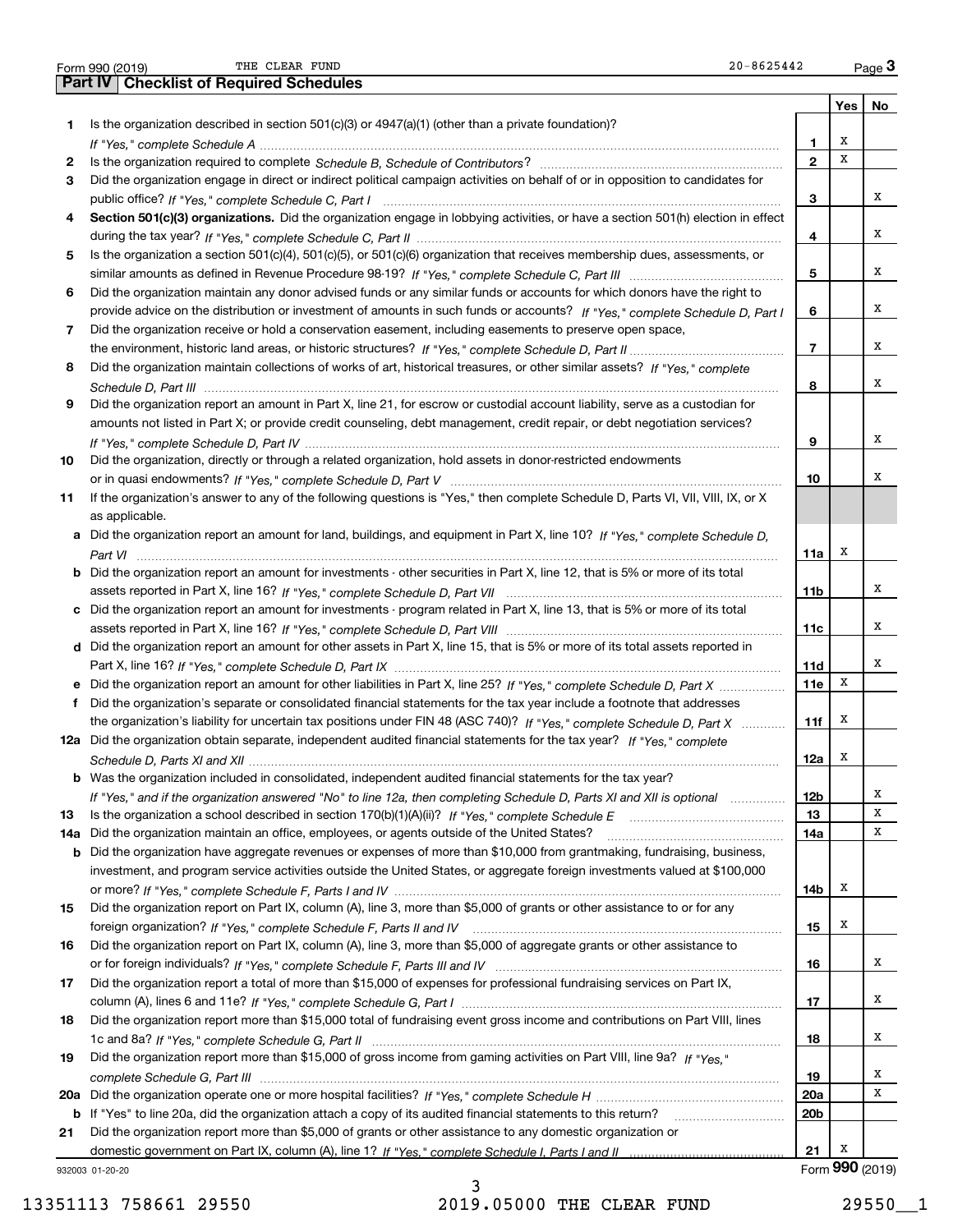Form 990 (2019) THE CLEAR FUND 20-8625442 Page 3

## Part IV Checklist of Required Schedules

| | | | Yes | No |
|---|---|---|---|---|
| 1 | Is the organization described in section 501(c)(3) or 4947(a)(1) (other than a private foundation)? *If "Yes," complete Schedule A* | 1 | X | |
| 2 | Is the organization required to complete *Schedule B, Schedule of Contributors*? | 2 | X | |
| 3 | Did the organization engage in direct or indirect political campaign activities on behalf of or in opposition to candidates for public office? *If "Yes," complete Schedule C, Part I* | 3 | | X |
| 4 | **Section 501(c)(3) organizations.** Did the organization engage in lobbying activities, or have a section 501(h) election in effect during the tax year? *If "Yes," complete Schedule C, Part II* | 4 | | X |
| 5 | Is the organization a section 501(c)(4), 501(c)(5), or 501(c)(6) organization that receives membership dues, assessments, or similar amounts as defined in Revenue Procedure 98-19? *If "Yes," complete Schedule C, Part III* | 5 | | X |
| 6 | Did the organization maintain any donor advised funds or any similar funds or accounts for which donors have the right to provide advice on the distribution or investment of amounts in such funds or accounts? *If "Yes," complete Schedule D, Part I* | 6 | | X |
| 7 | Did the organization receive or hold a conservation easement, including easements to preserve open space, the environment, historic land areas, or historic structures? *If "Yes," complete Schedule D, Part II* | 7 | | X |
| 8 | Did the organization maintain collections of works of art, historical treasures, or other similar assets? *If "Yes," complete Schedule D, Part III* | 8 | | X |
| 9 | Did the organization report an amount in Part X, line 21, for escrow or custodial account liability, serve as a custodian for amounts not listed in Part X; or provide credit counseling, debt management, credit repair, or debt negotiation services? *If "Yes," complete Schedule D, Part IV* | 9 | | X |
| 10 | Did the organization, directly or through a related organization, hold assets in donor-restricted endowments or in quasi endowments? *If "Yes," complete Schedule D, Part V* | 10 | | X |
| 11 | If the organization's answer to any of the following questions is "Yes," then complete Schedule D, Parts VI, VII, VIII, IX, or X as applicable. | | | |
| a | Did the organization report an amount for land, buildings, and equipment in Part X, line 10? *If "Yes," complete Schedule D, Part VI* | 11a | X | |
| b | Did the organization report an amount for investments - other securities in Part X, line 12, that is 5% or more of its total assets reported in Part X, line 16? *If "Yes," complete Schedule D, Part VII* | 11b | | X |
| c | Did the organization report an amount for investments - program related in Part X, line 13, that is 5% or more of its total assets reported in Part X, line 16? *If "Yes," complete Schedule D, Part VIII* | 11c | | X |
| d | Did the organization report an amount for other assets in Part X, line 15, that is 5% or more of its total assets reported in Part X, line 16? *If "Yes," complete Schedule D, Part IX* | 11d | | X |
| e | Did the organization report an amount for other liabilities in Part X, line 25? *If "Yes," complete Schedule D, Part X* | 11e | X | |
| f | Did the organization's separate or consolidated financial statements for the tax year include a footnote that addresses the organization's liability for uncertain tax positions under FIN 48 (ASC 740)? *If "Yes," complete Schedule D, Part X* | 11f | X | |
| 12a | Did the organization obtain separate, independent audited financial statements for the tax year? *If "Yes," complete Schedule D, Parts XI and XII* | 12a | X | |
| b | Was the organization included in consolidated, independent audited financial statements for the tax year? *If "Yes," and if the organization answered "No" to line 12a, then completing Schedule D, Parts XI and XII is optional* | 12b | | X |
| 13 | Is the organization a school described in section 170(b)(1)(A)(ii)? *If "Yes," complete Schedule E* | 13 | | X |
| 14a | Did the organization maintain an office, employees, or agents outside of the United States? | 14a | | X |
| b | Did the organization have aggregate revenues or expenses of more than $10,000 from grantmaking, fundraising, business, investment, and program service activities outside the United States, or aggregate foreign investments valued at $100,000 or more? *If "Yes," complete Schedule F, Parts I and IV* | 14b | X | |
| 15 | Did the organization report on Part IX, column (A), line 3, more than $5,000 of grants or other assistance to or for any foreign organization? *If "Yes," complete Schedule F, Parts II and IV* | 15 | X | |
| 16 | Did the organization report on Part IX, column (A), line 3, more than $5,000 of aggregate grants or other assistance to or for foreign individuals? *If "Yes," complete Schedule F, Parts III and IV* | 16 | | X |
| 17 | Did the organization report a total of more than $15,000 of expenses for professional fundraising services on Part IX, column (A), lines 6 and 11e? *If "Yes," complete Schedule G, Part I* | 17 | | X |
| 18 | Did the organization report more than $15,000 total of fundraising event gross income and contributions on Part VIII, lines 1c and 8a? *If "Yes," complete Schedule G, Part II* | 18 | | X |
| 19 | Did the organization report more than $15,000 of gross income from gaming activities on Part VIII, line 9a? *If "Yes," complete Schedule G, Part III* | 19 | | X |
| 20a | Did the organization operate one or more hospital facilities? *If "Yes," complete Schedule H* | 20a | | X |
| b | If "Yes" to line 20a, did the organization attach a copy of its audited financial statements to this return? | 20b | | |
| 21 | Did the organization report more than $5,000 of grants or other assistance to any domestic organization or domestic government on Part IX, column (A), line 1? *If "Yes," complete Schedule I, Parts I and II* | 21 | X | |

932003 01-20-20 Form 990 (2019)

13351113 758661 29550 2019.05000 THE CLEAR FUND 29550__1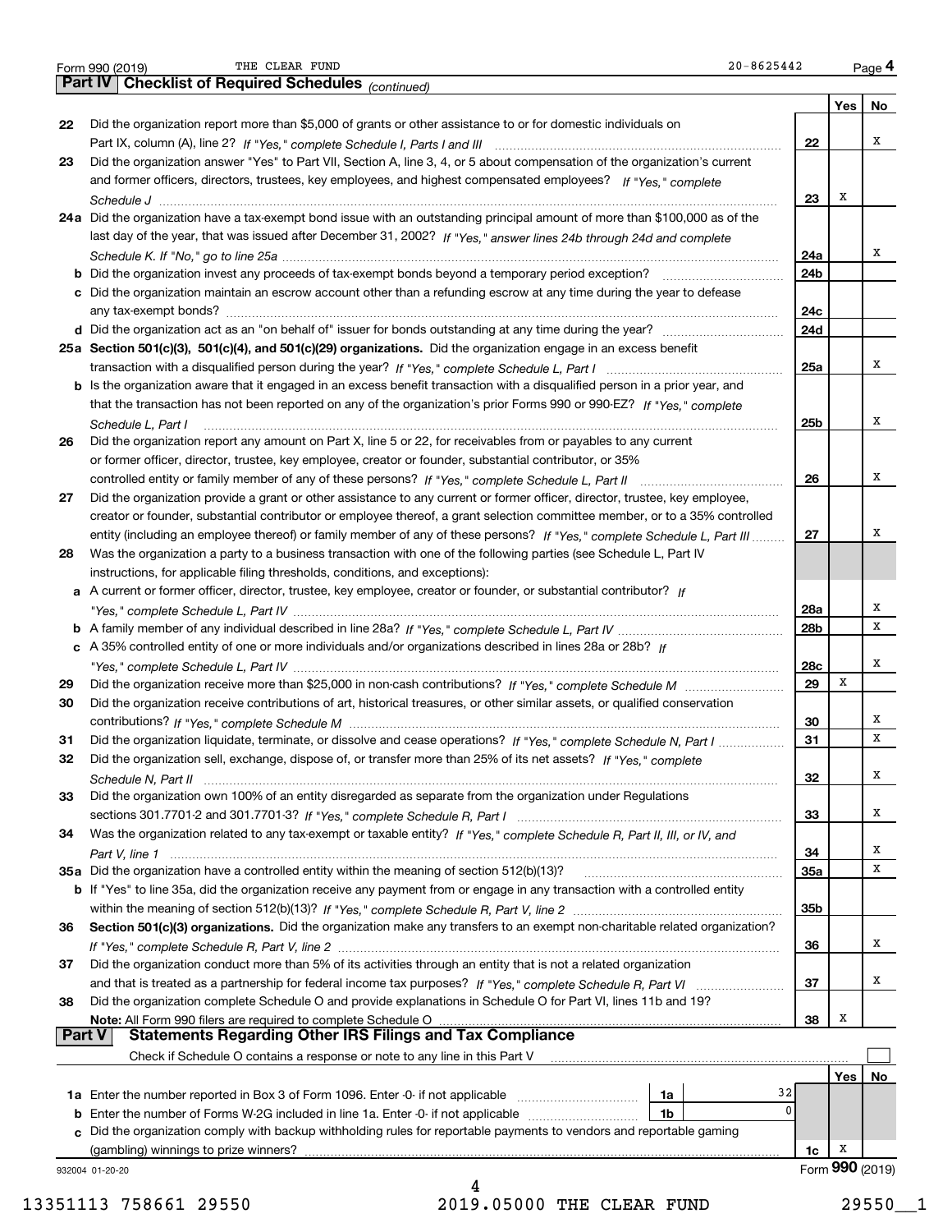Form 990 (2019) THE CLEAR FUND 20-8625442 Page 4

## Part IV Checklist of Required Schedules *(continued)*

| | | | Yes | No |
|---|---|---|---|---|
| 22 | Did the organization report more than $5,000 of grants or other assistance to or for domestic individuals on Part IX, column (A), line 2? *If "Yes," complete Schedule I, Parts I and III* | 22 | | X |
| 23 | Did the organization answer "Yes" to Part VII, Section A, line 3, 4, or 5 about compensation of the organization's current and former officers, directors, trustees, key employees, and highest compensated employees? *If "Yes," complete Schedule J* | 23 | X | |
| 24a | Did the organization have a tax-exempt bond issue with an outstanding principal amount of more than $100,000 as of the last day of the year, that was issued after December 31, 2002? *If "Yes," answer lines 24b through 24d and complete Schedule K. If "No," go to line 25a* | 24a | | X |
| b | Did the organization invest any proceeds of tax-exempt bonds beyond a temporary period exception? | 24b | | |
| c | Did the organization maintain an escrow account other than a refunding escrow at any time during the year to defease any tax-exempt bonds? | 24c | | |
| d | Did the organization act as an "on behalf of" issuer for bonds outstanding at any time during the year? | 24d | | |
| 25a | **Section 501(c)(3), 501(c)(4), and 501(c)(29) organizations.** Did the organization engage in an excess benefit transaction with a disqualified person during the year? *If "Yes," complete Schedule L, Part I* | 25a | | X |
| b | Is the organization aware that it engaged in an excess benefit transaction with a disqualified person in a prior year, and that the transaction has not been reported on any of the organization's prior Forms 990 or 990-EZ? *If "Yes," complete Schedule L, Part I* | 25b | | X |
| 26 | Did the organization report any amount on Part X, line 5 or 22, for receivables from or payables to any current or former officer, director, trustee, key employee, creator or founder, substantial contributor, or 35% controlled entity or family member of any of these persons? *If "Yes," complete Schedule L, Part II* | 26 | | X |
| 27 | Did the organization provide a grant or other assistance to any current or former officer, director, trustee, key employee, creator or founder, substantial contributor or employee thereof, a grant selection committee member, or to a 35% controlled entity (including an employee thereof) or family member of any of these persons? *If "Yes," complete Schedule L, Part III* | 27 | | X |
| 28 | Was the organization a party to a business transaction with one of the following parties (see Schedule L, Part IV instructions, for applicable filing thresholds, conditions, and exceptions): | | | |
| a | A current or former officer, director, trustee, key employee, creator or founder, or substantial contributor? *If "Yes," complete Schedule L, Part IV* | 28a | | X |
| b | A family member of any individual described in line 28a? *If "Yes," complete Schedule L, Part IV* | 28b | | X |
| c | A 35% controlled entity of one or more individuals and/or organizations described in lines 28a or 28b? *If "Yes," complete Schedule L, Part IV* | 28c | | X |
| 29 | Did the organization receive more than $25,000 in non-cash contributions? *If "Yes," complete Schedule M* | 29 | X | |
| 30 | Did the organization receive contributions of art, historical treasures, or other similar assets, or qualified conservation contributions? *If "Yes," complete Schedule M* | 30 | | X |
| 31 | Did the organization liquidate, terminate, or dissolve and cease operations? *If "Yes," complete Schedule N, Part I* | 31 | | X |
| 32 | Did the organization sell, exchange, dispose of, or transfer more than 25% of its net assets? *If "Yes," complete Schedule N, Part II* | 32 | | X |
| 33 | Did the organization own 100% of an entity disregarded as separate from the organization under Regulations sections 301.7701-2 and 301.7701-3? *If "Yes," complete Schedule R, Part I* | 33 | | X |
| 34 | Was the organization related to any tax-exempt or taxable entity? *If "Yes," complete Schedule R, Part II, III, or IV, and Part V, line 1* | 34 | | X |
| 35a | Did the organization have a controlled entity within the meaning of section 512(b)(13)? | 35a | | X |
| b | If "Yes" to line 35a, did the organization receive any payment from or engage in any transaction with a controlled entity within the meaning of section 512(b)(13)? *If "Yes," complete Schedule R, Part V, line 2* | 35b | | |
| 36 | **Section 501(c)(3) organizations.** Did the organization make any transfers to an exempt non-charitable related organization? *If "Yes," complete Schedule R, Part V, line 2* | 36 | | X |
| 37 | Did the organization conduct more than 5% of its activities through an entity that is not a related organization and that is treated as a partnership for federal income tax purposes? *If "Yes," complete Schedule R, Part VI* | 37 | | X |
| 38 | Did the organization complete Schedule O and provide explanations in Schedule O for Part VI, lines 11b and 19? **Note:** All Form 990 filers are required to complete Schedule O | 38 | X | |

## Part V Statements Regarding Other IRS Filings and Tax Compliance

Check if Schedule O contains a response or note to any line in this Part V ☐

| | | | | | Yes | No |
|---|---|---|---|---|---|---|
| 1a | Enter the number reported in Box 3 of Form 1096. Enter -0- if not applicable | 1a | 32 | | | |
| b | Enter the number of Forms W-2G included in line 1a. Enter -0- if not applicable | 1b | 0 | | | |
| c | Did the organization comply with backup withholding rules for reportable payments to vendors and reportable gaming (gambling) winnings to prize winners? | | | 1c | X | |

932004 01-20-20 Form **990** (2019)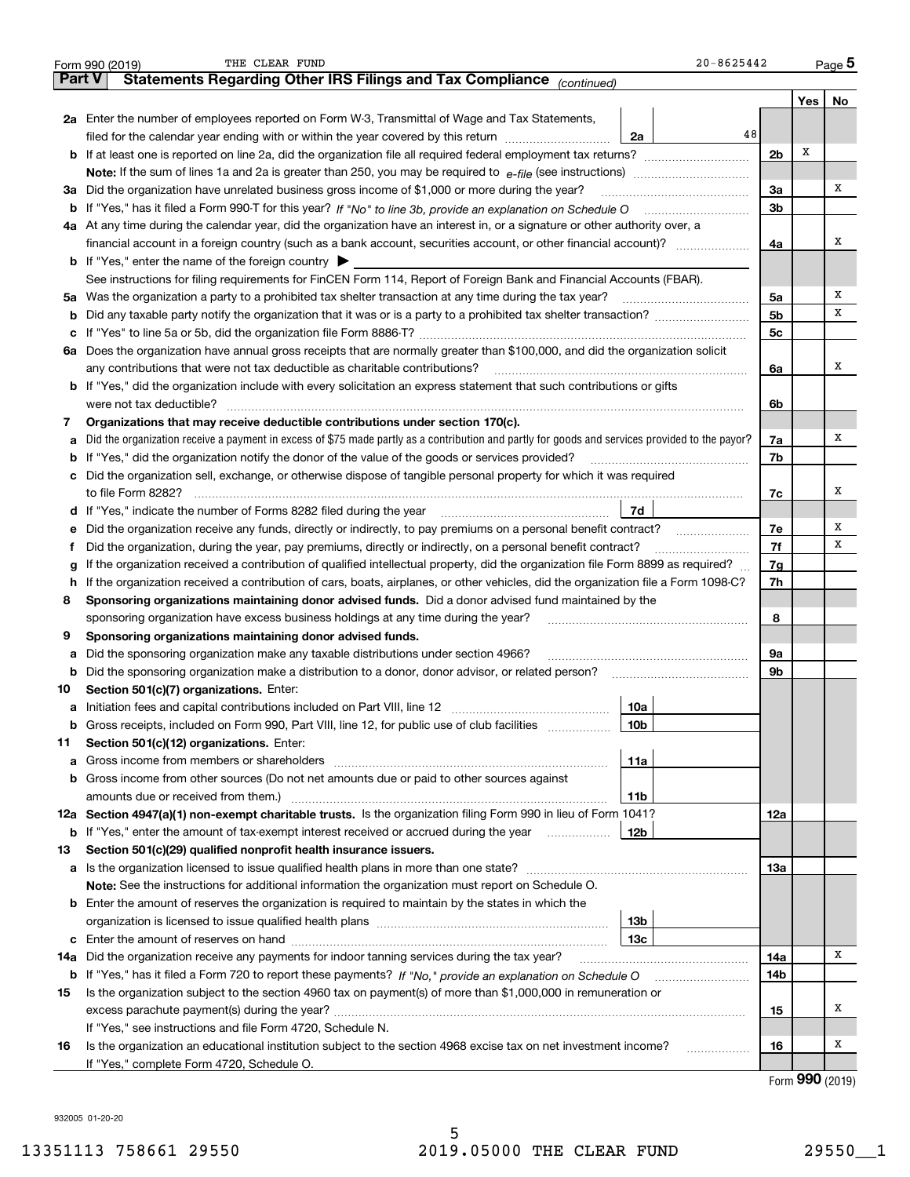Form 990 (2019) THE CLEAR FUND 20-8625442 Page **5**

## Part V Statements Regarding Other IRS Filings and Tax Compliance *(continued)*

| | | | | | Yes | No |
|---|---|---|---|---|---|---|
| **2a** | Enter the number of employees reported on Form W-3, Transmittal of Wage and Tax Statements, filed for the calendar year ending with or within the year covered by this return | 2a | 48 | | | |
| **b** | If at least one is reported on line 2a, did the organization file all required federal employment tax returns? | | | 2b | X | |
| | **Note:** If the sum of lines 1a and 2a is greater than 250, you may be required to *e-file* (see instructions) | | | | | |
| **3a** | Did the organization have unrelated business gross income of $1,000 or more during the year? | | | 3a | | X |
| **b** | If "Yes," has it filed a Form 990-T for this year? *If "No" to line 3b, provide an explanation on Schedule O* | | | 3b | | |
| **4a** | At any time during the calendar year, did the organization have an interest in, or a signature or other authority over, a financial account in a foreign country (such as a bank account, securities account, or other financial account)? | | | 4a | | X |
| **b** | If "Yes," enter the name of the foreign country ▶ | | | | | |
| | See instructions for filing requirements for FinCEN Form 114, Report of Foreign Bank and Financial Accounts (FBAR). | | | | | |
| **5a** | Was the organization a party to a prohibited tax shelter transaction at any time during the tax year? | | | 5a | | X |
| **b** | Did any taxable party notify the organization that it was or is a party to a prohibited tax shelter transaction? | | | 5b | | X |
| **c** | If "Yes" to line 5a or 5b, did the organization file Form 8886-T? | | | 5c | | |
| **6a** | Does the organization have annual gross receipts that are normally greater than $100,000, and did the organization solicit any contributions that were not tax deductible as charitable contributions? | | | 6a | | X |
| **b** | If "Yes," did the organization include with every solicitation an express statement that such contributions or gifts were not tax deductible? | | | 6b | | |
| **7** | **Organizations that may receive deductible contributions under section 170(c).** | | | | | |
| **a** | Did the organization receive a payment in excess of $75 made partly as a contribution and partly for goods and services provided to the payor? | | | 7a | | X |
| **b** | If "Yes," did the organization notify the donor of the value of the goods or services provided? | | | 7b | | |
| **c** | Did the organization sell, exchange, or otherwise dispose of tangible personal property for which it was required to file Form 8282? | | | 7c | | X |
| **d** | If "Yes," indicate the number of Forms 8282 filed during the year | 7d | | | | |
| **e** | Did the organization receive any funds, directly or indirectly, to pay premiums on a personal benefit contract? | | | 7e | | X |
| **f** | Did the organization, during the year, pay premiums, directly or indirectly, on a personal benefit contract? | | | 7f | | X |
| **g** | If the organization received a contribution of qualified intellectual property, did the organization file Form 8899 as required? | | | 7g | | |
| **h** | If the organization received a contribution of cars, boats, airplanes, or other vehicles, did the organization file a Form 1098-C? | | | 7h | | |
| **8** | **Sponsoring organizations maintaining donor advised funds.** Did a donor advised fund maintained by the sponsoring organization have excess business holdings at any time during the year? | | | 8 | | |
| **9** | **Sponsoring organizations maintaining donor advised funds.** | | | | | |
| **a** | Did the sponsoring organization make any taxable distributions under section 4966? | | | 9a | | |
| **b** | Did the sponsoring organization make a distribution to a donor, donor advisor, or related person? | | | 9b | | |
| **10** | **Section 501(c)(7) organizations.** Enter: | | | | | |
| **a** | Initiation fees and capital contributions included on Part VIII, line 12 | 10a | | | | |
| **b** | Gross receipts, included on Form 990, Part VIII, line 12, for public use of club facilities | 10b | | | | |
| **11** | **Section 501(c)(12) organizations.** Enter: | | | | | |
| **a** | Gross income from members or shareholders | 11a | | | | |
| **b** | Gross income from other sources (Do not net amounts due or paid to other sources against amounts due or received from them.) | 11b | | | | |
| **12a** | **Section 4947(a)(1) non-exempt charitable trusts.** Is the organization filing Form 990 in lieu of Form 1041? | | | 12a | | |
| **b** | If "Yes," enter the amount of tax-exempt interest received or accrued during the year | 12b | | | | |
| **13** | **Section 501(c)(29) qualified nonprofit health insurance issuers.** | | | | | |
| **a** | Is the organization licensed to issue qualified health plans in more than one state? | | | 13a | | |
| | **Note:** See the instructions for additional information the organization must report on Schedule O. | | | | | |
| **b** | Enter the amount of reserves the organization is required to maintain by the states in which the organization is licensed to issue qualified health plans | 13b | | | | |
| **c** | Enter the amount of reserves on hand | 13c | | | | |
| **14a** | Did the organization receive any payments for indoor tanning services during the tax year? | | | 14a | | X |
| **b** | If "Yes," has it filed a Form 720 to report these payments? *If "No," provide an explanation on Schedule O* | | | 14b | | |
| **15** | Is the organization subject to the section 4960 tax on payment(s) of more than $1,000,000 in remuneration or excess parachute payment(s) during the year? | | | 15 | | X |
| | If "Yes," see instructions and file Form 4720, Schedule N. | | | | | |
| **16** | Is the organization an educational institution subject to the section 4968 excise tax on net investment income? | | | 16 | | X |
| | If "Yes," complete Form 4720, Schedule O. | | | | | |

Form **990** (2019)

932005 01-20-20

13351113 758661 29550 2019.05000 THE CLEAR FUND 29550__1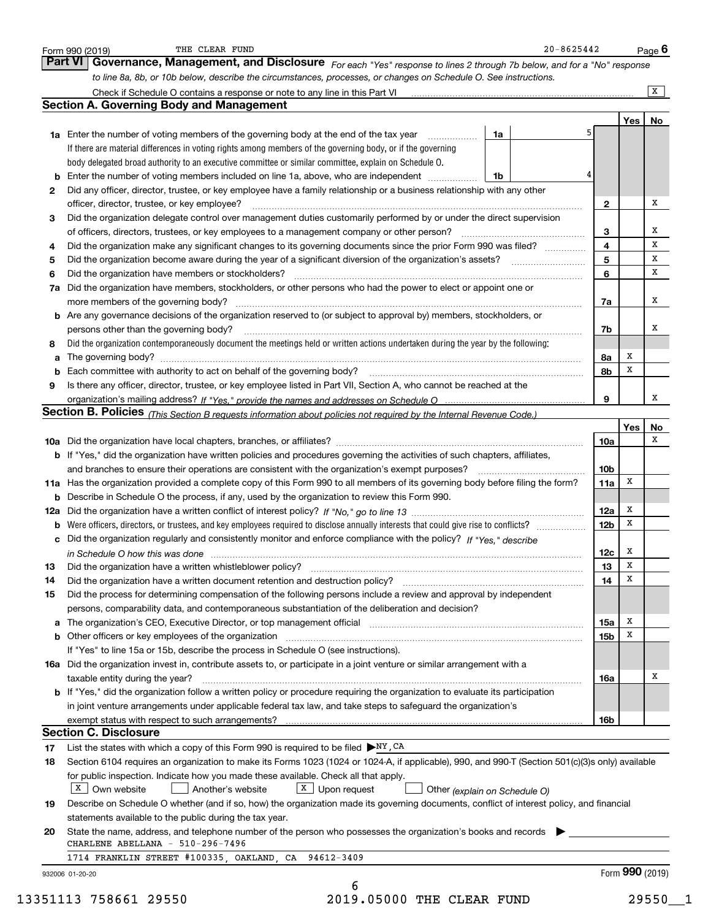Form 990 (2019) THE CLEAR FUND 20-8625442 Page **6**

## Part VI Governance, Management, and Disclosure

*For each "Yes" response to lines 2 through 7b below, and for a "No" response to line 8a, 8b, or 10b below, describe the circumstances, processes, or changes on Schedule O. See instructions.*

Check if Schedule O contains a response or note to any line in this Part VI ..... X

### Section A. Governing Body and Management

| | | | | Yes | No |
|---|---|---|---|---|---|
| **1a** | Enter the number of voting members of the governing body at the end of the tax year ..... If there are material differences in voting rights among members of the governing body, or if the governing body delegated broad authority to an executive committee or similar committee, explain on Schedule O. | 1a | 5 | | |
| **b** | Enter the number of voting members included on line 1a, above, who are independent ..... | 1b | 4 | | |
| **2** | Did any officer, director, trustee, or key employee have a family relationship or a business relationship with any other officer, director, trustee, or key employee? | 2 | | | X |
| **3** | Did the organization delegate control over management duties customarily performed by or under the direct supervision of officers, directors, trustees, or key employees to a management company or other person? | 3 | | | X |
| **4** | Did the organization make any significant changes to its governing documents since the prior Form 990 was filed? | 4 | | | X |
| **5** | Did the organization become aware during the year of a significant diversion of the organization's assets? | 5 | | | X |
| **6** | Did the organization have members or stockholders? | 6 | | | X |
| **7a** | Did the organization have members, stockholders, or other persons who had the power to elect or appoint one or more members of the governing body? | 7a | | | X |
| **b** | Are any governance decisions of the organization reserved to (or subject to approval by) members, stockholders, or persons other than the governing body? | 7b | | | X |
| **8** | Did the organization contemporaneously document the meetings held or written actions undertaken during the year by the following: | | | | |
| **a** | The governing body? | 8a | | X | |
| **b** | Each committee with authority to act on behalf of the governing body? | 8b | | X | |
| **9** | Is there any officer, director, trustee, or key employee listed in Part VII, Section A, who cannot be reached at the organization's mailing address? *If "Yes," provide the names and addresses on Schedule O* | 9 | | | X |

### Section B. Policies *(This Section B requests information about policies not required by the Internal Revenue Code.)*

| | | | Yes | No |
|---|---|---|---|---|
| **10a** | Did the organization have local chapters, branches, or affiliates? | 10a | | X |
| **b** | If "Yes," did the organization have written policies and procedures governing the activities of such chapters, affiliates, and branches to ensure their operations are consistent with the organization's exempt purposes? | 10b | | |
| **11a** | Has the organization provided a complete copy of this Form 990 to all members of its governing body before filing the form? | 11a | X | |
| **b** | Describe in Schedule O the process, if any, used by the organization to review this Form 990. | | | |
| **12a** | Did the organization have a written conflict of interest policy? *If "No," go to line 13* | 12a | X | |
| **b** | Were officers, directors, or trustees, and key employees required to disclose annually interests that could give rise to conflicts? | 12b | X | |
| **c** | Did the organization regularly and consistently monitor and enforce compliance with the policy? *If "Yes," describe in Schedule O how this was done* | 12c | X | |
| **13** | Did the organization have a written whistleblower policy? | 13 | X | |
| **14** | Did the organization have a written document retention and destruction policy? | 14 | X | |
| **15** | Did the process for determining compensation of the following persons include a review and approval by independent persons, comparability data, and contemporaneous substantiation of the deliberation and decision? | | | |
| **a** | The organization's CEO, Executive Director, or top management official | 15a | X | |
| **b** | Other officers or key employees of the organization | 15b | X | |
| | If "Yes" to line 15a or 15b, describe the process in Schedule O (see instructions). | | | |
| **16a** | Did the organization invest in, contribute assets to, or participate in a joint venture or similar arrangement with a taxable entity during the year? | 16a | | X |
| **b** | If "Yes," did the organization follow a written policy or procedure requiring the organization to evaluate its participation in joint venture arrangements under applicable federal tax law, and take steps to safeguard the organization's exempt status with respect to such arrangements? | 16b | | |

### Section C. Disclosure

**17** List the states with which a copy of this Form 990 is required to be filed ▶ NY, CA

**18** Section 6104 requires an organization to make its Forms 1023 (1024 or 1024-A, if applicable), 990, and 990-T (Section 501(c)(3)s only) available for public inspection. Indicate how you made these available. Check all that apply.

[X] Own website [ ] Another's website [X] Upon request [ ] Other *(explain on Schedule O)*

**19** Describe on Schedule O whether (and if so, how) the organization made its governing documents, conflict of interest policy, and financial statements available to the public during the tax year.

**20** State the name, address, and telephone number of the person who possesses the organization's books and records ▶

CHARLENE ABELLANA - 510-296-7496

1714 FRANKLIN STREET #100335, OAKLAND, CA 94612-3409

932006 01-20-20 Form **990** (2019)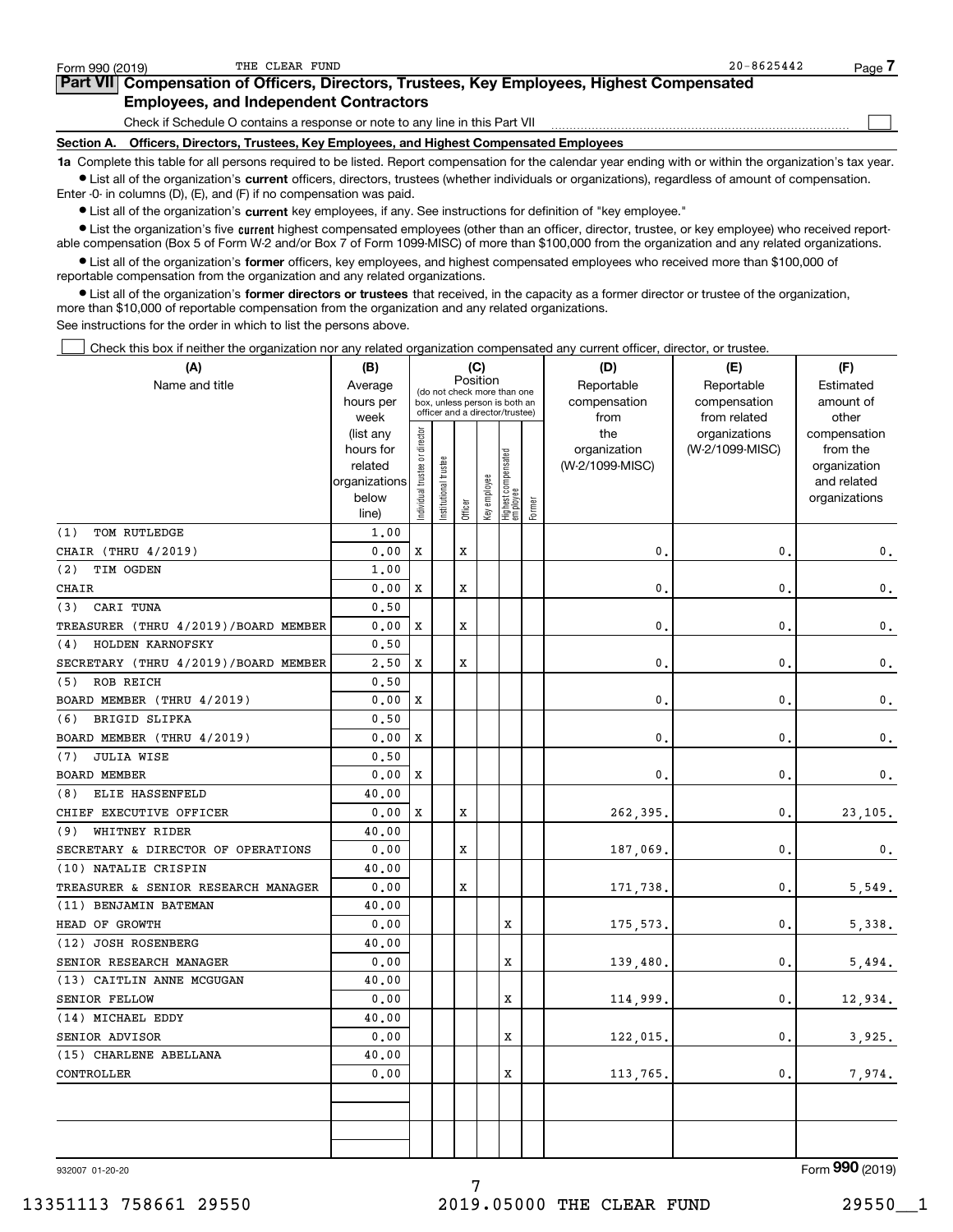Form 990 (2019) THE CLEAR FUND 20-8625442 Page 7

## Part VII Compensation of Officers, Directors, Trustees, Key Employees, Highest Compensated Employees, and Independent Contractors

Check if Schedule O contains a response or note to any line in this Part VII ☐

### Section A. Officers, Directors, Trustees, Key Employees, and Highest Compensated Employees

**1a** Complete this table for all persons required to be listed. Report compensation for the calendar year ending with or within the organization's tax year.

- List all of the organization's **current** officers, directors, trustees (whether individuals or organizations), regardless of amount of compensation. Enter -0- in columns (D), (E), and (F) if no compensation was paid.
- List all of the organization's **current** key employees, if any. See instructions for definition of "key employee."
- List the organization's five **current** highest compensated employees (other than an officer, director, trustee, or key employee) who received reportable compensation (Box 5 of Form W-2 and/or Box 7 of Form 1099-MISC) of more than $100,000 from the organization and any related organizations.
- List all of the organization's **former** officers, key employees, and highest compensated employees who received more than $100,000 of reportable compensation from the organization and any related organizations.
- List all of the organization's **former directors or trustees** that received, in the capacity as a former director or trustee of the organization, more than $10,000 of reportable compensation from the organization and any related organizations.

See instructions for the order in which to list the persons above.

☐ Check this box if neither the organization nor any related organization compensated any current officer, director, or trustee.

| (A) Name and title | (B) Average hours per week (list any hours for related organizations below line) | (C) Position: Individual trustee or director | Institutional trustee | Officer | Key employee | Highest compensated employee | Former | (D) Reportable compensation from the organization (W-2/1099-MISC) | (E) Reportable compensation from related organizations (W-2/1099-MISC) | (F) Estimated amount of other compensation from the organization and related organizations |
|---|---|---|---|---|---|---|---|---|---|---|
| (1) TOM RUTLEDGE<br>CHAIR (THRU 4/2019) | 1.00<br>0.00 | X | | X | | | | 0. | 0. | 0. |
| (2) TIM OGDEN<br>CHAIR | 1.00<br>0.00 | X | | X | | | | 0. | 0. | 0. |
| (3) CARI TUNA<br>TREASURER (THRU 4/2019)/BOARD MEMBER | 0.50<br>0.00 | X | | X | | | | 0. | 0. | 0. |
| (4) HOLDEN KARNOFSKY<br>SECRETARY (THRU 4/2019)/BOARD MEMBER | 0.50<br>2.50 | X | | X | | | | 0. | 0. | 0. |
| (5) ROB REICH<br>BOARD MEMBER (THRU 4/2019) | 0.50<br>0.00 | X | | | | | | 0. | 0. | 0. |
| (6) BRIGID SLIPKA<br>BOARD MEMBER (THRU 4/2019) | 0.50<br>0.00 | X | | | | | | 0. | 0. | 0. |
| (7) JULIA WISE<br>BOARD MEMBER | 0.50<br>0.00 | X | | | | | | 0. | 0. | 0. |
| (8) ELIE HASSENFELD<br>CHIEF EXECUTIVE OFFICER | 40.00<br>0.00 | X | | X | | | | 262,395. | 0. | 23,105. |
| (9) WHITNEY RIDER<br>SECRETARY & DIRECTOR OF OPERATIONS | 40.00<br>0.00 | | | X | | | | 187,069. | 0. | 0. |
| (10) NATALIE CRISPIN<br>TREASURER & SENIOR RESEARCH MANAGER | 40.00<br>0.00 | | | X | | | | 171,738. | 0. | 5,549. |
| (11) BENJAMIN BATEMAN<br>HEAD OF GROWTH | 40.00<br>0.00 | | | | | X | | 175,573. | 0. | 5,338. |
| (12) JOSH ROSENBERG<br>SENIOR RESEARCH MANAGER | 40.00<br>0.00 | | | | | X | | 139,480. | 0. | 5,494. |
| (13) CAITLIN ANNE MCGUGAN<br>SENIOR FELLOW | 40.00<br>0.00 | | | | | X | | 114,999. | 0. | 12,934. |
| (14) MICHAEL EDDY<br>SENIOR ADVISOR | 40.00<br>0.00 | | | | | X | | 122,015. | 0. | 3,925. |
| (15) CHARLENE ABELLANA<br>CONTROLLER | 40.00<br>0.00 | | | | | X | | 113,765. | 0. | 7,974. |

932007 01-20-20 Form **990** (2019)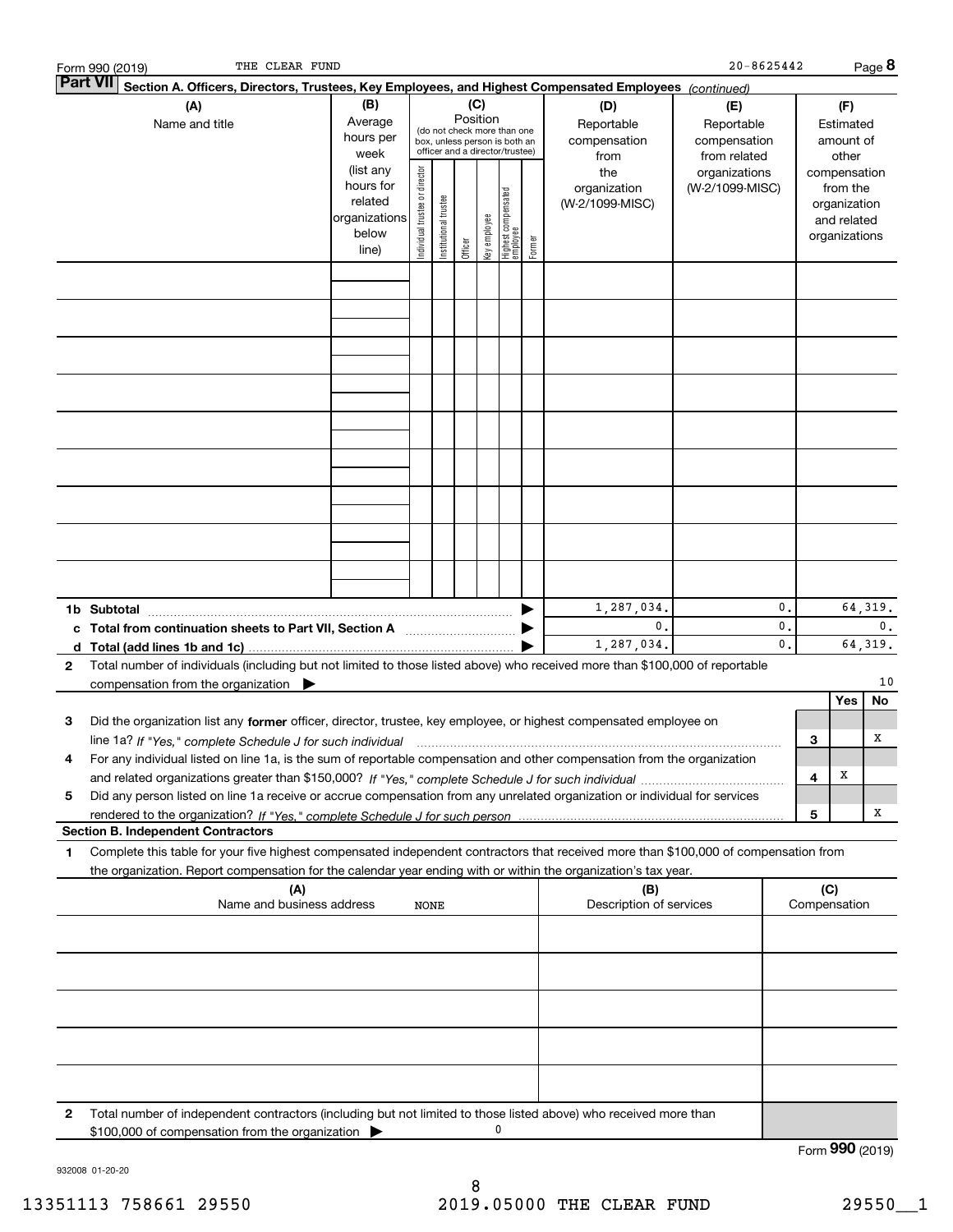Form 990 (2019) THE CLEAR FUND 20-8625442 Page 8

## Part VII Section A. Officers, Directors, Trustees, Key Employees, and Highest Compensated Employees *(continued)*

| (A) Name and title | (B) Average hours per week (list any hours for related organizations below line) | (C) Position (do not check more than one box, unless person is both an officer and a director/trustee): Individual trustee or director | Institutional trustee | Officer | Key employee | Highest compensated employee | Former | (D) Reportable compensation from the organization (W-2/1099-MISC) | (E) Reportable compensation from related organizations (W-2/1099-MISC) | (F) Estimated amount of other compensation from the organization and related organizations |
|---|---|---|---|---|---|---|---|---|---|---|
| | | | | | | | | | | |
| | | | | | | | | | | |
| | | | | | | | | | | |
| | | | | | | | | | | |
| | | | | | | | | | | |
| | | | | | | | | | | |
| | | | | | | | | | | |
| | | | | | | | | | | |
| | | | | | | | | | | |
| **1b Subtotal** | | | | | | | | 1,287,034. | 0. | 64,319. |
| **c Total from continuation sheets to Part VII, Section A** | | | | | | | | 0. | 0. | 0. |
| **d Total (add lines 1b and 1c)** | | | | | | | | 1,287,034. | 0. | 64,319. |

**2** Total number of individuals (including but not limited to those listed above) who received more than $100,000 of reportable compensation from the organization ▶ 10

| | | | Yes | No |
|---|---|---|---|---|
| **3** | Did the organization list any **former** officer, director, trustee, key employee, or highest compensated employee on line 1a? *If "Yes," complete Schedule J for such individual* | 3 | | X |
| **4** | For any individual listed on line 1a, is the sum of reportable compensation and other compensation from the organization and related organizations greater than $150,000? *If "Yes," complete Schedule J for such individual* | 4 | X | |
| **5** | Did any person listed on line 1a receive or accrue compensation from any unrelated organization or individual for services rendered to the organization? *If "Yes," complete Schedule J for such person* | 5 | | X |

### Section B. Independent Contractors

**1** Complete this table for your five highest compensated independent contractors that received more than $100,000 of compensation from the organization. Report compensation for the calendar year ending with or within the organization's tax year.

| (A) Name and business address NONE | (B) Description of services | (C) Compensation |
|---|---|---|
| | | |
| | | |
| | | |
| | | |
| | | |

**2** Total number of independent contractors (including but not limited to those listed above) who received more than $100,000 of compensation from the organization ▶ 0

Form **990** (2019)

932008 01-20-20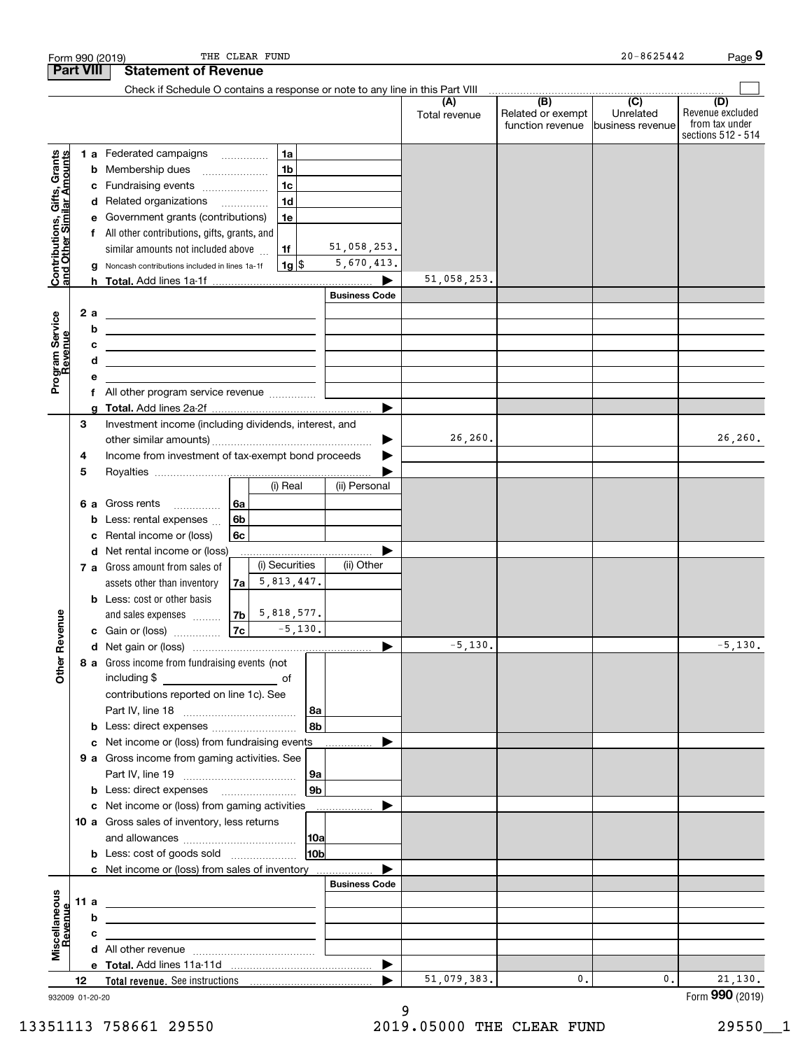Form 990 (2019) THE CLEAR FUND 20-8625442 Page 9

## Part VIII Statement of Revenue

Check if Schedule O contains a response or note to any line in this Part VIII

| | | | | (A) Total revenue | (B) Related or exempt function revenue | (C) Unrelated business revenue | (D) Revenue excluded from tax under sections 512 - 514 |
|---|---|---|---|---|---|---|---|
| **Contributions, Gifts, Grants and Other Similar Amounts** | 1 a Federated campaigns | 1a | | | | | |
| | b Membership dues | 1b | | | | | |
| | c Fundraising events | 1c | | | | | |
| | d Related organizations | 1d | | | | | |
| | e Government grants (contributions) | 1e | | | | | |
| | f All other contributions, gifts, grants, and similar amounts not included above | 1f | 51,058,253. | | | | |
| | g Noncash contributions included in lines 1a-1f | 1g $ | 5,670,413. | | | | |
| | h **Total.** Add lines 1a-1f | | | 51,058,253. | | | |
| **Program Service Revenue** | | | Business Code | | | | |
| | 2 a | | | | | | |
| | b | | | | | | |
| | c | | | | | | |
| | d | | | | | | |
| | e | | | | | | |
| | f All other program service revenue | | | | | | |
| | g **Total.** Add lines 2a-2f | | | | | | |
| **Other Revenue** | 3 Investment income (including dividends, interest, and other similar amounts) | | | 26,260. | | | 26,260. |
| | 4 Income from investment of tax-exempt bond proceeds | | | | | | |
| | 5 Royalties | | | | | | |
| | | | (i) Real | (ii) Personal | | | |
| | 6 a Gross rents | 6a | | | | | |
| | b Less: rental expenses | 6b | | | | | |
| | c Rental income or (loss) | 6c | | | | | |
| | d Net rental income or (loss) | | | | | | |
| | | | (i) Securities | (ii) Other | | | |
| | 7 a Gross amount from sales of assets other than inventory | 7a | 5,813,447. | | | | |
| | b Less: cost or other basis and sales expenses | 7b | 5,818,577. | | | | |
| | c Gain or (loss) | 7c | -5,130. | | | | |
| | d Net gain or (loss) | | | -5,130. | | | -5,130. |
| | 8 a Gross income from fundraising events (not including $ ______ of contributions reported on line 1c). See Part IV, line 18 | 8a | | | | | |
| | b Less: direct expenses | 8b | | | | | |
| | c Net income or (loss) from fundraising events | | | | | | |
| | 9 a Gross income from gaming activities. See Part IV, line 19 | 9a | | | | | |
| | b Less: direct expenses | 9b | | | | | |
| | c Net income or (loss) from gaming activities | | | | | | |
| | 10 a Gross sales of inventory, less returns and allowances | 10a | | | | | |
| | b Less: cost of goods sold | 10b | | | | | |
| | c Net income or (loss) from sales of inventory | | | | | | |
| **Miscellaneous Revenue** | | | Business Code | | | | |
| | 11 a | | | | | | |
| | b | | | | | | |
| | c | | | | | | |
| | d All other revenue | | | | | | |
| | e **Total.** Add lines 11a-11d | | | | | | |
| | 12 **Total revenue.** See instructions | | | 51,079,383. | 0. | 0. | 21,130. |

932009 01-20-20 Form **990** (2019)

13351113 758661 29550 2019.05000 THE CLEAR FUND 29550__1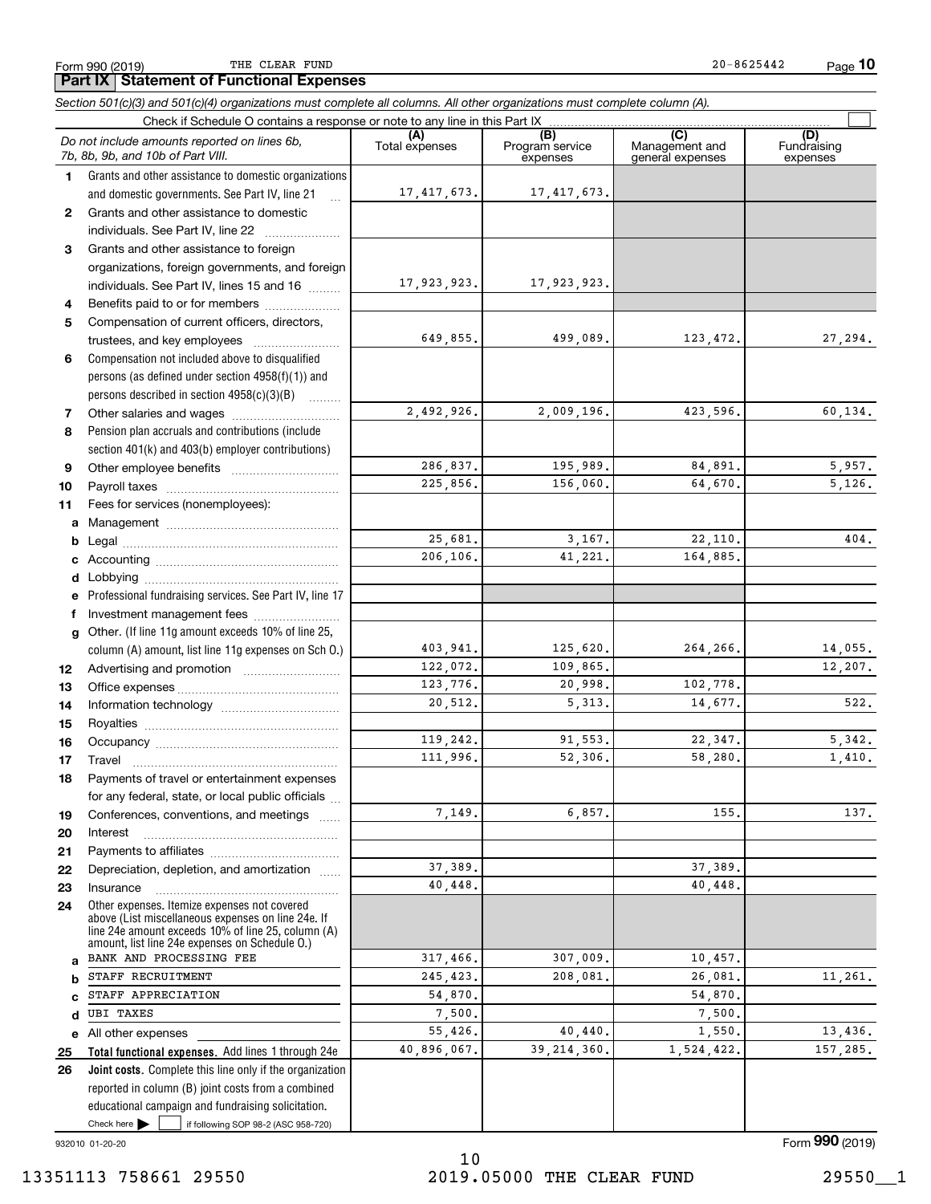Form 990 (2019) THE CLEAR FUND 20-8625442

## Part IX Statement of Functional Expenses

*Section 501(c)(3) and 501(c)(4) organizations must complete all columns. All other organizations must complete column (A).*

Check if Schedule O contains a response or note to any line in this Part IX ☐

| | *Do not include amounts reported on lines 6b, 7b, 8b, 9b, and 10b of Part VIII.* | (A) Total expenses | (B) Program service expenses | (C) Management and general expenses | (D) Fundraising expenses |
|---|---|---|---|---|---|
| 1 | Grants and other assistance to domestic organizations and domestic governments. See Part IV, line 21 | 17,417,673. | 17,417,673. | | |
| 2 | Grants and other assistance to domestic individuals. See Part IV, line 22 | | | | |
| 3 | Grants and other assistance to foreign organizations, foreign governments, and foreign individuals. See Part IV, lines 15 and 16 | 17,923,923. | 17,923,923. | | |
| 4 | Benefits paid to or for members | | | | |
| 5 | Compensation of current officers, directors, trustees, and key employees | 649,855. | 499,089. | 123,472. | 27,294. |
| 6 | Compensation not included above to disqualified persons (as defined under section 4958(f)(1)) and persons described in section 4958(c)(3)(B) | | | | |
| 7 | Other salaries and wages | 2,492,926. | 2,009,196. | 423,596. | 60,134. |
| 8 | Pension plan accruals and contributions (include section 401(k) and 403(b) employer contributions) | | | | |
| 9 | Other employee benefits | 286,837. | 195,989. | 84,891. | 5,957. |
| 10 | Payroll taxes | 225,856. | 156,060. | 64,670. | 5,126. |
| 11 | Fees for services (nonemployees): | | | | |
| a | Management | | | | |
| b | Legal | 25,681. | 3,167. | 22,110. | 404. |
| c | Accounting | 206,106. | 41,221. | 164,885. | |
| d | Lobbying | | | | |
| e | Professional fundraising services. See Part IV, line 17 | | | | |
| f | Investment management fees | | | | |
| g | Other. (If line 11g amount exceeds 10% of line 25, column (A) amount, list line 11g expenses on Sch O.) | 403,941. | 125,620. | 264,266. | 14,055. |
| 12 | Advertising and promotion | 122,072. | 109,865. | | 12,207. |
| 13 | Office expenses | 123,776. | 20,998. | 102,778. | |
| 14 | Information technology | 20,512. | 5,313. | 14,677. | 522. |
| 15 | Royalties | | | | |
| 16 | Occupancy | 119,242. | 91,553. | 22,347. | 5,342. |
| 17 | Travel | 111,996. | 52,306. | 58,280. | 1,410. |
| 18 | Payments of travel or entertainment expenses for any federal, state, or local public officials | | | | |
| 19 | Conferences, conventions, and meetings | 7,149. | 6,857. | 155. | 137. |
| 20 | Interest | | | | |
| 21 | Payments to affiliates | | | | |
| 22 | Depreciation, depletion, and amortization | 37,389. | | 37,389. | |
| 23 | Insurance | 40,448. | | 40,448. | |
| 24 | Other expenses. Itemize expenses not covered above (List miscellaneous expenses on line 24e. If line 24e amount exceeds 10% of line 25, column (A) amount, list line 24e expenses on Schedule O.) | | | | |
| a | BANK AND PROCESSING FEE | 317,466. | 307,009. | 10,457. | |
| b | STAFF RECRUITMENT | 245,423. | 208,081. | 26,081. | 11,261. |
| c | STAFF APPRECIATION | 54,870. | | 54,870. | |
| d | UBI TAXES | 7,500. | | 7,500. | |
| e | All other expenses | 55,426. | 40,440. | 1,550. | 13,436. |
| 25 | **Total functional expenses.** Add lines 1 through 24e | 40,896,067. | 39,214,360. | 1,524,422. | 157,285. |
| 26 | **Joint costs.** Complete this line only if the organization reported in column (B) joint costs from a combined educational campaign and fundraising solicitation. Check here ☐ if following SOP 98-2 (ASC 958-720) | | | | |

932010 01-20-20 Form **990** (2019)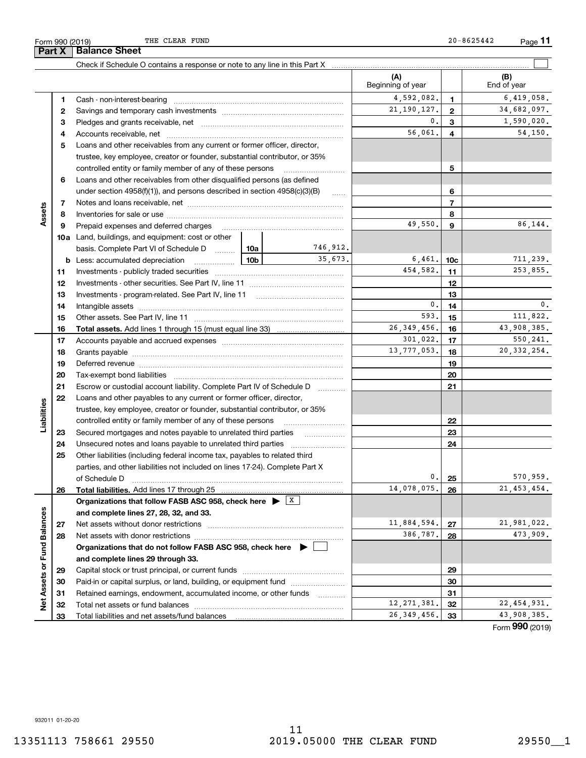Form 990 (2019) THE CLEAR FUND 20-8625442

## Part X Balance Sheet

Check if Schedule O contains a response or note to any line in this Part X

| | | | (A) Beginning of year | | (B) End of year |
|---|---|---|---|---|---|
| **Assets** | 1 | Cash - non-interest-bearing | 4,592,082. | 1 | 6,419,058. |
| | 2 | Savings and temporary cash investments | 21,190,127. | 2 | 34,682,097. |
| | 3 | Pledges and grants receivable, net | 0. | 3 | 1,590,020. |
| | 4 | Accounts receivable, net | 56,061. | 4 | 54,150. |
| | 5 | Loans and other receivables from any current or former officer, director, trustee, key employee, creator or founder, substantial contributor, or 35% controlled entity or family member of any of these persons | | 5 | |
| | 6 | Loans and other receivables from other disqualified persons (as defined under section 4958(f)(1)), and persons described in section 4958(c)(3)(B) | | 6 | |
| | 7 | Notes and loans receivable, net | | 7 | |
| | 8 | Inventories for sale or use | | 8 | |
| | 9 | Prepaid expenses and deferred charges | 49,550. | 9 | 86,144. |
| | 10a | Land, buildings, and equipment: cost or other basis. Complete Part VI of Schedule D — 10a: 746,912. | | | |
| | b | Less: accumulated depreciation — 10b: 35,673. | 6,461. | 10c | 711,239. |
| | 11 | Investments - publicly traded securities | 454,582. | 11 | 253,855. |
| | 12 | Investments - other securities. See Part IV, line 11 | | 12 | |
| | 13 | Investments - program-related. See Part IV, line 11 | | 13 | |
| | 14 | Intangible assets | 0. | 14 | 0. |
| | 15 | Other assets. See Part IV, line 11 | 593. | 15 | 111,822. |
| | 16 | **Total assets.** Add lines 1 through 15 (must equal line 33) | 26,349,456. | 16 | 43,908,385. |
| **Liabilities** | 17 | Accounts payable and accrued expenses | 301,022. | 17 | 550,241. |
| | 18 | Grants payable | 13,777,053. | 18 | 20,332,254. |
| | 19 | Deferred revenue | | 19 | |
| | 20 | Tax-exempt bond liabilities | | 20 | |
| | 21 | Escrow or custodial account liability. Complete Part IV of Schedule D | | 21 | |
| | 22 | Loans and other payables to any current or former officer, director, trustee, key employee, creator or founder, substantial contributor, or 35% controlled entity or family member of any of these persons | | 22 | |
| | 23 | Secured mortgages and notes payable to unrelated third parties | | 23 | |
| | 24 | Unsecured notes and loans payable to unrelated third parties | | 24 | |
| | 25 | Other liabilities (including federal income tax, payables to related third parties, and other liabilities not included on lines 17-24). Complete Part X of Schedule D | 0. | 25 | 570,959. |
| | 26 | **Total liabilities.** Add lines 17 through 25 | 14,078,075. | 26 | 21,453,454. |
| **Net Assets or Fund Balances** | | **Organizations that follow FASB ASC 958, check here ▶ [X] and complete lines 27, 28, 32, and 33.** | | | |
| | 27 | Net assets without donor restrictions | 11,884,594. | 27 | 21,981,022. |
| | 28 | Net assets with donor restrictions | 386,787. | 28 | 473,909. |
| | | **Organizations that do not follow FASB ASC 958, check here ▶ [ ] and complete lines 29 through 33.** | | | |
| | 29 | Capital stock or trust principal, or current funds | | 29 | |
| | 30 | Paid-in or capital surplus, or land, building, or equipment fund | | 30 | |
| | 31 | Retained earnings, endowment, accumulated income, or other funds | | 31 | |
| | 32 | Total net assets or fund balances | 12,271,381. | 32 | 22,454,931. |
| | 33 | Total liabilities and net assets/fund balances | 26,349,456. | 33 | 43,908,385. |

Form **990** (2019)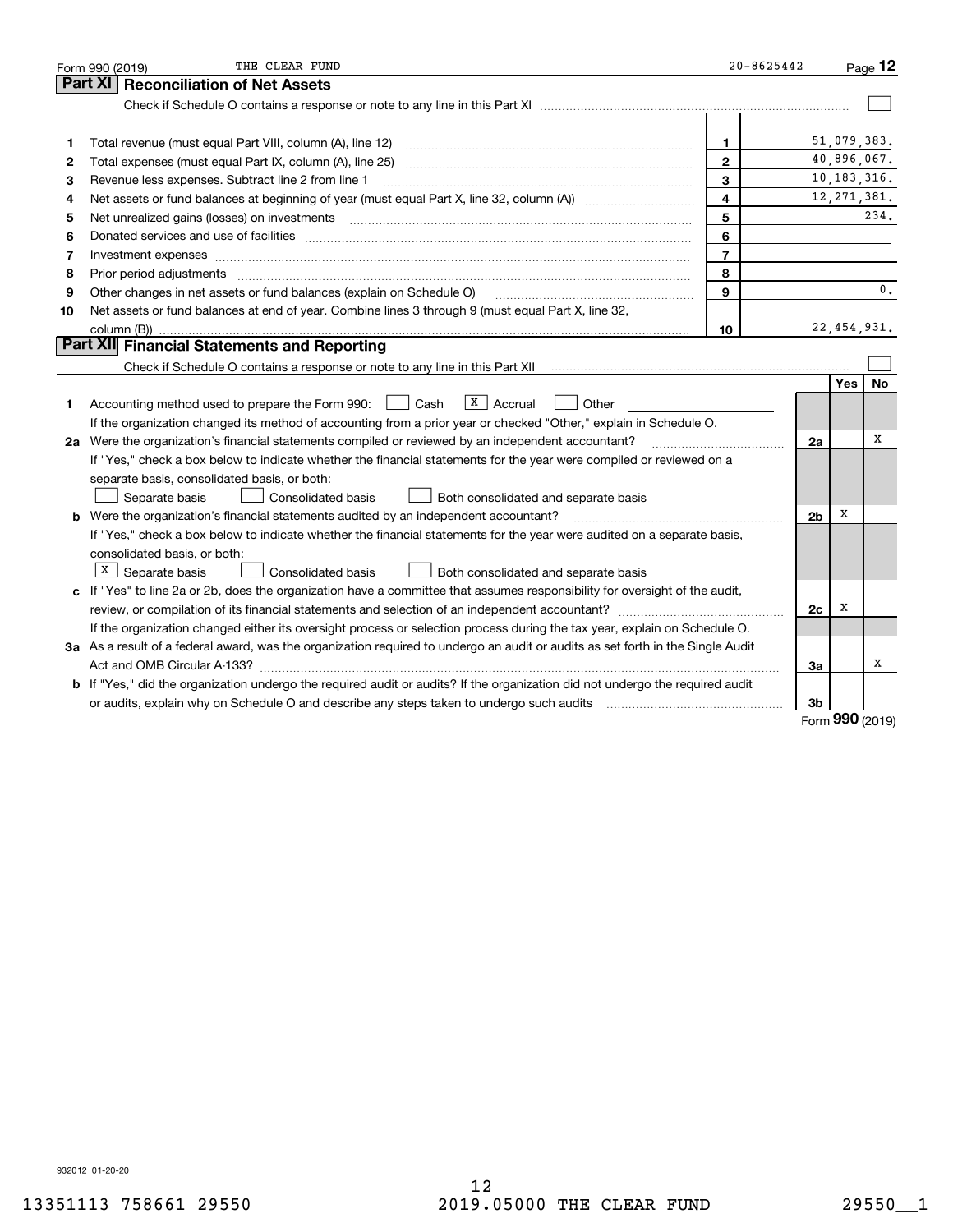Form 990 (2019) THE CLEAR FUND 20-8625442

## Part XI Reconciliation of Net Assets

Check if Schedule O contains a response or note to any line in this Part XI ☐

| | | | |
|---|---|---|---|
| 1 | Total revenue (must equal Part VIII, column (A), line 12) | 1 | 51,079,383. |
| 2 | Total expenses (must equal Part IX, column (A), line 25) | 2 | 40,896,067. |
| 3 | Revenue less expenses. Subtract line 2 from line 1 | 3 | 10,183,316. |
| 4 | Net assets or fund balances at beginning of year (must equal Part X, line 32, column (A)) | 4 | 12,271,381. |
| 5 | Net unrealized gains (losses) on investments | 5 | 234. |
| 6 | Donated services and use of facilities | 6 | |
| 7 | Investment expenses | 7 | |
| 8 | Prior period adjustments | 8 | |
| 9 | Other changes in net assets or fund balances (explain on Schedule O) | 9 | 0. |
| 10 | Net assets or fund balances at end of year. Combine lines 3 through 9 (must equal Part X, line 32, column (B)) | 10 | 22,454,931. |

## Part XII Financial Statements and Reporting

Check if Schedule O contains a response or note to any line in this Part XII ☐

| | | | Yes | No |
|---|---|---|---|---|
| 1 | Accounting method used to prepare the Form 990: ☐ Cash ☒ Accrual ☐ Other<br>If the organization changed its method of accounting from a prior year or checked "Other," explain in Schedule O. | | | |
| 2a | Were the organization's financial statements compiled or reviewed by an independent accountant?<br>If "Yes," check a box below to indicate whether the financial statements for the year were compiled or reviewed on a separate basis, consolidated basis, or both:<br>☐ Separate basis ☐ Consolidated basis ☐ Both consolidated and separate basis | 2a | | X |
| b | Were the organization's financial statements audited by an independent accountant?<br>If "Yes," check a box below to indicate whether the financial statements for the year were audited on a separate basis, consolidated basis, or both:<br>☒ Separate basis ☐ Consolidated basis ☐ Both consolidated and separate basis | 2b | X | |
| c | If "Yes" to line 2a or 2b, does the organization have a committee that assumes responsibility for oversight of the audit, review, or compilation of its financial statements and selection of an independent accountant?<br>If the organization changed either its oversight process or selection process during the tax year, explain on Schedule O. | 2c | X | |
| 3a | As a result of a federal award, was the organization required to undergo an audit or audits as set forth in the Single Audit Act and OMB Circular A-133? | 3a | | X |
| b | If "Yes," did the organization undergo the required audit or audits? If the organization did not undergo the required audit or audits, explain why on Schedule O and describe any steps taken to undergo such audits | 3b | | |

Form **990** (2019)

932012 01-20-20

13351113 758661 29550 2019.05000 THE CLEAR FUND 29550__1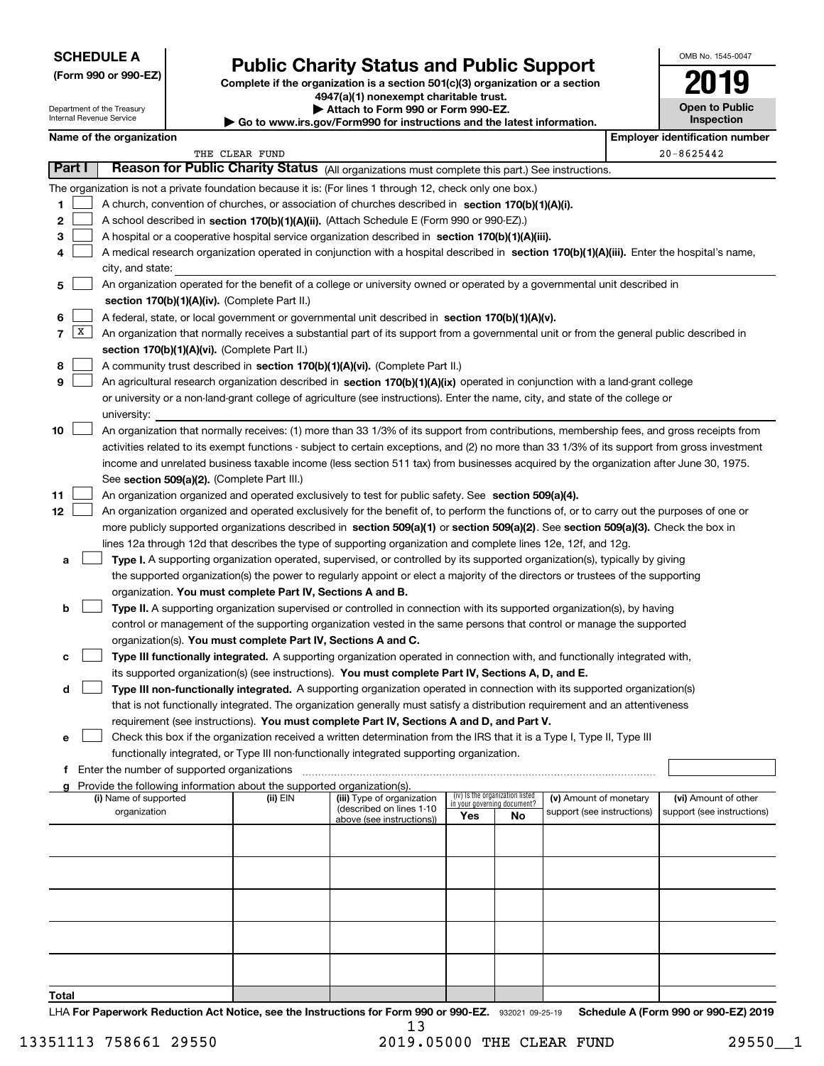**SCHEDULE A**
**(Form 990 or 990-EZ)**

Department of the Treasury
Internal Revenue Service

# Public Charity Status and Public Support

**Complete if the organization is a section 501(c)(3) organization or a section 4947(a)(1) nonexempt charitable trust.**
**▶ Attach to Form 990 or Form 990-EZ.**
**▶ Go to www.irs.gov/Form990 for instructions and the latest information.**

OMB No. 1545-0047
**2019**
**Open to Public Inspection**

**Name of the organization**
THE CLEAR FUND

**Employer identification number**
20-8625442

## Part I Reason for Public Charity Status (All organizations must complete this part.) See instructions.

The organization is not a private foundation because it is: (For lines 1 through 12, check only one box.)

1 [ ] A church, convention of churches, or association of churches described in **section 170(b)(1)(A)(i).**

2 [ ] A school described in **section 170(b)(1)(A)(ii).** (Attach Schedule E (Form 990 or 990-EZ).)

3 [ ] A hospital or a cooperative hospital service organization described in **section 170(b)(1)(A)(iii).**

4 [ ] A medical research organization operated in conjunction with a hospital described in **section 170(b)(1)(A)(iii).** Enter the hospital's name, city, and state:

5 [ ] An organization operated for the benefit of a college or university owned or operated by a governmental unit described in **section 170(b)(1)(A)(iv).** (Complete Part II.)

6 [ ] A federal, state, or local government or governmental unit described in **section 170(b)(1)(A)(v).**

7 [X] An organization that normally receives a substantial part of its support from a governmental unit or from the general public described in **section 170(b)(1)(A)(vi).** (Complete Part II.)

8 [ ] A community trust described in **section 170(b)(1)(A)(vi).** (Complete Part II.)

9 [ ] An agricultural research organization described in **section 170(b)(1)(A)(ix)** operated in conjunction with a land-grant college or university or a non-land-grant college of agriculture (see instructions). Enter the name, city, and state of the college or university:

10 [ ] An organization that normally receives: (1) more than 33 1/3% of its support from contributions, membership fees, and gross receipts from activities related to its exempt functions - subject to certain exceptions, and (2) no more than 33 1/3% of its support from gross investment income and unrelated business taxable income (less section 511 tax) from businesses acquired by the organization after June 30, 1975. See **section 509(a)(2).** (Complete Part III.)

11 [ ] An organization organized and operated exclusively to test for public safety. See **section 509(a)(4).**

12 [ ] An organization organized and operated exclusively for the benefit of, to perform the functions of, or to carry out the purposes of one or more publicly supported organizations described in **section 509(a)(1)** or **section 509(a)(2)**. See **section 509(a)(3).** Check the box in lines 12a through 12d that describes the type of supporting organization and complete lines 12e, 12f, and 12g.

a [ ] **Type I.** A supporting organization operated, supervised, or controlled by its supported organization(s), typically by giving the supported organization(s) the power to regularly appoint or elect a majority of the directors or trustees of the supporting organization. **You must complete Part IV, Sections A and B.**

b [ ] **Type II.** A supporting organization supervised or controlled in connection with its supported organization(s), by having control or management of the supporting organization vested in the same persons that control or manage the supported organization(s). **You must complete Part IV, Sections A and C.**

c [ ] **Type III functionally integrated.** A supporting organization operated in connection with, and functionally integrated with, its supported organization(s) (see instructions). **You must complete Part IV, Sections A, D, and E.**

d [ ] **Type III non-functionally integrated.** A supporting organization operated in connection with its supported organization(s) that is not functionally integrated. The organization generally must satisfy a distribution requirement and an attentiveness requirement (see instructions). **You must complete Part IV, Sections A and D, and Part V.**

e [ ] Check this box if the organization received a written determination from the IRS that it is a Type I, Type II, Type III functionally integrated, or Type III non-functionally integrated supporting organization.

f Enter the number of supported organizations

g Provide the following information about the supported organization(s).

| (i) Name of supported organization | (ii) EIN | (iii) Type of organization (described on lines 1-10 above (see instructions)) | (iv) Is the organization listed in your governing document? Yes | No | (v) Amount of monetary support (see instructions) | (vi) Amount of other support (see instructions) |
|---|---|---|---|---|---|---|
| | | | | | | |
| | | | | | | |
| | | | | | | |
| | | | | | | |
| | | | | | | |
| **Total** | | | | | | |

LHA **For Paperwork Reduction Act Notice, see the Instructions for Form 990 or 990-EZ.** 932021 09-25-19 **Schedule A (Form 990 or 990-EZ) 2019**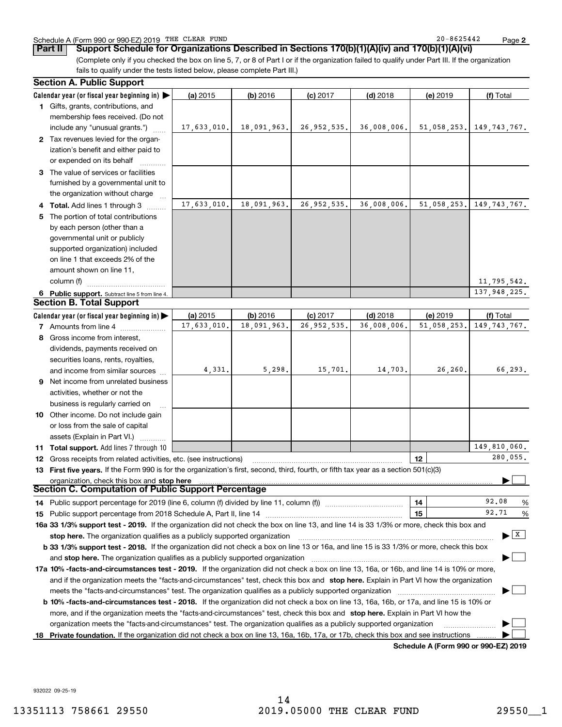Schedule A (Form 990 or 990-EZ) 2019 THE CLEAR FUND 20-8625442

## Part II Support Schedule for Organizations Described in Sections 170(b)(1)(A)(iv) and 170(b)(1)(A)(vi)

(Complete only if you checked the box on line 5, 7, or 8 of Part I or if the organization failed to qualify under Part III. If the organization fails to qualify under the tests listed below, please complete Part III.)

### Section A. Public Support

| Calendar year (or fiscal year beginning in) ▶ | (a) 2015 | (b) 2016 | (c) 2017 | (d) 2018 | (e) 2019 | (f) Total |
|---|---|---|---|---|---|---|
| 1 Gifts, grants, contributions, and membership fees received. (Do not include any "unusual grants.") | 17,633,010. | 18,091,963. | 26,952,535. | 36,008,006. | 51,058,253. | 149,743,767. |
| 2 Tax revenues levied for the organization's benefit and either paid to or expended on its behalf | | | | | | |
| 3 The value of services or facilities furnished by a governmental unit to the organization without charge | | | | | | |
| 4 Total. Add lines 1 through 3 | 17,633,010. | 18,091,963. | 26,952,535. | 36,008,006. | 51,058,253. | 149,743,767. |
| 5 The portion of total contributions by each person (other than a governmental unit or publicly supported organization) included on line 1 that exceeds 2% of the amount shown on line 11, column (f) | | | | | | 11,795,542. |
| 6 Public support. Subtract line 5 from line 4. | | | | | | 137,948,225. |

### Section B. Total Support

| Calendar year (or fiscal year beginning in) ▶ | (a) 2015 | (b) 2016 | (c) 2017 | (d) 2018 | (e) 2019 | (f) Total |
|---|---|---|---|---|---|---|
| 7 Amounts from line 4 | 17,633,010. | 18,091,963. | 26,952,535. | 36,008,006. | 51,058,253. | 149,743,767. |
| 8 Gross income from interest, dividends, payments received on securities loans, rents, royalties, and income from similar sources | 4,331. | 5,298. | 15,701. | 14,703. | 26,260. | 66,293. |
| 9 Net income from unrelated business activities, whether or not the business is regularly carried on | | | | | | |
| 10 Other income. Do not include gain or loss from the sale of capital assets (Explain in Part VI.) | | | | | | |
| 11 Total support. Add lines 7 through 10 | | | | | | 149,810,060. |

12 Gross receipts from related activities, etc. (see instructions) | 12 | 280,055.

13 **First five years.** If the Form 990 is for the organization's first, second, third, fourth, or fifth tax year as a section 501(c)(3) organization, check this box and **stop here** ▶ ☐

### Section C. Computation of Public Support Percentage

14 Public support percentage for 2019 (line 6, column (f) divided by line 11, column (f)) | 14 | 92.08 %

15 Public support percentage from 2018 Schedule A, Part II, line 14 | 15 | 92.71 %

**16a 33 1/3% support test - 2019.** If the organization did not check the box on line 13, and line 14 is 33 1/3% or more, check this box and **stop here.** The organization qualifies as a publicly supported organization ▶ ☒

**b 33 1/3% support test - 2018.** If the organization did not check a box on line 13 or 16a, and line 15 is 33 1/3% or more, check this box and **stop here.** The organization qualifies as a publicly supported organization ▶ ☐

**17a 10% -facts-and-circumstances test - 2019.** If the organization did not check a box on line 13, 16a, or 16b, and line 14 is 10% or more, and if the organization meets the "facts-and-circumstances" test, check this box and **stop here.** Explain in Part VI how the organization meets the "facts-and-circumstances" test. The organization qualifies as a publicly supported organization ▶ ☐

**b 10% -facts-and-circumstances test - 2018.** If the organization did not check a box on line 13, 16a, 16b, or 17a, and line 15 is 10% or more, and if the organization meets the "facts-and-circumstances" test, check this box and **stop here.** Explain in Part VI how the organization meets the "facts-and-circumstances" test. The organization qualifies as a publicly supported organization ▶ ☐

**18 Private foundation.** If the organization did not check a box on line 13, 16a, 16b, 17a, or 17b, check this box and see instructions ▶ ☐

**Schedule A (Form 990 or 990-EZ) 2019**

932022 09-25-19

13351113 758661 29550 2019.05000 THE CLEAR FUND 29550__1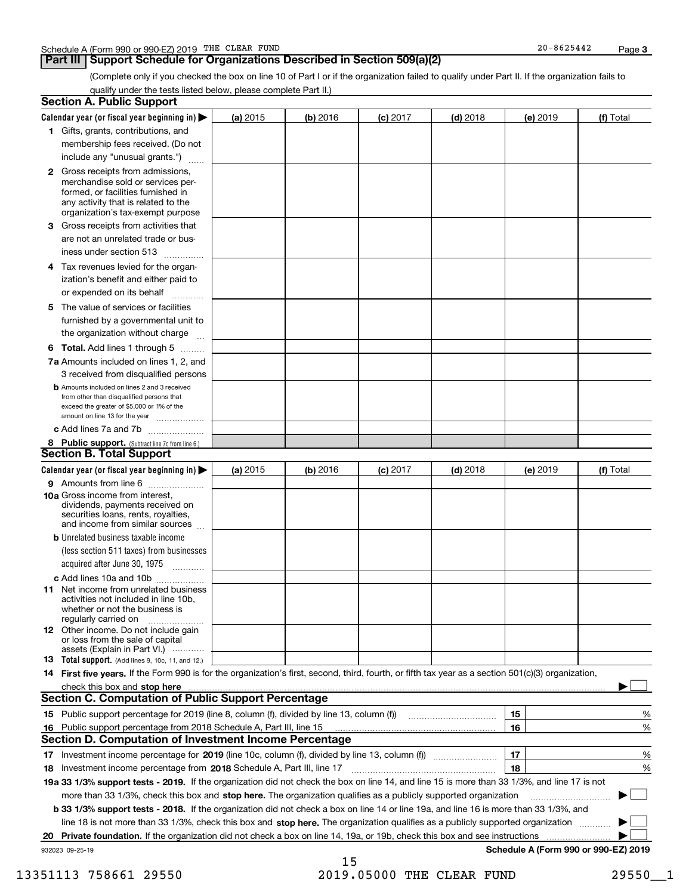Schedule A (Form 990 or 990-EZ) 2019 THE CLEAR FUND 20-8625442

## Part III Support Schedule for Organizations Described in Section 509(a)(2)

(Complete only if you checked the box on line 10 of Part I or if the organization failed to qualify under Part II. If the organization fails to qualify under the tests listed below, please complete Part II.)

### Section A. Public Support

| Calendar year (or fiscal year beginning in) ▶ | (a) 2015 | (b) 2016 | (c) 2017 | (d) 2018 | (e) 2019 | (f) Total |
|---|---|---|---|---|---|---|
| **1** Gifts, grants, contributions, and membership fees received. (Do not include any "unusual grants.") | | | | | | |
| **2** Gross receipts from admissions, merchandise sold or services performed, or facilities furnished in any activity that is related to the organization's tax-exempt purpose | | | | | | |
| **3** Gross receipts from activities that are not an unrelated trade or business under section 513 | | | | | | |
| **4** Tax revenues levied for the organization's benefit and either paid to or expended on its behalf | | | | | | |
| **5** The value of services or facilities furnished by a governmental unit to the organization without charge | | | | | | |
| **6 Total.** Add lines 1 through 5 | | | | | | |
| **7a** Amounts included on lines 1, 2, and 3 received from disqualified persons | | | | | | |
| **b** Amounts included on lines 2 and 3 received from other than disqualified persons that exceed the greater of $5,000 or 1% of the amount on line 13 for the year | | | | | | |
| **c** Add lines 7a and 7b | | | | | | |
| **8 Public support.** (Subtract line 7c from line 6.) | | | | | | |

### Section B. Total Support

| Calendar year (or fiscal year beginning in) ▶ | (a) 2015 | (b) 2016 | (c) 2017 | (d) 2018 | (e) 2019 | (f) Total |
|---|---|---|---|---|---|---|
| **9** Amounts from line 6 | | | | | | |
| **10a** Gross income from interest, dividends, payments received on securities loans, rents, royalties, and income from similar sources | | | | | | |
| **b** Unrelated business taxable income (less section 511 taxes) from businesses acquired after June 30, 1975 | | | | | | |
| **c** Add lines 10a and 10b | | | | | | |
| **11** Net income from unrelated business activities not included in line 10b, whether or not the business is regularly carried on | | | | | | |
| **12** Other income. Do not include gain or loss from the sale of capital assets (Explain in Part VI.) | | | | | | |
| **13 Total support.** (Add lines 9, 10c, 11, and 12.) | | | | | | |

**14 First five years.** If the Form 990 is for the organization's first, second, third, fourth, or fifth tax year as a section 501(c)(3) organization, check this box and **stop here** ▶ ☐

### Section C. Computation of Public Support Percentage

| | | | |
|---|---|---|---|
| **15** | Public support percentage for 2019 (line 8, column (f), divided by line 13, column (f)) | 15 | % |
| **16** | Public support percentage from 2018 Schedule A, Part III, line 15 | 16 | % |

### Section D. Computation of Investment Income Percentage

| | | | |
|---|---|---|---|
| **17** | Investment income percentage for **2019** (line 10c, column (f), divided by line 13, column (f)) | 17 | % |
| **18** | Investment income percentage from **2018** Schedule A, Part III, line 17 | 18 | % |

**19a 33 1/3% support tests - 2019.** If the organization did not check the box on line 14, and line 15 is more than 33 1/3%, and line 17 is not more than 33 1/3%, check this box and **stop here.** The organization qualifies as a publicly supported organization ▶ ☐

**b 33 1/3% support tests - 2018.** If the organization did not check a box on line 14 or line 19a, and line 16 is more than 33 1/3%, and line 18 is not more than 33 1/3%, check this box and **stop here.** The organization qualifies as a publicly supported organization ▶ ☐

**20 Private foundation.** If the organization did not check a box on line 14, 19a, or 19b, check this box and see instructions ▶ ☐

932023 09-25-19 **Schedule A (Form 990 or 990-EZ) 2019**

13351113 758661 29550 2019.05000 THE CLEAR FUND 29550__1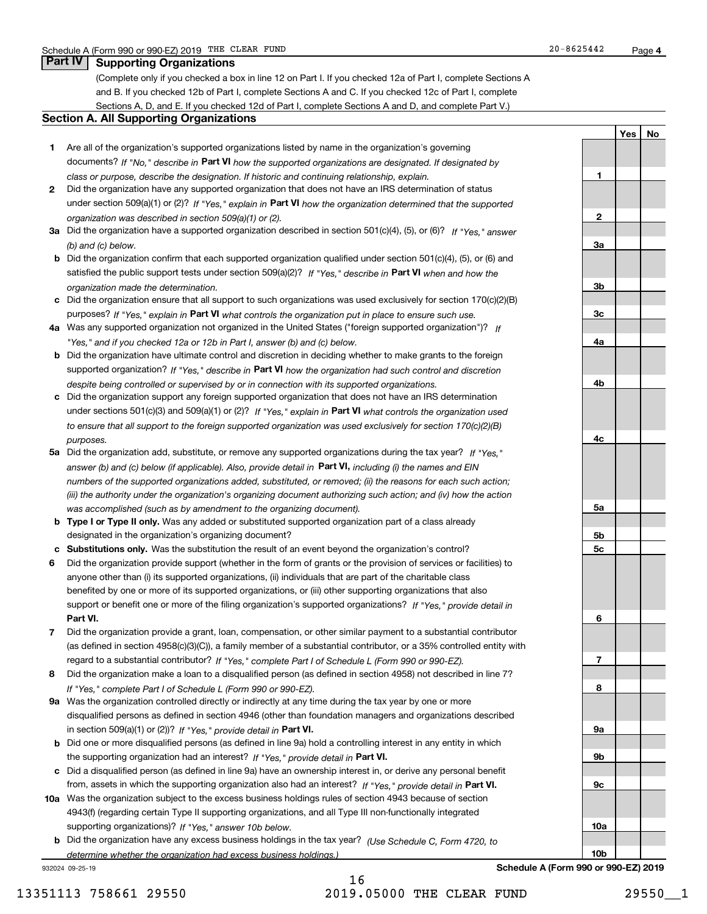## Part IV Supporting Organizations

(Complete only if you checked a box in line 12 on Part I. If you checked 12a of Part I, complete Sections A and B. If you checked 12b of Part I, complete Sections A and C. If you checked 12c of Part I, complete Sections A, D, and E. If you checked 12d of Part I, complete Sections A and D, and complete Part V.)

### Section A. All Supporting Organizations

| | | Line | Yes | No |
|---|---|---|---|---|
| **1** | Are all of the organization's supported organizations listed by name in the organization's governing documents? *If "No," describe in* **Part VI** *how the supported organizations are designated. If designated by class or purpose, describe the designation. If historic and continuing relationship, explain.* | 1 | | |
| **2** | Did the organization have any supported organization that does not have an IRS determination of status under section 509(a)(1) or (2)? *If "Yes," explain in* **Part VI** *how the organization determined that the supported organization was described in section 509(a)(1) or (2).* | 2 | | |
| **3a** | Did the organization have a supported organization described in section 501(c)(4), (5), or (6)? *If "Yes," answer (b) and (c) below.* | 3a | | |
| **b** | Did the organization confirm that each supported organization qualified under section 501(c)(4), (5), or (6) and satisfied the public support tests under section 509(a)(2)? *If "Yes," describe in* **Part VI** *when and how the organization made the determination.* | 3b | | |
| **c** | Did the organization ensure that all support to such organizations was used exclusively for section 170(c)(2)(B) purposes? *If "Yes," explain in* **Part VI** *what controls the organization put in place to ensure such use.* | 3c | | |
| **4a** | Was any supported organization not organized in the United States ("foreign supported organization")? *If "Yes," and if you checked 12a or 12b in Part I, answer (b) and (c) below.* | 4a | | |
| **b** | Did the organization have ultimate control and discretion in deciding whether to make grants to the foreign supported organization? *If "Yes," describe in* **Part VI** *how the organization had such control and discretion despite being controlled or supervised by or in connection with its supported organizations.* | 4b | | |
| **c** | Did the organization support any foreign supported organization that does not have an IRS determination under sections 501(c)(3) and 509(a)(1) or (2)? *If "Yes," explain in* **Part VI** *what controls the organization used to ensure that all support to the foreign supported organization was used exclusively for section 170(c)(2)(B) purposes.* | 4c | | |
| **5a** | Did the organization add, substitute, or remove any supported organizations during the tax year? *If "Yes," answer (b) and (c) below (if applicable). Also, provide detail in* **Part VI,** *including (i) the names and EIN numbers of the supported organizations added, substituted, or removed; (ii) the reasons for each such action; (iii) the authority under the organization's organizing document authorizing such action; and (iv) how the action was accomplished (such as by amendment to the organizing document).* | 5a | | |
| **b** | **Type I or Type II only.** Was any added or substituted supported organization part of a class already designated in the organization's organizing document? | 5b | | |
| **c** | **Substitutions only.** Was the substitution the result of an event beyond the organization's control? | 5c | | |
| **6** | Did the organization provide support (whether in the form of grants or the provision of services or facilities) to anyone other than (i) its supported organizations, (ii) individuals that are part of the charitable class benefited by one or more of its supported organizations, or (iii) other supporting organizations that also support or benefit one or more of the filing organization's supported organizations? *If "Yes," provide detail in* **Part VI.** | 6 | | |
| **7** | Did the organization provide a grant, loan, compensation, or other similar payment to a substantial contributor (as defined in section 4958(c)(3)(C)), a family member of a substantial contributor, or a 35% controlled entity with regard to a substantial contributor? *If "Yes," complete Part I of Schedule L (Form 990 or 990-EZ).* | 7 | | |
| **8** | Did the organization make a loan to a disqualified person (as defined in section 4958) not described in line 7? *If "Yes," complete Part I of Schedule L (Form 990 or 990-EZ).* | 8 | | |
| **9a** | Was the organization controlled directly or indirectly at any time during the tax year by one or more disqualified persons as defined in section 4946 (other than foundation managers and organizations described in section 509(a)(1) or (2))? *If "Yes," provide detail in* **Part VI.** | 9a | | |
| **b** | Did one or more disqualified persons (as defined in line 9a) hold a controlling interest in any entity in which the supporting organization had an interest? *If "Yes," provide detail in* **Part VI.** | 9b | | |
| **c** | Did a disqualified person (as defined in line 9a) have an ownership interest in, or derive any personal benefit from, assets in which the supporting organization also had an interest? *If "Yes," provide detail in* **Part VI.** | 9c | | |
| **10a** | Was the organization subject to the excess business holdings rules of section 4943 because of section 4943(f) (regarding certain Type II supporting organizations, and all Type III non-functionally integrated supporting organizations)? *If "Yes," answer 10b below.* | 10a | | |
| **b** | Did the organization have any excess business holdings in the tax year? *(Use Schedule C, Form 4720, to determine whether the organization had excess business holdings.)* | 10b | | |

932024 09-25-19

**Schedule A (Form 990 or 990-EZ) 2019**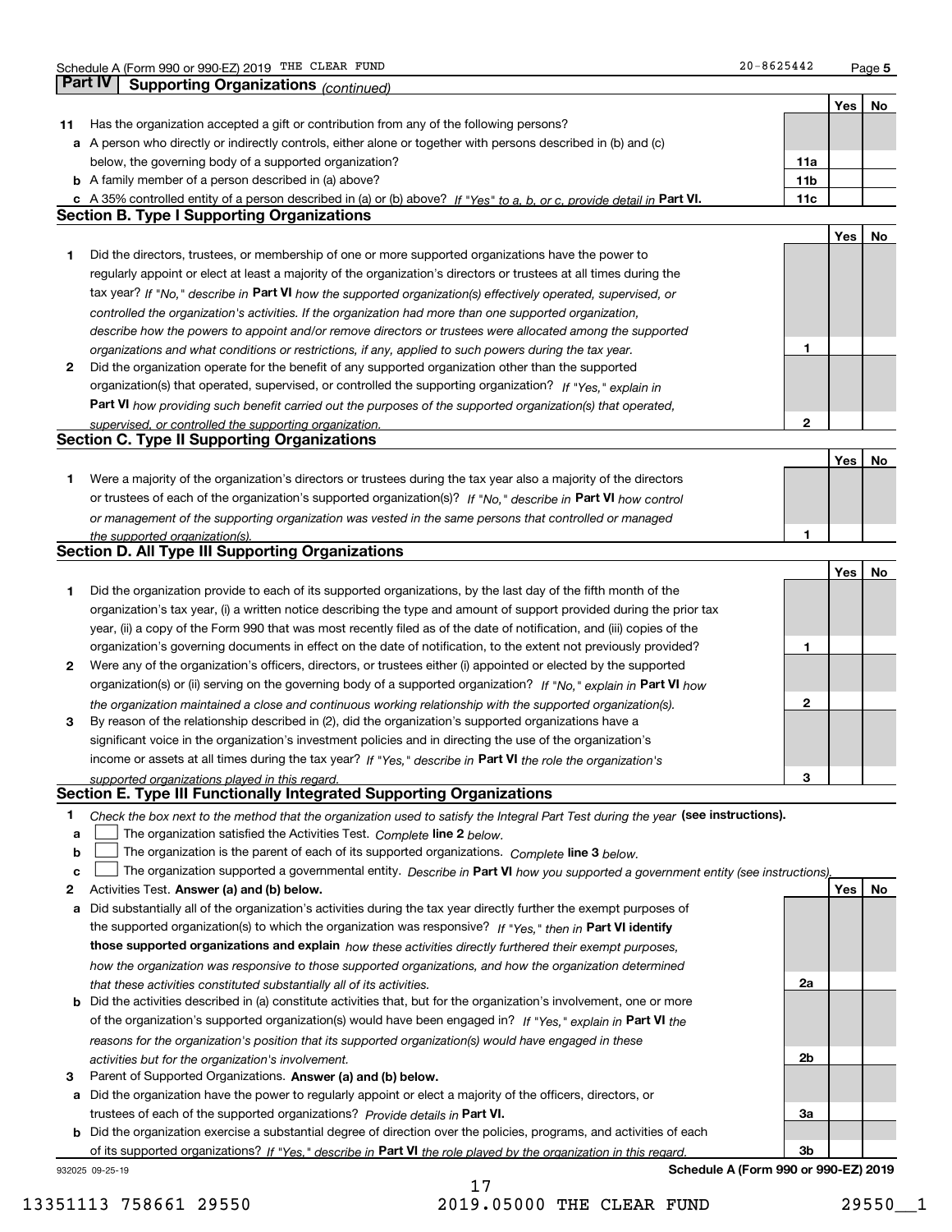## Part IV Supporting Organizations *(continued)*

| | | | Yes | No |
|---|---|---|---|---|
| **11** | Has the organization accepted a gift or contribution from any of the following persons? | | | |
| **a** | A person who directly or indirectly controls, either alone or together with persons described in (b) and (c) below, the governing body of a supported organization? | **11a** | | |
| **b** | A family member of a person described in (a) above? | **11b** | | |
| **c** | A 35% controlled entity of a person described in (a) or (b) above? *If "Yes" to a, b, or c, provide detail in* **Part VI.** | **11c** | | |

## Section B. Type I Supporting Organizations

| | | | Yes | No |
|---|---|---|---|---|
| **1** | Did the directors, trustees, or membership of one or more supported organizations have the power to regularly appoint or elect at least a majority of the organization's directors or trustees at all times during the tax year? *If "No," describe in* **Part VI** *how the supported organization(s) effectively operated, supervised, or controlled the organization's activities. If the organization had more than one supported organization, describe how the powers to appoint and/or remove directors or trustees were allocated among the supported organizations and what conditions or restrictions, if any, applied to such powers during the tax year.* | **1** | | |
| **2** | Did the organization operate for the benefit of any supported organization other than the supported organization(s) that operated, supervised, or controlled the supporting organization? *If "Yes," explain in* **Part VI** *how providing such benefit carried out the purposes of the supported organization(s) that operated, supervised, or controlled the supporting organization.* | **2** | | |

## Section C. Type II Supporting Organizations

| | | | Yes | No |
|---|---|---|---|---|
| **1** | Were a majority of the organization's directors or trustees during the tax year also a majority of the directors or trustees of each of the organization's supported organization(s)? *If "No," describe in* **Part VI** *how control or management of the supporting organization was vested in the same persons that controlled or managed the supported organization(s).* | **1** | | |

## Section D. All Type III Supporting Organizations

| | | | Yes | No |
|---|---|---|---|---|
| **1** | Did the organization provide to each of its supported organizations, by the last day of the fifth month of the organization's tax year, (i) a written notice describing the type and amount of support provided during the prior tax year, (ii) a copy of the Form 990 that was most recently filed as of the date of notification, and (iii) copies of the organization's governing documents in effect on the date of notification, to the extent not previously provided? | **1** | | |
| **2** | Were any of the organization's officers, directors, or trustees either (i) appointed or elected by the supported organization(s) or (ii) serving on the governing body of a supported organization? *If "No," explain in* **Part VI** *how the organization maintained a close and continuous working relationship with the supported organization(s).* | **2** | | |
| **3** | By reason of the relationship described in (2), did the organization's supported organizations have a significant voice in the organization's investment policies and in directing the use of the organization's income or assets at all times during the tax year? *If "Yes," describe in* **Part VI** *the role the organization's supported organizations played in this regard.* | **3** | | |

## Section E. Type III Functionally Integrated Supporting Organizations

**1** *Check the box next to the method that the organization used to satisfy the Integral Part Test during the year* **(see instructions).**

- **a** ☐ The organization satisfied the Activities Test. *Complete* **line 2** *below.*
- **b** ☐ The organization is the parent of each of its supported organizations. *Complete* **line 3** *below.*
- **c** ☐ The organization supported a governmental entity. *Describe in* **Part VI** *how you supported a government entity (see instructions).*

| | | | Yes | No |
|---|---|---|---|---|
| **2** | Activities Test. **Answer (a) and (b) below.** | | | |
| **a** | Did substantially all of the organization's activities during the tax year directly further the exempt purposes of the supported organization(s) to which the organization was responsive? *If "Yes," then in* **Part VI identify those supported organizations and explain** *how these activities directly furthered their exempt purposes, how the organization was responsive to those supported organizations, and how the organization determined that these activities constituted substantially all of its activities.* | **2a** | | |
| **b** | Did the activities described in (a) constitute activities that, but for the organization's involvement, one or more of the organization's supported organization(s) would have been engaged in? *If "Yes," explain in* **Part VI** *the reasons for the organization's position that its supported organization(s) would have engaged in these activities but for the organization's involvement.* | **2b** | | |
| **3** | Parent of Supported Organizations. **Answer (a) and (b) below.** | | | |
| **a** | Did the organization have the power to regularly appoint or elect a majority of the officers, directors, or trustees of each of the supported organizations? *Provide details in* **Part VI.** | **3a** | | |
| **b** | Did the organization exercise a substantial degree of direction over the policies, programs, and activities of each of its supported organizations? *If "Yes," describe in* **Part VI** *the role played by the organization in this regard.* | **3b** | | |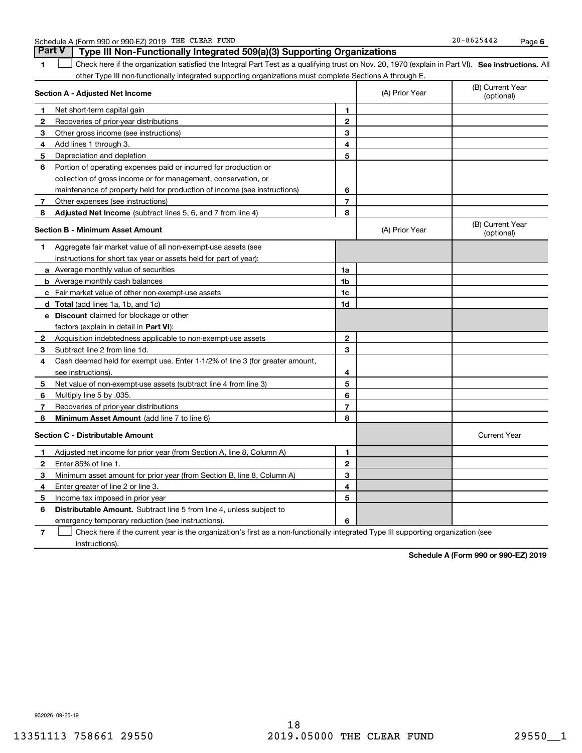## Part V Type III Non-Functionally Integrated 509(a)(3) Supporting Organizations

**1** ☐ Check here if the organization satisfied the Integral Part Test as a qualifying trust on Nov. 20, 1970 (explain in Part VI). **See instructions.** All other Type III non-functionally integrated supporting organizations must complete Sections A through E.

| **Section A - Adjusted Net Income** | | | (A) Prior Year | (B) Current Year (optional) |
|---|---|---|---|---|
| **1** | Net short-term capital gain | 1 | | |
| **2** | Recoveries of prior-year distributions | 2 | | |
| **3** | Other gross income (see instructions) | 3 | | |
| **4** | Add lines 1 through 3. | 4 | | |
| **5** | Depreciation and depletion | 5 | | |
| **6** | Portion of operating expenses paid or incurred for production or collection of gross income or for management, conservation, or maintenance of property held for production of income (see instructions) | 6 | | |
| **7** | Other expenses (see instructions) | 7 | | |
| **8** | **Adjusted Net Income** (subtract lines 5, 6, and 7 from line 4) | 8 | | |

| **Section B - Minimum Asset Amount** | | | (A) Prior Year | (B) Current Year (optional) |
|---|---|---|---|---|
| **1** | Aggregate fair market value of all non-exempt-use assets (see instructions for short tax year or assets held for part of year): | | | |
| **a** | Average monthly value of securities | 1a | | |
| **b** | Average monthly cash balances | 1b | | |
| **c** | Fair market value of other non-exempt-use assets | 1c | | |
| **d** | **Total** (add lines 1a, 1b, and 1c) | 1d | | |
| **e** | **Discount** claimed for blockage or other factors (explain in detail in **Part VI**): | | | |
| **2** | Acquisition indebtedness applicable to non-exempt-use assets | 2 | | |
| **3** | Subtract line 2 from line 1d. | 3 | | |
| **4** | Cash deemed held for exempt use. Enter 1-1/2% of line 3 (for greater amount, see instructions). | 4 | | |
| **5** | Net value of non-exempt-use assets (subtract line 4 from line 3) | 5 | | |
| **6** | Multiply line 5 by .035. | 6 | | |
| **7** | Recoveries of prior-year distributions | 7 | | |
| **8** | **Minimum Asset Amount** (add line 7 to line 6) | 8 | | |

| **Section C - Distributable Amount** | | | | Current Year |
|---|---|---|---|---|
| **1** | Adjusted net income for prior year (from Section A, line 8, Column A) | 1 | | |
| **2** | Enter 85% of line 1. | 2 | | |
| **3** | Minimum asset amount for prior year (from Section B, line 8, Column A) | 3 | | |
| **4** | Enter greater of line 2 or line 3. | 4 | | |
| **5** | Income tax imposed in prior year | 5 | | |
| **6** | **Distributable Amount.** Subtract line 5 from line 4, unless subject to emergency temporary reduction (see instructions). | 6 | | |

**7** ☐ Check here if the current year is the organization's first as a non-functionally integrated Type III supporting organization (see instructions).

**Schedule A (Form 990 or 990-EZ) 2019**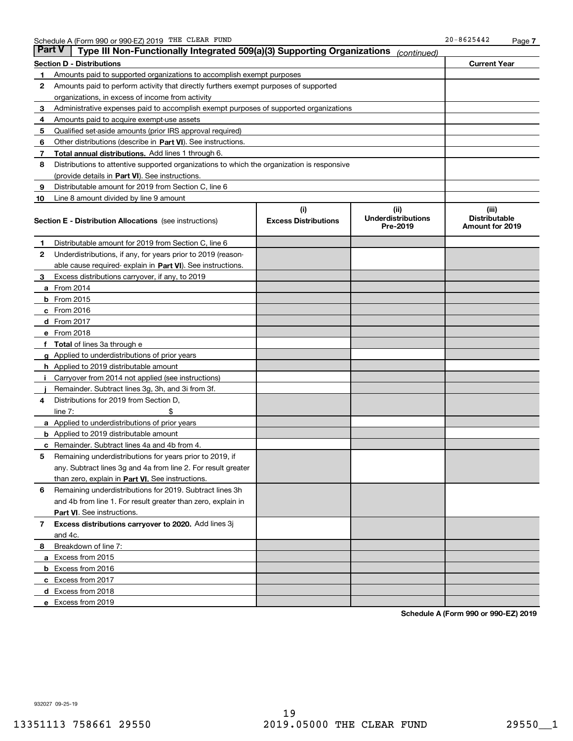Schedule A (Form 990 or 990-EZ) 2019 THE CLEAR FUND 20-8625442

## Part V | Type III Non-Functionally Integrated 509(a)(3) Supporting Organizations *(continued)*

| **Section D - Distributions** | **Current Year** |
|---|---|
| **1** Amounts paid to supported organizations to accomplish exempt purposes | |
| **2** Amounts paid to perform activity that directly furthers exempt purposes of supported organizations, in excess of income from activity | |
| **3** Administrative expenses paid to accomplish exempt purposes of supported organizations | |
| **4** Amounts paid to acquire exempt-use assets | |
| **5** Qualified set-aside amounts (prior IRS approval required) | |
| **6** Other distributions (describe in **Part VI**). See instructions. | |
| **7** **Total annual distributions.** Add lines 1 through 6. | |
| **8** Distributions to attentive supported organizations to which the organization is responsive (provide details in **Part VI**). See instructions. | |
| **9** Distributable amount for 2019 from Section C, line 6 | |
| **10** Line 8 amount divided by line 9 amount | |

| **Section E - Distribution Allocations** (see instructions) | (i) **Excess Distributions** | (ii) **Underdistributions Pre-2019** | (iii) **Distributable Amount for 2019** |
|---|---|---|---|
| **1** Distributable amount for 2019 from Section C, line 6 | | | |
| **2** Underdistributions, if any, for years prior to 2019 (reasonable cause required- explain in **Part VI**). See instructions. | | | |
| **3** Excess distributions carryover, if any, to 2019 | | | |
| **a** From 2014 | | | |
| **b** From 2015 | | | |
| **c** From 2016 | | | |
| **d** From 2017 | | | |
| **e** From 2018 | | | |
| **f** **Total** of lines 3a through e | | | |
| **g** Applied to underdistributions of prior years | | | |
| **h** Applied to 2019 distributable amount | | | |
| **i** Carryover from 2014 not applied (see instructions) | | | |
| **j** Remainder. Subtract lines 3g, 3h, and 3i from 3f. | | | |
| **4** Distributions for 2019 from Section D, line 7: $ | | | |
| **a** Applied to underdistributions of prior years | | | |
| **b** Applied to 2019 distributable amount | | | |
| **c** Remainder. Subtract lines 4a and 4b from 4. | | | |
| **5** Remaining underdistributions for years prior to 2019, if any. Subtract lines 3g and 4a from line 2. For result greater than zero, explain in **Part VI.** See instructions. | | | |
| **6** Remaining underdistributions for 2019. Subtract lines 3h and 4b from line 1. For result greater than zero, explain in **Part VI**. See instructions. | | | |
| **7** **Excess distributions carryover to 2020.** Add lines 3j and 4c. | | | |
| **8** Breakdown of line 7: | | | |
| **a** Excess from 2015 | | | |
| **b** Excess from 2016 | | | |
| **c** Excess from 2017 | | | |
| **d** Excess from 2018 | | | |
| **e** Excess from 2019 | | | |

**Schedule A (Form 990 or 990-EZ) 2019**

932027 09-25-19

13351113 758661 29550 2019.05000 THE CLEAR FUND 29550__1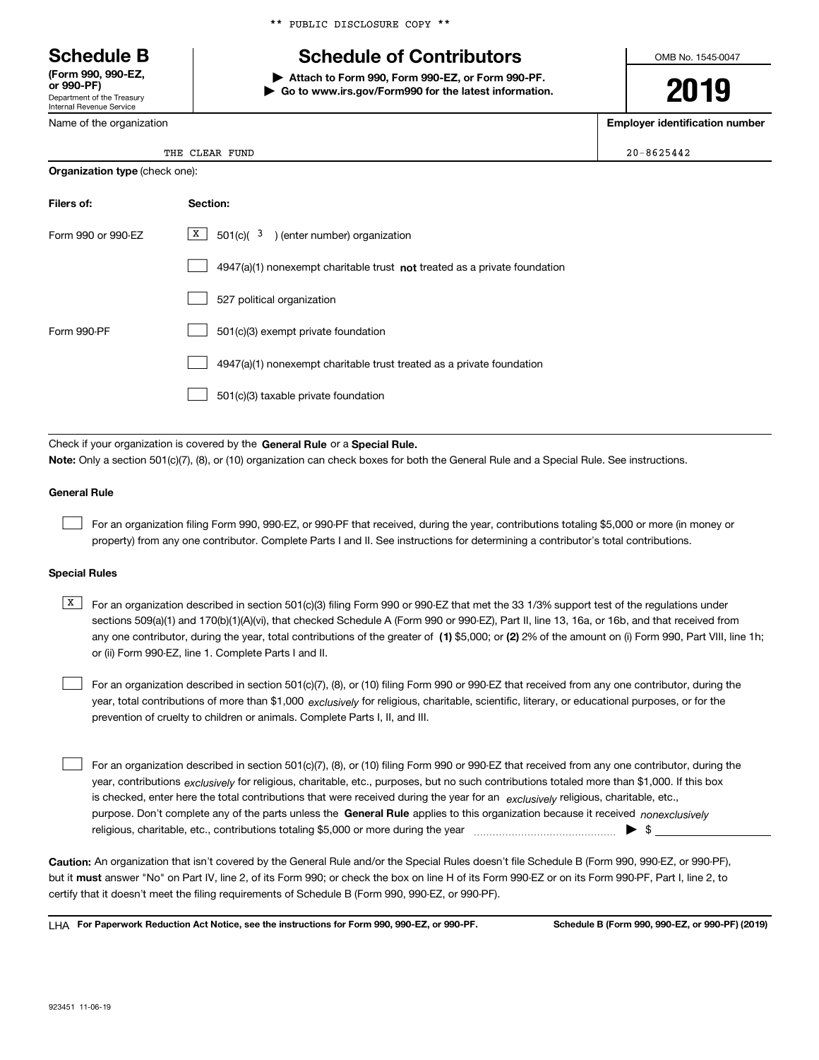** PUBLIC DISCLOSURE COPY **

# Schedule B

**(Form 990, 990-EZ, or 990-PF)**
Department of the Treasury
Internal Revenue Service

## Schedule of Contributors

▶ **Attach to Form 990, Form 990-EZ, or Form 990-PF.**
▶ **Go to www.irs.gov/Form990 for the latest information.**

OMB No. 1545-0047

**2019**

| Name of the organization | Employer identification number |
|---|---|
| THE CLEAR FUND | 20-8625442 |

**Organization type** (check one):

| Filers of: | Section: |
|---|---|
| Form 990 or 990-EZ | [X] 501(c)( 3 ) (enter number) organization |
| | [ ] 4947(a)(1) nonexempt charitable trust **not** treated as a private foundation |
| | [ ] 527 political organization |
| Form 990-PF | [ ] 501(c)(3) exempt private foundation |
| | [ ] 4947(a)(1) nonexempt charitable trust treated as a private foundation |
| | [ ] 501(c)(3) taxable private foundation |

Check if your organization is covered by the **General Rule** or a **Special Rule.**

**Note:** Only a section 501(c)(7), (8), or (10) organization can check boxes for both the General Rule and a Special Rule. See instructions.

### General Rule

[ ] For an organization filing Form 990, 990-EZ, or 990-PF that received, during the year, contributions totaling $5,000 or more (in money or property) from any one contributor. Complete Parts I and II. See instructions for determining a contributor's total contributions.

### Special Rules

[X] For an organization described in section 501(c)(3) filing Form 990 or 990-EZ that met the 33 1/3% support test of the regulations under sections 509(a)(1) and 170(b)(1)(A)(vi), that checked Schedule A (Form 990 or 990-EZ), Part II, line 13, 16a, or 16b, and that received from any one contributor, during the year, total contributions of the greater of **(1)** $5,000; or **(2)** 2% of the amount on (i) Form 990, Part VIII, line 1h; or (ii) Form 990-EZ, line 1. Complete Parts I and II.

[ ] For an organization described in section 501(c)(7), (8), or (10) filing Form 990 or 990-EZ that received from any one contributor, during the year, total contributions of more than $1,000 *exclusively* for religious, charitable, scientific, literary, or educational purposes, or for the prevention of cruelty to children or animals. Complete Parts I, II, and III.

[ ] For an organization described in section 501(c)(7), (8), or (10) filing Form 990 or 990-EZ that received from any one contributor, during the year, contributions *exclusively* for religious, charitable, etc., purposes, but no such contributions totaled more than $1,000. If this box is checked, enter here the total contributions that were received during the year for an *exclusively* religious, charitable, etc., purpose. Don't complete any of the parts unless the **General Rule** applies to this organization because it received *nonexclusively* religious, charitable, etc., contributions totaling $5,000 or more during the year ▶ $ ____________

**Caution:** An organization that isn't covered by the General Rule and/or the Special Rules doesn't file Schedule B (Form 990, 990-EZ, or 990-PF), but it **must** answer "No" on Part IV, line 2, of its Form 990; or check the box on line H of its Form 990-EZ or on its Form 990-PF, Part I, line 2, to certify that it doesn't meet the filing requirements of Schedule B (Form 990, 990-EZ, or 990-PF).

LHA **For Paperwork Reduction Act Notice, see the instructions for Form 990, 990-EZ, or 990-PF.** **Schedule B (Form 990, 990-EZ, or 990-PF) (2019)**

923451 11-06-19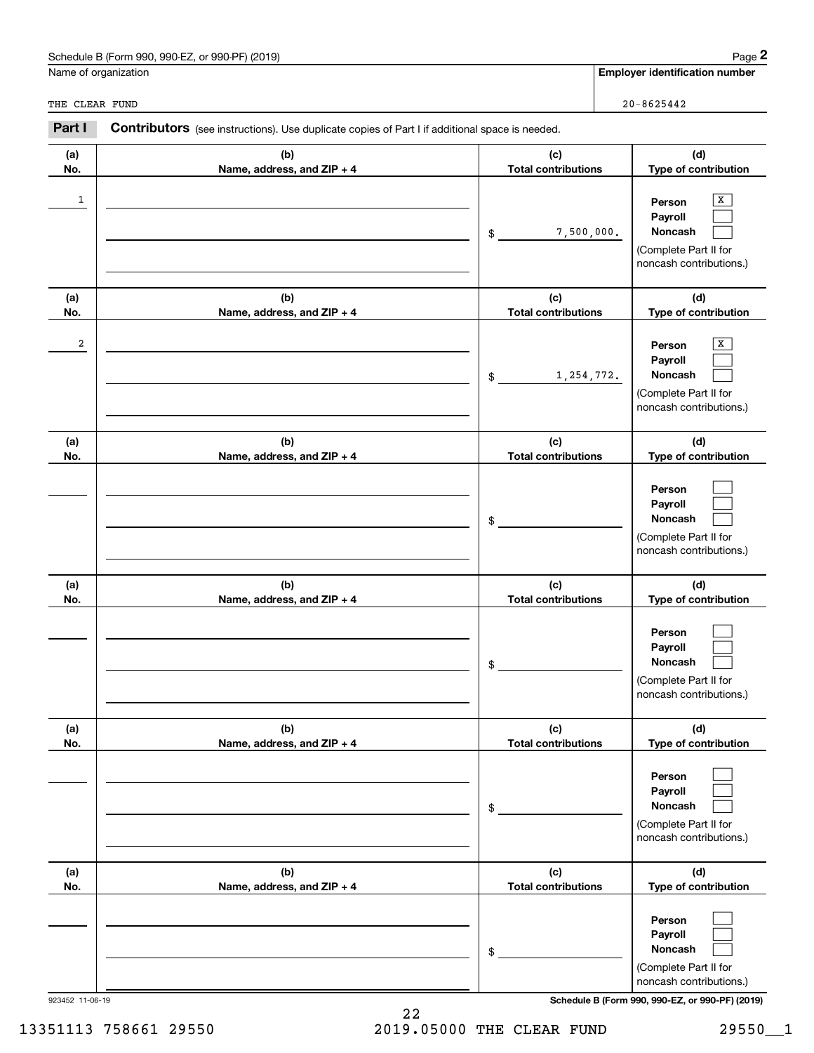Schedule B (Form 990, 990-EZ, or 990-PF) (2019)

Name of organization: THE CLEAR FUND

Employer identification number: 20-8625442

## Part I Contributors (see instructions). Use duplicate copies of Part I if additional space is needed.

| (a) No. | (b) Name, address, and ZIP + 4 | (c) Total contributions | (d) Type of contribution |
|---|---|---|---|
| 1 | | $ 7,500,000. | Person [X] Payroll [ ] Noncash [ ] (Complete Part II for noncash contributions.) |
| 2 | | $ 1,254,772. | Person [X] Payroll [ ] Noncash [ ] (Complete Part II for noncash contributions.) |
| | | $ | Person [ ] Payroll [ ] Noncash [ ] (Complete Part II for noncash contributions.) |
| | | $ | Person [ ] Payroll [ ] Noncash [ ] (Complete Part II for noncash contributions.) |
| | | $ | Person [ ] Payroll [ ] Noncash [ ] (Complete Part II for noncash contributions.) |
| | | $ | Person [ ] Payroll [ ] Noncash [ ] (Complete Part II for noncash contributions.) |

923452 11-06-19

Schedule B (Form 990, 990-EZ, or 990-PF) (2019)

13351113 758661 29550 2019.05000 THE CLEAR FUND 29550__1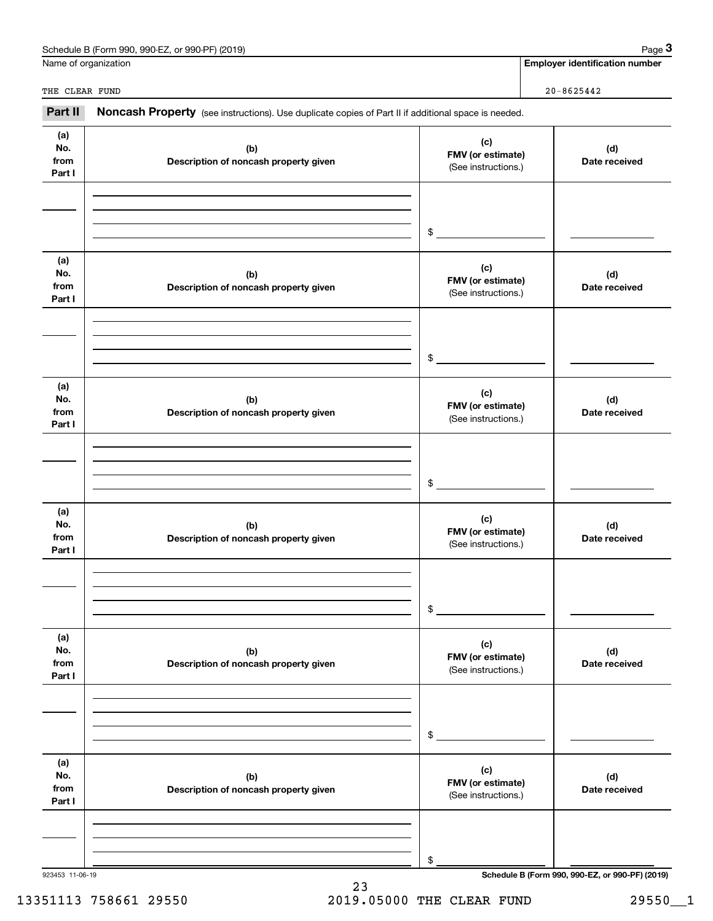Schedule B (Form 990, 990-EZ, or 990-PF) (2019)

| Name of organization | Employer identification number |
|---|---|
| THE CLEAR FUND | 20-8625442 |

**Part II** **Noncash Property** (see instructions). Use duplicate copies of Part II if additional space is needed.

| (a) No. from Part I | (b) Description of noncash property given | (c) FMV (or estimate) (See instructions.) | (d) Date received |
|---|---|---|---|
| | | $ | |
| | | $ | |
| | | $ | |
| | | $ | |
| | | $ | |
| | | $ | |

923453 11-06-19

Schedule B (Form 990, 990-EZ, or 990-PF) (2019)

13351113 758661 29550 2019.05000 THE CLEAR FUND 29550__1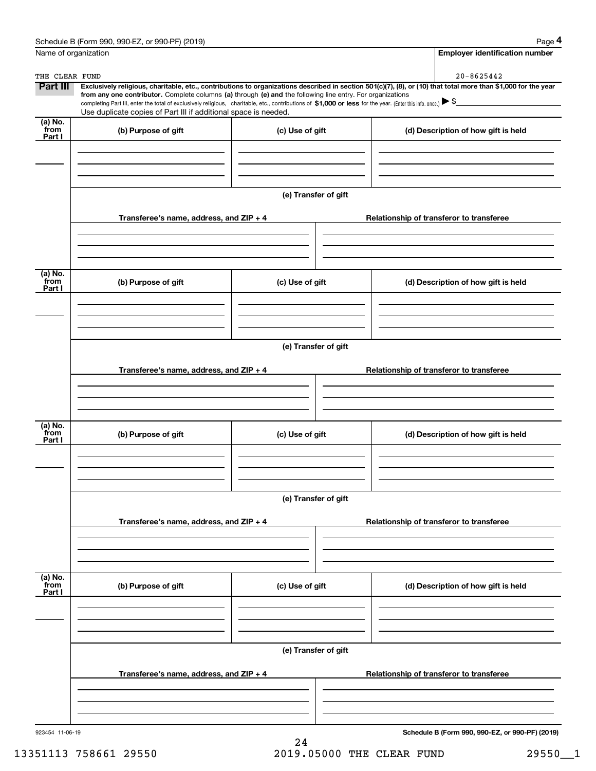Name of organization

THE CLEAR FUND

**Employer identification number**

20-8625442

**Part III** **Exclusively religious, charitable, etc., contributions to organizations described in section 501(c)(7), (8), or (10) that total more than $1,000 for the year from any one contributor.** Complete columns **(a)** through **(e) and** the following line entry. For organizations completing Part III, enter the total of exclusively religious, charitable, etc., contributions of **$1,000 or less** for the year. (Enter this info. once.) ▶ $

Use duplicate copies of Part III if additional space is needed.

| (a) No. from Part I | (b) Purpose of gift | (c) Use of gift | (d) Description of how gift is held |
|---|---|---|---|
| | | | |

**(e) Transfer of gift**

| Transferee's name, address, and ZIP + 4 | Relationship of transferor to transferee |
|---|---|
| | |

| (a) No. from Part I | (b) Purpose of gift | (c) Use of gift | (d) Description of how gift is held |
|---|---|---|---|
| | | | |

**(e) Transfer of gift**

| Transferee's name, address, and ZIP + 4 | Relationship of transferor to transferee |
|---|---|
| | |

| (a) No. from Part I | (b) Purpose of gift | (c) Use of gift | (d) Description of how gift is held |
|---|---|---|---|
| | | | |

**(e) Transfer of gift**

| Transferee's name, address, and ZIP + 4 | Relationship of transferor to transferee |
|---|---|
| | |

| (a) No. from Part I | (b) Purpose of gift | (c) Use of gift | (d) Description of how gift is held |
|---|---|---|---|
| | | | |

**(e) Transfer of gift**

| Transferee's name, address, and ZIP + 4 | Relationship of transferor to transferee |
|---|---|
| | |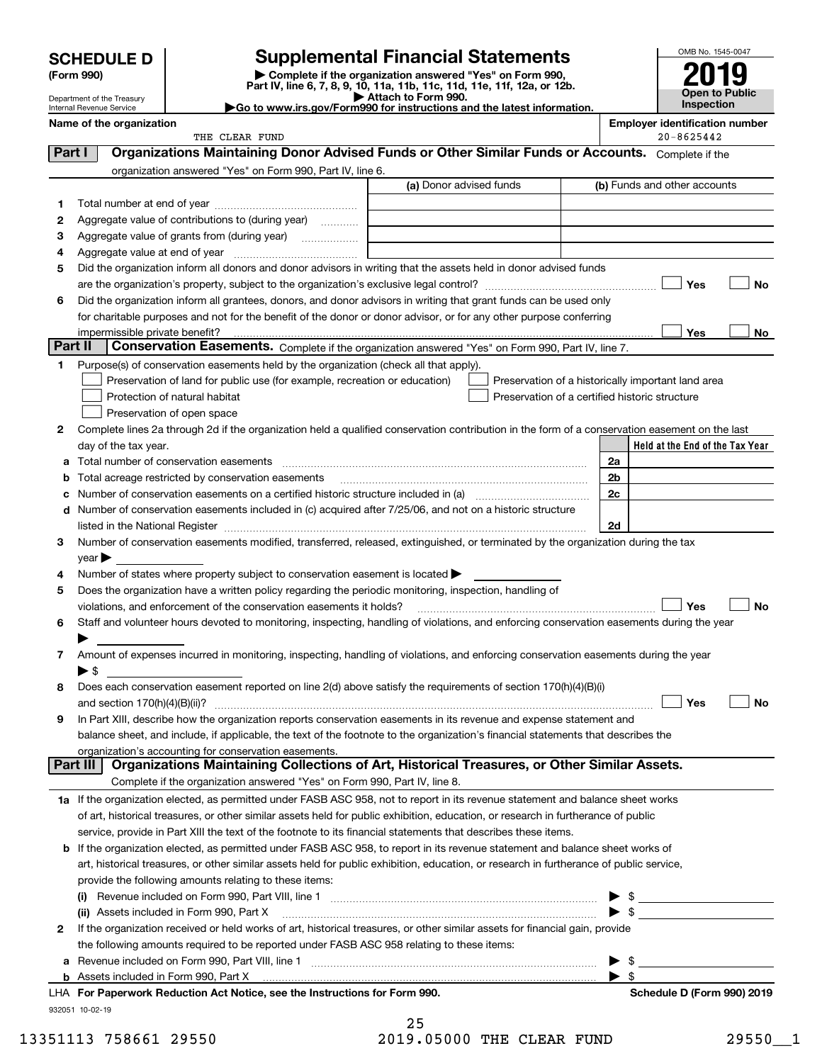**SCHEDULE D (Form 990)**

Department of the Treasury
Internal Revenue Service

# Supplemental Financial Statements

▶ Complete if the organization answered "Yes" on Form 990, Part IV, line 6, 7, 8, 9, 10, 11a, 11b, 11c, 11d, 11e, 11f, 12a, or 12b.
▶ Attach to Form 990.
▶Go to www.irs.gov/Form990 for instructions and the latest information.

OMB No. 1545-0047

**2019**

**Open to Public Inspection**

**Name of the organization**
THE CLEAR FUND

**Employer identification number**
20-8625442

## Part I Organizations Maintaining Donor Advised Funds or Other Similar Funds or Accounts. Complete if the organization answered "Yes" on Form 990, Part IV, line 6.

| | | (a) Donor advised funds | (b) Funds and other accounts |
|---|---|---|---|
| 1 | Total number at end of year | | |
| 2 | Aggregate value of contributions to (during year) | | |
| 3 | Aggregate value of grants from (during year) | | |
| 4 | Aggregate value at end of year | | |

5 Did the organization inform all donors and donor advisors in writing that the assets held in donor advised funds are the organization's property, subject to the organization's exclusive legal control? ☐ Yes ☐ No

6 Did the organization inform all grantees, donors, and donor advisors in writing that grant funds can be used only for charitable purposes and not for the benefit of the donor or donor advisor, or for any other purpose conferring impermissible private benefit? ☐ Yes ☐ No

## Part II Conservation Easements. Complete if the organization answered "Yes" on Form 990, Part IV, line 7.

1 Purpose(s) of conservation easements held by the organization (check all that apply).

☐ Preservation of land for public use (for example, recreation or education)
☐ Protection of natural habitat
☐ Preservation of open space
☐ Preservation of a historically important land area
☐ Preservation of a certified historic structure

2 Complete lines 2a through 2d if the organization held a qualified conservation contribution in the form of a conservation easement on the last day of the tax year.

| | | | Held at the End of the Tax Year |
|---|---|---|---|
| a | Total number of conservation easements | 2a | |
| b | Total acreage restricted by conservation easements | 2b | |
| c | Number of conservation easements on a certified historic structure included in (a) | 2c | |
| d | Number of conservation easements included in (c) acquired after 7/25/06, and not on a historic structure listed in the National Register | 2d | |

3 Number of conservation easements modified, transferred, released, extinguished, or terminated by the organization during the tax year ▶

4 Number of states where property subject to conservation easement is located ▶

5 Does the organization have a written policy regarding the periodic monitoring, inspection, handling of violations, and enforcement of the conservation easements it holds? ☐ Yes ☐ No

6 Staff and volunteer hours devoted to monitoring, inspecting, handling of violations, and enforcing conservation easements during the year ▶

7 Amount of expenses incurred in monitoring, inspecting, handling of violations, and enforcing conservation easements during the year ▶ $

8 Does each conservation easement reported on line 2(d) above satisfy the requirements of section 170(h)(4)(B)(i) and section 170(h)(4)(B)(ii)? ☐ Yes ☐ No

9 In Part XIII, describe how the organization reports conservation easements in its revenue and expense statement and balance sheet, and include, if applicable, the text of the footnote to the organization's financial statements that describes the organization's accounting for conservation easements.

## Part III Organizations Maintaining Collections of Art, Historical Treasures, or Other Similar Assets. Complete if the organization answered "Yes" on Form 990, Part IV, line 8.

1a If the organization elected, as permitted under FASB ASC 958, not to report in its revenue statement and balance sheet works of art, historical treasures, or other similar assets held for public exhibition, education, or research in furtherance of public service, provide in Part XIII the text of the footnote to its financial statements that describes these items.

b If the organization elected, as permitted under FASB ASC 958, to report in its revenue statement and balance sheet works of art, historical treasures, or other similar assets held for public exhibition, education, or research in furtherance of public service, provide the following amounts relating to these items:

(i) Revenue included on Form 990, Part VIII, line 1 ▶ $

(ii) Assets included in Form 990, Part X ▶ $

2 If the organization received or held works of art, historical treasures, or other similar assets for financial gain, provide the following amounts required to be reported under FASB ASC 958 relating to these items:

a Revenue included on Form 990, Part VIII, line 1 ▶ $

b Assets included in Form 990, Part X ▶ $

**LHA For Paperwork Reduction Act Notice, see the Instructions for Form 990.** **Schedule D (Form 990) 2019**

932051 10-02-19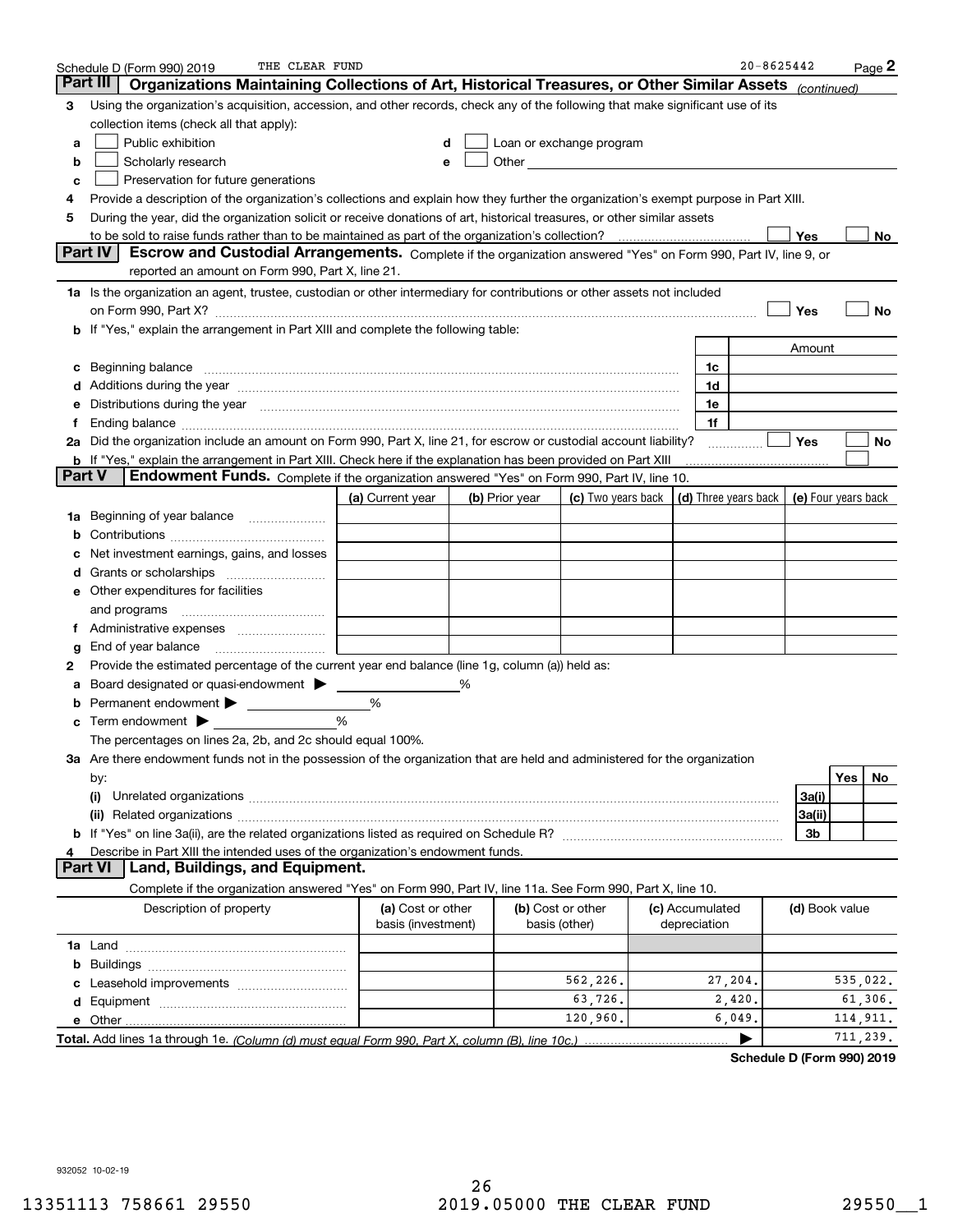Schedule D (Form 990) 2019 THE CLEAR FUND 20-8625442 Page 2

## Part III Organizations Maintaining Collections of Art, Historical Treasures, or Other Similar Assets *(continued)*

**3** Using the organization's acquisition, accession, and other records, check any of the following that make significant use of its collection items (check all that apply):

- **a** ☐ Public exhibition
- **b** ☐ Scholarly research
- **c** ☐ Preservation for future generations
- **d** ☐ Loan or exchange program
- **e** ☐ Other

**4** Provide a description of the organization's collections and explain how they further the organization's exempt purpose in Part XIII.

**5** During the year, did the organization solicit or receive donations of art, historical treasures, or other similar assets to be sold to raise funds rather than to be maintained as part of the organization's collection? ☐ Yes ☐ No

## Part IV Escrow and Custodial Arrangements.

Complete if the organization answered "Yes" on Form 990, Part IV, line 9, or reported an amount on Form 990, Part X, line 21.

**1a** Is the organization an agent, trustee, custodian or other intermediary for contributions or other assets not included on Form 990, Part X? ☐ Yes ☐ No

**b** If "Yes," explain the arrangement in Part XIII and complete the following table:

| | | Amount |
|---|---|---|
| **c** Beginning balance | 1c | |
| **d** Additions during the year | 1d | |
| **e** Distributions during the year | 1e | |
| **f** Ending balance | 1f | |

**2a** Did the organization include an amount on Form 990, Part X, line 21, for escrow or custodial account liability? ☐ Yes ☐ No

**b** If "Yes," explain the arrangement in Part XIII. Check here if the explanation has been provided on Part XIII ☐

## Part V Endowment Funds.

Complete if the organization answered "Yes" on Form 990, Part IV, line 10.

| | (a) Current year | (b) Prior year | (c) Two years back | (d) Three years back | (e) Four years back |
|---|---|---|---|---|---|
| **1a** Beginning of year balance | | | | | |
| **b** Contributions | | | | | |
| **c** Net investment earnings, gains, and losses | | | | | |
| **d** Grants or scholarships | | | | | |
| **e** Other expenditures for facilities and programs | | | | | |
| **f** Administrative expenses | | | | | |
| **g** End of year balance | | | | | |

**2** Provide the estimated percentage of the current year end balance (line 1g, column (a)) held as:

- **a** Board designated or quasi-endowment ▶ _______ %
- **b** Permanent endowment ▶ _______ %
- **c** Term endowment ▶ _______ %

The percentages on lines 2a, 2b, and 2c should equal 100%.

**3a** Are there endowment funds not in the possession of the organization that are held and administered for the organization by:

| | | Yes | No |
|---|---|---|---|
| **(i)** Unrelated organizations | 3a(i) | | |
| **(ii)** Related organizations | 3a(ii) | | |
| **b** If "Yes" on line 3a(ii), are the related organizations listed as required on Schedule R? | 3b | | |

**4** Describe in Part XIII the intended uses of the organization's endowment funds.

## Part VI Land, Buildings, and Equipment.

Complete if the organization answered "Yes" on Form 990, Part IV, line 11a. See Form 990, Part X, line 10.

| Description of property | (a) Cost or other basis (investment) | (b) Cost or other basis (other) | (c) Accumulated depreciation | (d) Book value |
|---|---|---|---|---|
| **1a** Land | | | | |
| **b** Buildings | | | | |
| **c** Leasehold improvements | | 562,226. | 27,204. | 535,022. |
| **d** Equipment | | 63,726. | 2,420. | 61,306. |
| **e** Other | | 120,960. | 6,049. | 114,911. |
| **Total.** Add lines 1a through 1e. *(Column (d) must equal Form 990, Part X, column (B), line 10c.)* ▶ | | | | 711,239. |

**Schedule D (Form 990) 2019**

932052 10-02-19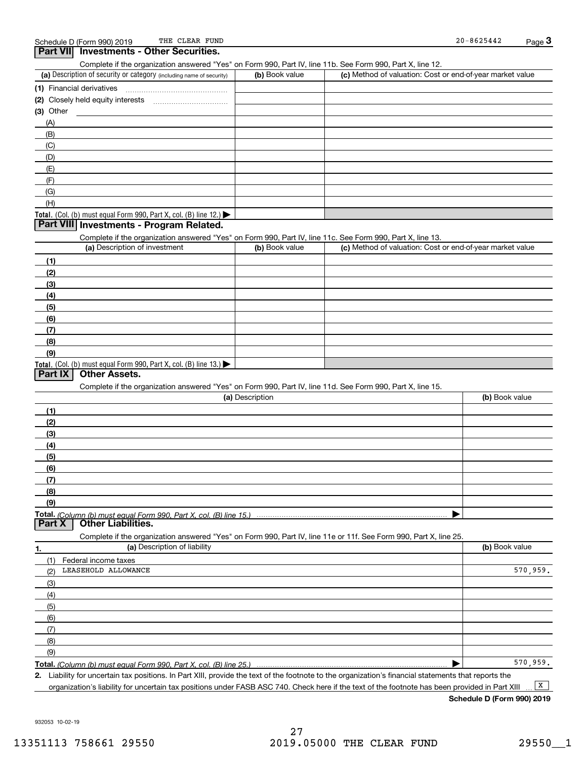Schedule D (Form 990) 2019 THE CLEAR FUND 20-8625442

## Part VII Investments - Other Securities.

Complete if the organization answered "Yes" on Form 990, Part IV, line 11b. See Form 990, Part X, line 12.

| (a) Description of security or category (including name of security) | (b) Book value | (c) Method of valuation: Cost or end-of-year market value |
|---|---|---|
| (1) Financial derivatives | | |
| (2) Closely held equity interests | | |
| (3) Other | | |
| (A) | | |
| (B) | | |
| (C) | | |
| (D) | | |
| (E) | | |
| (F) | | |
| (G) | | |
| (H) | | |
| **Total.** (Col. (b) must equal Form 990, Part X, col. (B) line 12.) ▶ | | |

## Part VIII Investments - Program Related.

Complete if the organization answered "Yes" on Form 990, Part IV, line 11c. See Form 990, Part X, line 13.

| (a) Description of investment | (b) Book value | (c) Method of valuation: Cost or end-of-year market value |
|---|---|---|
| (1) | | |
| (2) | | |
| (3) | | |
| (4) | | |
| (5) | | |
| (6) | | |
| (7) | | |
| (8) | | |
| (9) | | |
| **Total.** (Col. (b) must equal Form 990, Part X, col. (B) line 13.) ▶ | | |

## Part IX Other Assets.

Complete if the organization answered "Yes" on Form 990, Part IV, line 11d. See Form 990, Part X, line 15.

| (a) Description | (b) Book value |
|---|---|
| (1) | |
| (2) | |
| (3) | |
| (4) | |
| (5) | |
| (6) | |
| (7) | |
| (8) | |
| (9) | |
| **Total.** *(Column (b) must equal Form 990, Part X, col. (B) line 15.)* ▶ | |

## Part X Other Liabilities.

Complete if the organization answered "Yes" on Form 990, Part IV, line 11e or 11f. See Form 990, Part X, line 25.

| 1. (a) Description of liability | (b) Book value |
|---|---|
| (1) Federal income taxes | |
| (2) LEASEHOLD ALLOWANCE | 570,959. |
| (3) | |
| (4) | |
| (5) | |
| (6) | |
| (7) | |
| (8) | |
| (9) | |
| **Total.** *(Column (b) must equal Form 990, Part X, col. (B) line 25.)* ▶ | 570,959. |

2. Liability for uncertain tax positions. In Part XIII, provide the text of the footnote to the organization's financial statements that reports the organization's liability for uncertain tax positions under FASB ASC 740. Check here if the text of the footnote has been provided in Part XIII ... [X]

**Schedule D (Form 990) 2019**

932053 10-02-19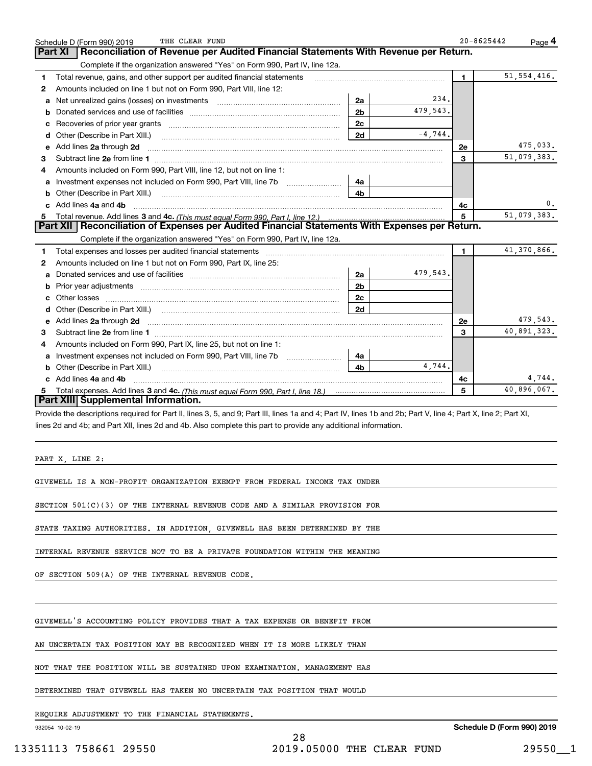Schedule D (Form 990) 2019 THE CLEAR FUND 20-8625442 Page 4

## Part XI Reconciliation of Revenue per Audited Financial Statements With Revenue per Return.

Complete if the organization answered "Yes" on Form 990, Part IV, line 12a.

| | | | | | |
|---|---|---|---|---|---|
| 1 | Total revenue, gains, and other support per audited financial statements | | | 1 | 51,554,416. |
| 2 | Amounts included on line 1 but not on Form 990, Part VIII, line 12: | | | | |
| a | Net unrealized gains (losses) on investments | 2a | 234. | | |
| b | Donated services and use of facilities | 2b | 479,543. | | |
| c | Recoveries of prior year grants | 2c | | | |
| d | Other (Describe in Part XIII.) | 2d | -4,744. | | |
| e | Add lines 2a through 2d | | | 2e | 475,033. |
| 3 | Subtract line 2e from line 1 | | | 3 | 51,079,383. |
| 4 | Amounts included on Form 990, Part VIII, line 12, but not on line 1: | | | | |
| a | Investment expenses not included on Form 990, Part VIII, line 7b | 4a | | | |
| b | Other (Describe in Part XIII.) | 4b | | | |
| c | Add lines 4a and 4b | | | 4c | 0. |
| 5 | Total revenue. Add lines 3 and 4c. *(This must equal Form 990, Part I, line 12.)* | | | 5 | 51,079,383. |

## Part XII Reconciliation of Expenses per Audited Financial Statements With Expenses per Return.

Complete if the organization answered "Yes" on Form 990, Part IV, line 12a.

| | | | | | |
|---|---|---|---|---|---|
| 1 | Total expenses and losses per audited financial statements | | | 1 | 41,370,866. |
| 2 | Amounts included on line 1 but not on Form 990, Part IX, line 25: | | | | |
| a | Donated services and use of facilities | 2a | 479,543. | | |
| b | Prior year adjustments | 2b | | | |
| c | Other losses | 2c | | | |
| d | Other (Describe in Part XIII.) | 2d | | | |
| e | Add lines 2a through 2d | | | 2e | 479,543. |
| 3 | Subtract line 2e from line 1 | | | 3 | 40,891,323. |
| 4 | Amounts included on Form 990, Part IX, line 25, but not on line 1: | | | | |
| a | Investment expenses not included on Form 990, Part VIII, line 7b | 4a | | | |
| b | Other (Describe in Part XIII.) | 4b | 4,744. | | |
| c | Add lines 4a and 4b | | | 4c | 4,744. |
| 5 | Total expenses. Add lines 3 and 4c. *(This must equal Form 990, Part I, line 18.)* | | | 5 | 40,896,067. |

## Part XIII Supplemental Information.

Provide the descriptions required for Part II, lines 3, 5, and 9; Part III, lines 1a and 4; Part IV, lines 1b and 2b; Part V, line 4; Part X, line 2; Part XI, lines 2d and 4b; and Part XII, lines 2d and 4b. Also complete this part to provide any additional information.

PART X, LINE 2:

GIVEWELL IS A NON-PROFIT ORGANIZATION EXEMPT FROM FEDERAL INCOME TAX UNDER SECTION 501(C)(3) OF THE INTERNAL REVENUE CODE AND A SIMILAR PROVISION FOR STATE TAXING AUTHORITIES. IN ADDITION, GIVEWELL HAS BEEN DETERMINED BY THE INTERNAL REVENUE SERVICE NOT TO BE A PRIVATE FOUNDATION WITHIN THE MEANING OF SECTION 509(A) OF THE INTERNAL REVENUE CODE.

GIVEWELL'S ACCOUNTING POLICY PROVIDES THAT A TAX EXPENSE OR BENEFIT FROM AN UNCERTAIN TAX POSITION MAY BE RECOGNIZED WHEN IT IS MORE LIKELY THAN NOT THAT THE POSITION WILL BE SUSTAINED UPON EXAMINATION. MANAGEMENT HAS DETERMINED THAT GIVEWELL HAS TAKEN NO UNCERTAIN TAX POSITION THAT WOULD REQUIRE ADJUSTMENT TO THE FINANCIAL STATEMENTS.

932054 10-02-19 Schedule D (Form 990) 2019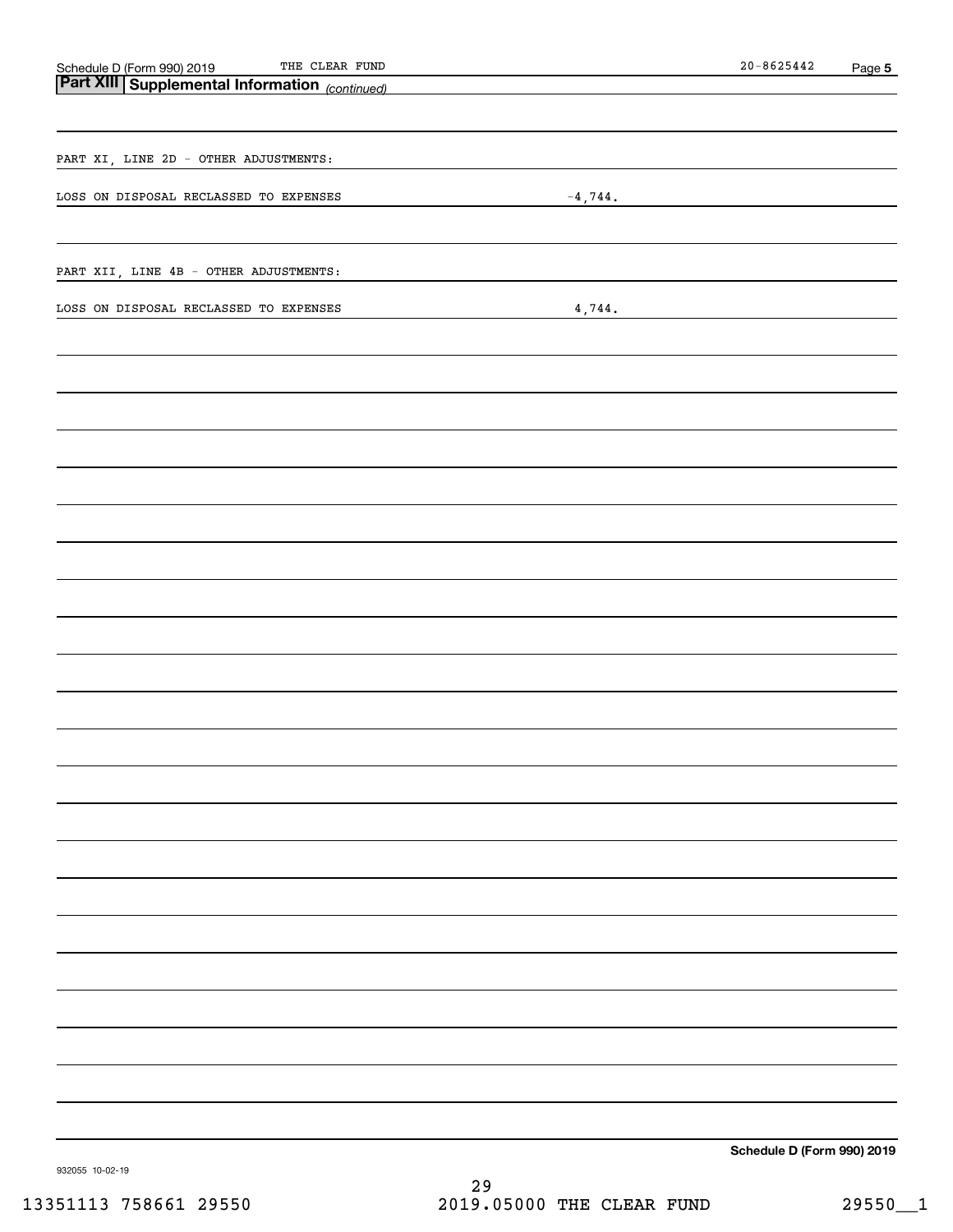## Part XIII Supplemental Information *(continued)*

PART XI, LINE 2D - OTHER ADJUSTMENTS:

| | |
|---|---|
| LOSS ON DISPOSAL RECLASSED TO EXPENSES | -4,744. |

PART XII, LINE 4B - OTHER ADJUSTMENTS:

| | |
|---|---|
| LOSS ON DISPOSAL RECLASSED TO EXPENSES | 4,744. |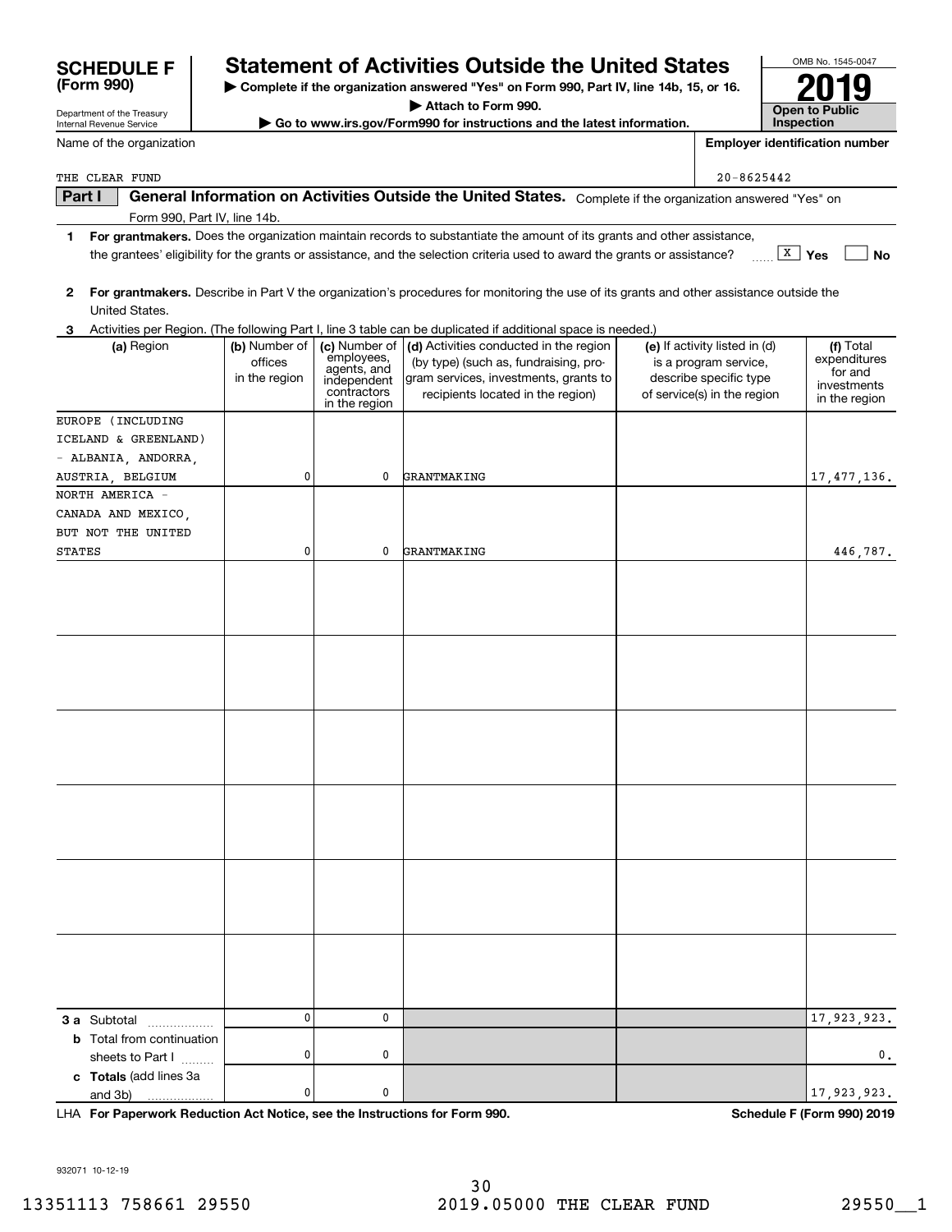**SCHEDULE F (Form 990)**

Department of the Treasury
Internal Revenue Service

# Statement of Activities Outside the United States

▶ Complete if the organization answered "Yes" on Form 990, Part IV, line 14b, 15, or 16.
▶ Attach to Form 990.
▶ Go to www.irs.gov/Form990 for instructions and the latest information.

OMB No. 1545-0047

**2019**

**Open to Public Inspection**

Name of the organization: THE CLEAR FUND

Employer identification number: 20-8625442

**Part I** **General Information on Activities Outside the United States.** Complete if the organization answered "Yes" on Form 990, Part IV, line 14b.

**1** **For grantmakers.** Does the organization maintain records to substantiate the amount of its grants and other assistance, the grantees' eligibility for the grants or assistance, and the selection criteria used to award the grants or assistance? [X] Yes [ ] No

**2** **For grantmakers.** Describe in Part V the organization's procedures for monitoring the use of its grants and other assistance outside the United States.

**3** Activities per Region. (The following Part I, line 3 table can be duplicated if additional space is needed.)

| (a) Region | (b) Number of offices in the region | (c) Number of employees, agents, and independent contractors in the region | (d) Activities conducted in the region (by type) (such as, fundraising, program services, investments, grants to recipients located in the region) | (e) If activity listed in (d) is a program service, describe specific type of service(s) in the region | (f) Total expenditures for and investments in the region |
|---|---|---|---|---|---|
| EUROPE (INCLUDING ICELAND & GREENLAND) - ALBANIA, ANDORRA, AUSTRIA, BELGIUM | 0 | 0 | GRANTMAKING | | 17,477,136. |
| NORTH AMERICA - CANADA AND MEXICO, BUT NOT THE UNITED STATES | 0 | 0 | GRANTMAKING | | 446,787. |
| | | | | | |
| | | | | | |
| | | | | | |
| | | | | | |
| | | | | | |
| | | | | | |
| **3 a** Subtotal | 0 | 0 | | | 17,923,923. |
| **b** Total from continuation sheets to Part I | 0 | 0 | | | 0. |
| **c Totals** (add lines 3a and 3b) | 0 | 0 | | | 17,923,923. |

LHA **For Paperwork Reduction Act Notice, see the Instructions for Form 990.** **Schedule F (Form 990) 2019**

932071 10-12-19

13351113 758661 29550 2019.05000 THE CLEAR FUND 29550__1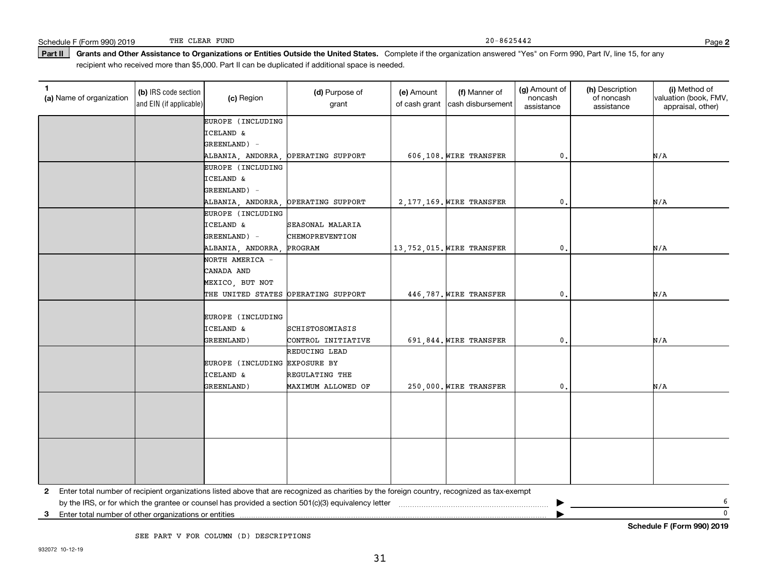Schedule F (Form 990) 2019 THE CLEAR FUND 20-8625442 Page **2**

**Part II** **Grants and Other Assistance to Organizations or Entities Outside the United States.** Complete if the organization answered "Yes" on Form 990, Part IV, line 15, for any recipient who received more than $5,000. Part II can be duplicated if additional space is needed.

| 1 (a) Name of organization | (b) IRS code section and EIN (if applicable) | (c) Region | (d) Purpose of grant | (e) Amount of cash grant | (f) Manner of cash disbursement | (g) Amount of noncash assistance | (h) Description of noncash assistance | (i) Method of valuation (book, FMV, appraisal, other) |
|---|---|---|---|---|---|---|---|---|
| | | EUROPE (INCLUDING ICELAND & GREENLAND) - ALBANIA, ANDORRA, | OPERATING SUPPORT | 606,108. | WIRE TRANSFER | 0. | | N/A |
| | | EUROPE (INCLUDING ICELAND & GREENLAND) - ALBANIA, ANDORRA, | OPERATING SUPPORT | 2,177,169. | WIRE TRANSFER | 0. | | N/A |
| | | EUROPE (INCLUDING ICELAND & GREENLAND) - ALBANIA, ANDORRA, | SEASONAL MALARIA CHEMOPREVENTION PROGRAM | 13,752,015. | WIRE TRANSFER | 0. | | N/A |
| | | NORTH AMERICA - CANADA AND MEXICO, BUT NOT THE UNITED STATES | OPERATING SUPPORT | 446,787. | WIRE TRANSFER | 0. | | N/A |
| | | EUROPE (INCLUDING ICELAND & GREENLAND) | SCHISTOSOMIASIS CONTROL INITIATIVE | 691,844. | WIRE TRANSFER | 0. | | N/A |
| | | EUROPE (INCLUDING ICELAND & GREENLAND) | REDUCING LEAD EXPOSURE BY REGULATING THE MAXIMUM ALLOWED OF | 250,000. | WIRE TRANSFER | 0. | | N/A |
| | | | | | | | | |
| | | | | | | | | |

**2** Enter total number of recipient organizations listed above that are recognized as charities by the foreign country, recognized as tax-exempt by the IRS, or for which the grantee or counsel has provided a section 501(c)(3) equivalency letter ▶ 6

**3** Enter total number of other organizations or entities ▶ 0

SEE PART V FOR COLUMN (D) DESCRIPTIONS

**Schedule F (Form 990) 2019**

932072 10-12-19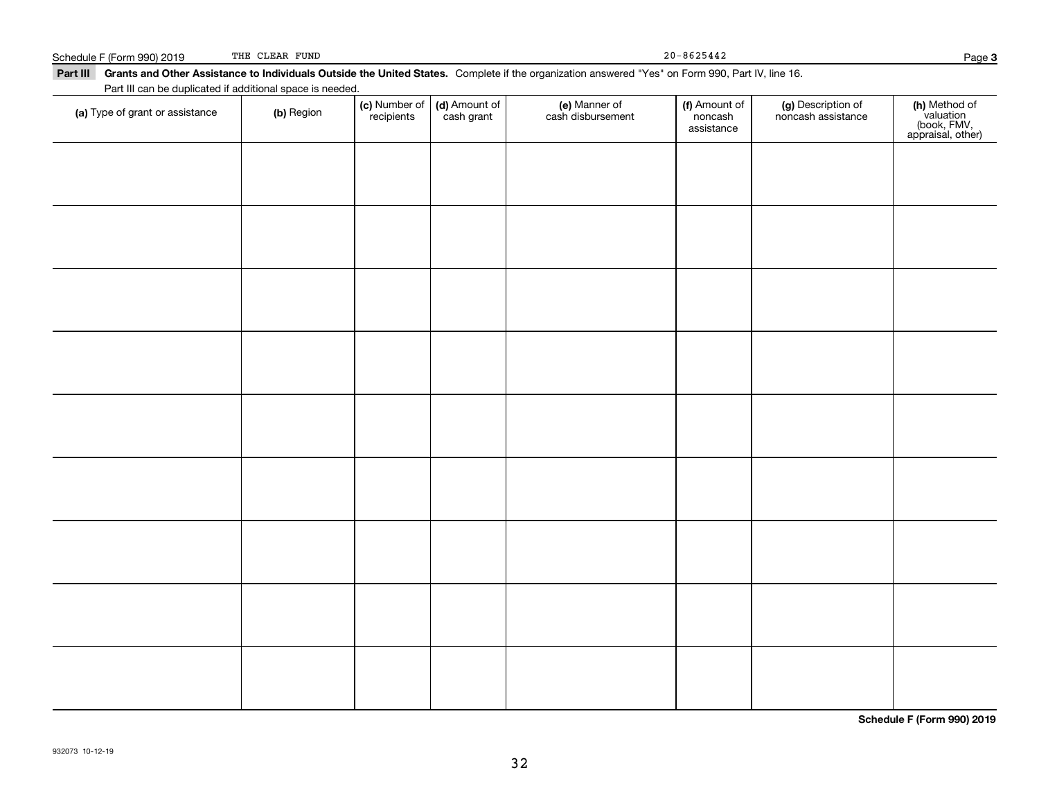Schedule F (Form 990) 2019 THE CLEAR FUND 20-8625442

**Part III** **Grants and Other Assistance to Individuals Outside the United States.** Complete if the organization answered "Yes" on Form 990, Part IV, line 16.

Part III can be duplicated if additional space is needed.

| **(a)** Type of grant or assistance | **(b)** Region | **(c)** Number of recipients | **(d)** Amount of cash grant | **(e)** Manner of cash disbursement | **(f)** Amount of noncash assistance | **(g)** Description of noncash assistance | **(h)** Method of valuation (book, FMV, appraisal, other) |
|---|---|---|---|---|---|---|---|
| | | | | | | | |
| | | | | | | | |
| | | | | | | | |
| | | | | | | | |
| | | | | | | | |
| | | | | | | | |
| | | | | | | | |
| | | | | | | | |
| | | | | | | | |

**Schedule F (Form 990) 2019**

932073 10-12-19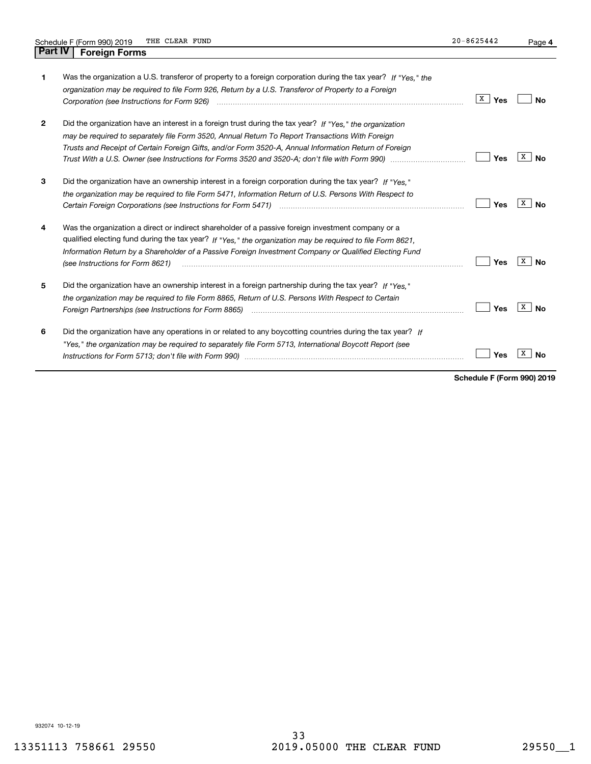Schedule F (Form 990) 2019 THE CLEAR FUND 20-8625442

## Part IV Foreign Forms

| | | Yes | No |
|---|---|---|---|
| 1 | Was the organization a U.S. transferor of property to a foreign corporation during the tax year? *If "Yes," the organization may be required to file Form 926, Return by a U.S. Transferor of Property to a Foreign Corporation (see Instructions for Form 926)* | X | |
| 2 | Did the organization have an interest in a foreign trust during the tax year? *If "Yes," the organization may be required to separately file Form 3520, Annual Return To Report Transactions With Foreign Trusts and Receipt of Certain Foreign Gifts, and/or Form 3520-A, Annual Information Return of Foreign Trust With a U.S. Owner (see Instructions for Forms 3520 and 3520-A; don't file with Form 990)* | | X |
| 3 | Did the organization have an ownership interest in a foreign corporation during the tax year? *If "Yes," the organization may be required to file Form 5471, Information Return of U.S. Persons With Respect to Certain Foreign Corporations (see Instructions for Form 5471)* | | X |
| 4 | Was the organization a direct or indirect shareholder of a passive foreign investment company or a qualified electing fund during the tax year? *If "Yes," the organization may be required to file Form 8621, Information Return by a Shareholder of a Passive Foreign Investment Company or Qualified Electing Fund (see Instructions for Form 8621)* | | X |
| 5 | Did the organization have an ownership interest in a foreign partnership during the tax year? *If "Yes," the organization may be required to file Form 8865, Return of U.S. Persons With Respect to Certain Foreign Partnerships (see Instructions for Form 8865)* | | X |
| 6 | Did the organization have any operations in or related to any boycotting countries during the tax year? *If "Yes," the organization may be required to separately file Form 5713, International Boycott Report (see Instructions for Form 5713; don't file with Form 990)* | | X |

**Schedule F (Form 990) 2019**

932074 10-12-19

13351113 758661 29550 2019.05000 THE CLEAR FUND 29550__1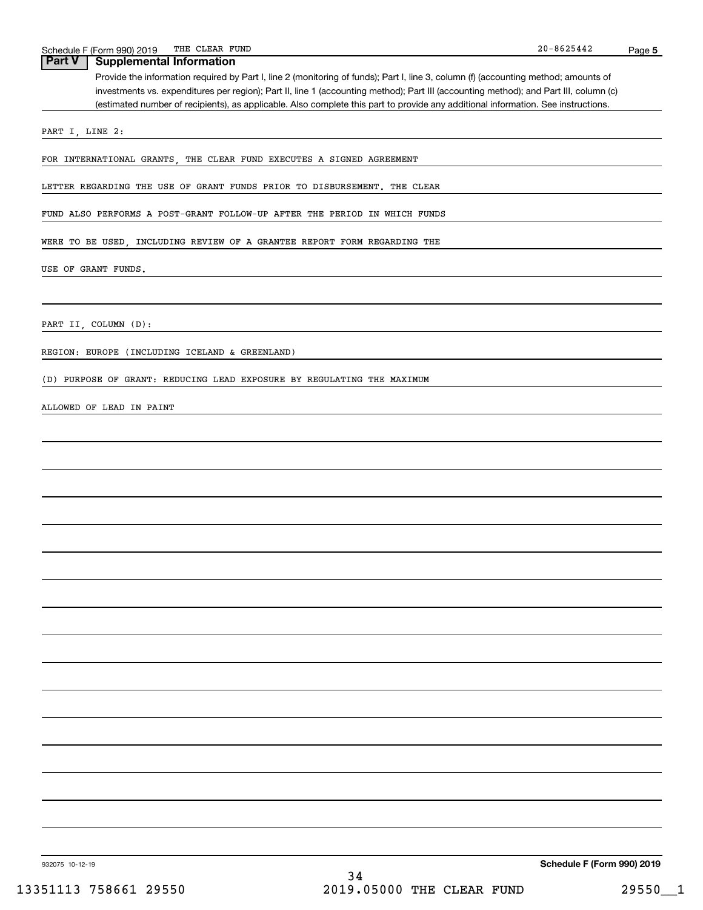Schedule F (Form 990) 2019 THE CLEAR FUND 20-8625442

## Part V Supplemental Information

Provide the information required by Part I, line 2 (monitoring of funds); Part I, line 3, column (f) (accounting method; amounts of investments vs. expenditures per region); Part II, line 1 (accounting method); Part III (accounting method); and Part III, column (c) (estimated number of recipients), as applicable. Also complete this part to provide any additional information. See instructions.

PART I, LINE 2:

FOR INTERNATIONAL GRANTS, THE CLEAR FUND EXECUTES A SIGNED AGREEMENT LETTER REGARDING THE USE OF GRANT FUNDS PRIOR TO DISBURSEMENT. THE CLEAR FUND ALSO PERFORMS A POST-GRANT FOLLOW-UP AFTER THE PERIOD IN WHICH FUNDS WERE TO BE USED, INCLUDING REVIEW OF A GRANTEE REPORT FORM REGARDING THE USE OF GRANT FUNDS.

PART II, COLUMN (D):

REGION: EUROPE (INCLUDING ICELAND & GREENLAND)

(D) PURPOSE OF GRANT: REDUCING LEAD EXPOSURE BY REGULATING THE MAXIMUM ALLOWED OF LEAD IN PAINT

932075 10-12-19

Schedule F (Form 990) 2019

13351113 758661 29550 2019.05000 THE CLEAR FUND 29550__1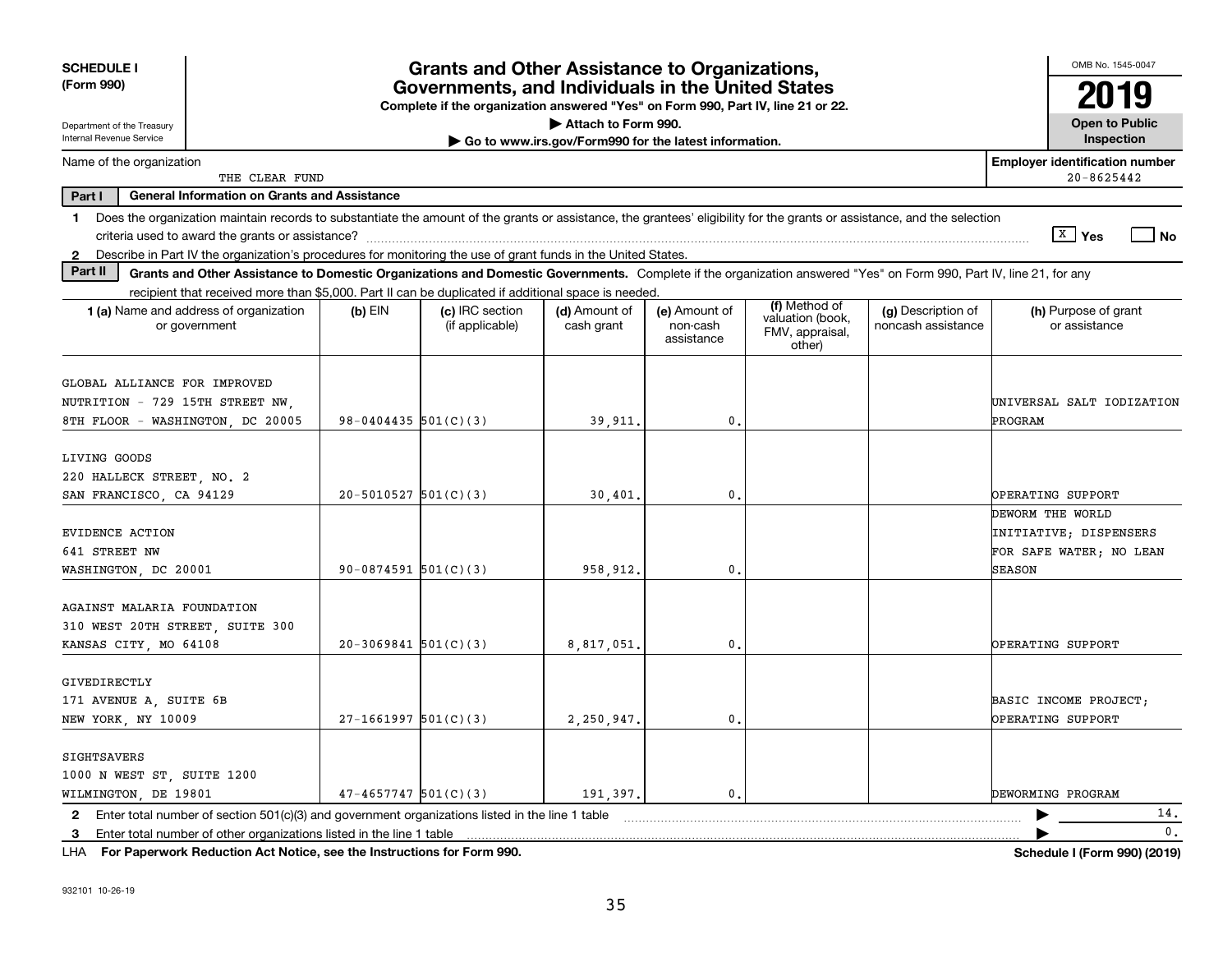**SCHEDULE I (Form 990)**

Department of the Treasury
Internal Revenue Service

# Grants and Other Assistance to Organizations, Governments, and Individuals in the United States

**Complete if the organization answered "Yes" on Form 990, Part IV, line 21 or 22.**
**▶ Attach to Form 990.**
**▶ Go to www.irs.gov/Form990 for the latest information.**

OMB No. 1545-0047
**2019**
**Open to Public Inspection**

Name of the organization: THE CLEAR FUND
Employer identification number: 20-8625442

**Part I — General Information on Grants and Assistance**

1 Does the organization maintain records to substantiate the amount of the grants or assistance, the grantees' eligibility for the grants or assistance, and the selection criteria used to award the grants or assistance? [X] Yes [ ] No

2 Describe in Part IV the organization's procedures for monitoring the use of grant funds in the United States.

**Part II — Grants and Other Assistance to Domestic Organizations and Domestic Governments.** Complete if the organization answered "Yes" on Form 990, Part IV, line 21, for any recipient that received more than $5,000. Part II can be duplicated if additional space is needed.

| 1 (a) Name and address of organization or government | (b) EIN | (c) IRC section (if applicable) | (d) Amount of cash grant | (e) Amount of non-cash assistance | (f) Method of valuation (book, FMV, appraisal, other) | (g) Description of noncash assistance | (h) Purpose of grant or assistance |
|---|---|---|---|---|---|---|---|
| GLOBAL ALLIANCE FOR IMPROVED NUTRITION - 729 15TH STREET NW, 8TH FLOOR - WASHINGTON, DC 20005 | 98-0404435 | 501(C)(3) | 39,911. | 0. | | | UNIVERSAL SALT IODIZATION PROGRAM |
| LIVING GOODS 220 HALLECK STREET, NO. 2 SAN FRANCISCO, CA 94129 | 20-5010527 | 501(C)(3) | 30,401. | 0. | | | OPERATING SUPPORT |
| EVIDENCE ACTION 641 STREET NW WASHINGTON, DC 20001 | 90-0874591 | 501(C)(3) | 958,912. | 0. | | | DEWORM THE WORLD INITIATIVE; DISPENSERS FOR SAFE WATER; NO LEAN SEASON |
| AGAINST MALARIA FOUNDATION 310 WEST 20TH STREET, SUITE 300 KANSAS CITY, MO 64108 | 20-3069841 | 501(C)(3) | 8,817,051. | 0. | | | OPERATING SUPPORT |
| GIVEDIRECTLY 171 AVENUE A, SUITE 6B NEW YORK, NY 10009 | 27-1661997 | 501(C)(3) | 2,250,947. | 0. | | | BASIC INCOME PROJECT; OPERATING SUPPORT |
| SIGHTSAVERS 1000 N WEST ST, SUITE 1200 WILMINGTON, DE 19801 | 47-4657747 | 501(C)(3) | 191,397. | 0. | | | DEWORMING PROGRAM |

2 Enter total number of section 501(c)(3) and government organizations listed in the line 1 table ▶ 14.

3 Enter total number of other organizations listed in the line 1 table ▶ 0.

LHA **For Paperwork Reduction Act Notice, see the Instructions for Form 990.** **Schedule I (Form 990) (2019)**

932101 10-26-19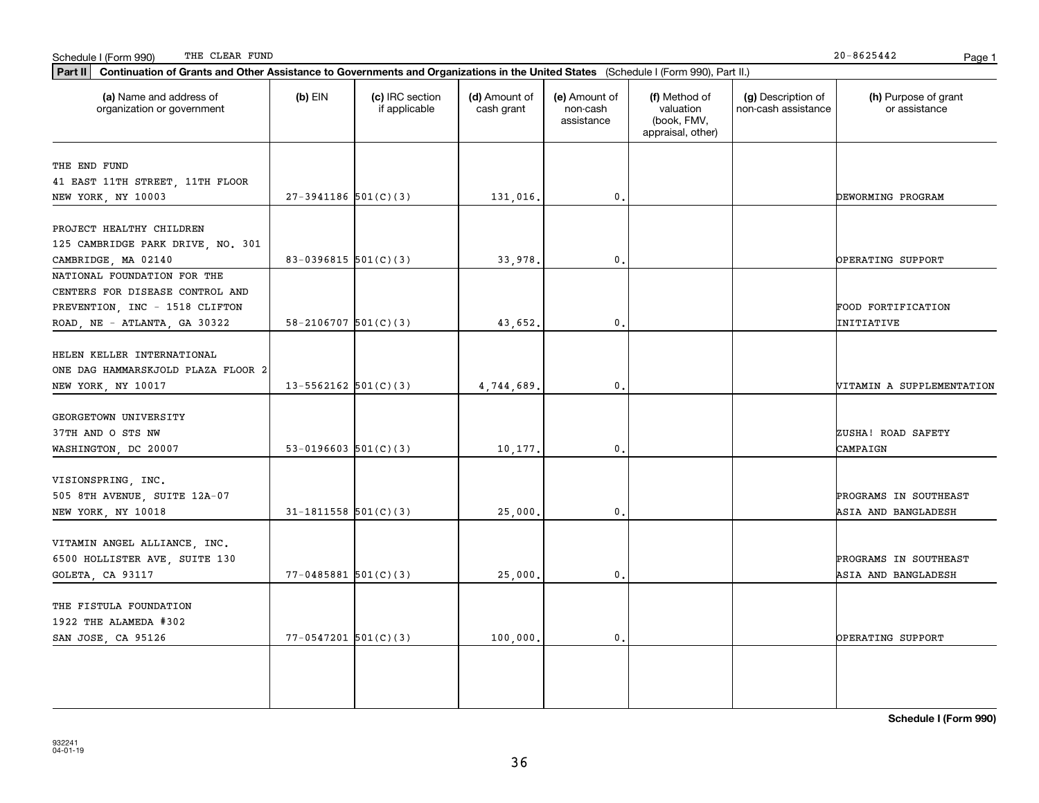Schedule I (Form 990) THE CLEAR FUND 20-8625442

**Part II** **Continuation of Grants and Other Assistance to Governments and Organizations in the United States** (Schedule I (Form 990), Part II.)

| (a) Name and address of organization or government | (b) EIN | (c) IRC section if applicable | (d) Amount of cash grant | (e) Amount of non-cash assistance | (f) Method of valuation (book, FMV, appraisal, other) | (g) Description of non-cash assistance | (h) Purpose of grant or assistance |
|---|---|---|---|---|---|---|---|
| THE END FUND 41 EAST 11TH STREET, 11TH FLOOR NEW YORK, NY 10003 | 27-3941186 | 501(C)(3) | 131,016. | 0. | | | DEWORMING PROGRAM |
| PROJECT HEALTHY CHILDREN 125 CAMBRIDGE PARK DRIVE, NO. 301 CAMBRIDGE, MA 02140 | 83-0396815 | 501(C)(3) | 33,978. | 0. | | | OPERATING SUPPORT |
| NATIONAL FOUNDATION FOR THE CENTERS FOR DISEASE CONTROL AND PREVENTION, INC - 1518 CLIFTON ROAD, NE - ATLANTA, GA 30322 | 58-2106707 | 501(C)(3) | 43,652. | 0. | | | FOOD FORTIFICATION INITIATIVE |
| HELEN KELLER INTERNATIONAL ONE DAG HAMMARSKJOLD PLAZA FLOOR 2 NEW YORK, NY 10017 | 13-5562162 | 501(C)(3) | 4,744,689. | 0. | | | VITAMIN A SUPPLEMENTATION |
| GEORGETOWN UNIVERSITY 37TH AND O STS NW WASHINGTON, DC 20007 | 53-0196603 | 501(C)(3) | 10,177. | 0. | | | ZUSHA! ROAD SAFETY CAMPAIGN |
| VISIONSPRING, INC. 505 8TH AVENUE, SUITE 12A-07 NEW YORK, NY 10018 | 31-1811558 | 501(C)(3) | 25,000. | 0. | | | PROGRAMS IN SOUTHEAST ASIA AND BANGLADESH |
| VITAMIN ANGEL ALLIANCE, INC. 6500 HOLLISTER AVE, SUITE 130 GOLETA, CA 93117 | 77-0485881 | 501(C)(3) | 25,000. | 0. | | | PROGRAMS IN SOUTHEAST ASIA AND BANGLADESH |
| THE FISTULA FOUNDATION 1922 THE ALAMEDA #302 SAN JOSE, CA 95126 | 77-0547201 | 501(C)(3) | 100,000. | 0. | | | OPERATING SUPPORT |
| | | | | | | | |

**Schedule I (Form 990)**

932241
04-01-19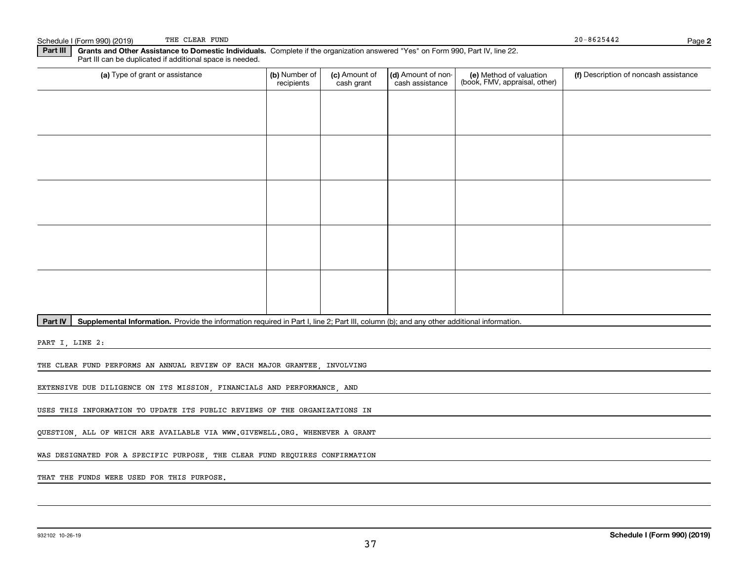Schedule I (Form 990) (2019) THE CLEAR FUND 20-8625442 Page 2

**Part III** **Grants and Other Assistance to Domestic Individuals.** Complete if the organization answered "Yes" on Form 990, Part IV, line 22. Part III can be duplicated if additional space is needed.

| (a) Type of grant or assistance | (b) Number of recipients | (c) Amount of cash grant | (d) Amount of non-cash assistance | (e) Method of valuation (book, FMV, appraisal, other) | (f) Description of noncash assistance |
|---|---|---|---|---|---|
| | | | | | |
| | | | | | |
| | | | | | |
| | | | | | |
| | | | | | |

**Part IV** **Supplemental Information.** Provide the information required in Part I, line 2; Part III, column (b); and any other additional information.

PART I, LINE 2:

THE CLEAR FUND PERFORMS AN ANNUAL REVIEW OF EACH MAJOR GRANTEE, INVOLVING EXTENSIVE DUE DILIGENCE ON ITS MISSION, FINANCIALS AND PERFORMANCE, AND USES THIS INFORMATION TO UPDATE ITS PUBLIC REVIEWS OF THE ORGANIZATIONS IN QUESTION, ALL OF WHICH ARE AVAILABLE VIA WWW.GIVEWELL.ORG. WHENEVER A GRANT WAS DESIGNATED FOR A SPECIFIC PURPOSE, THE CLEAR FUND REQUIRES CONFIRMATION THAT THE FUNDS WERE USED FOR THIS PURPOSE.

932102 10-26-19 **Schedule I (Form 990) (2019)**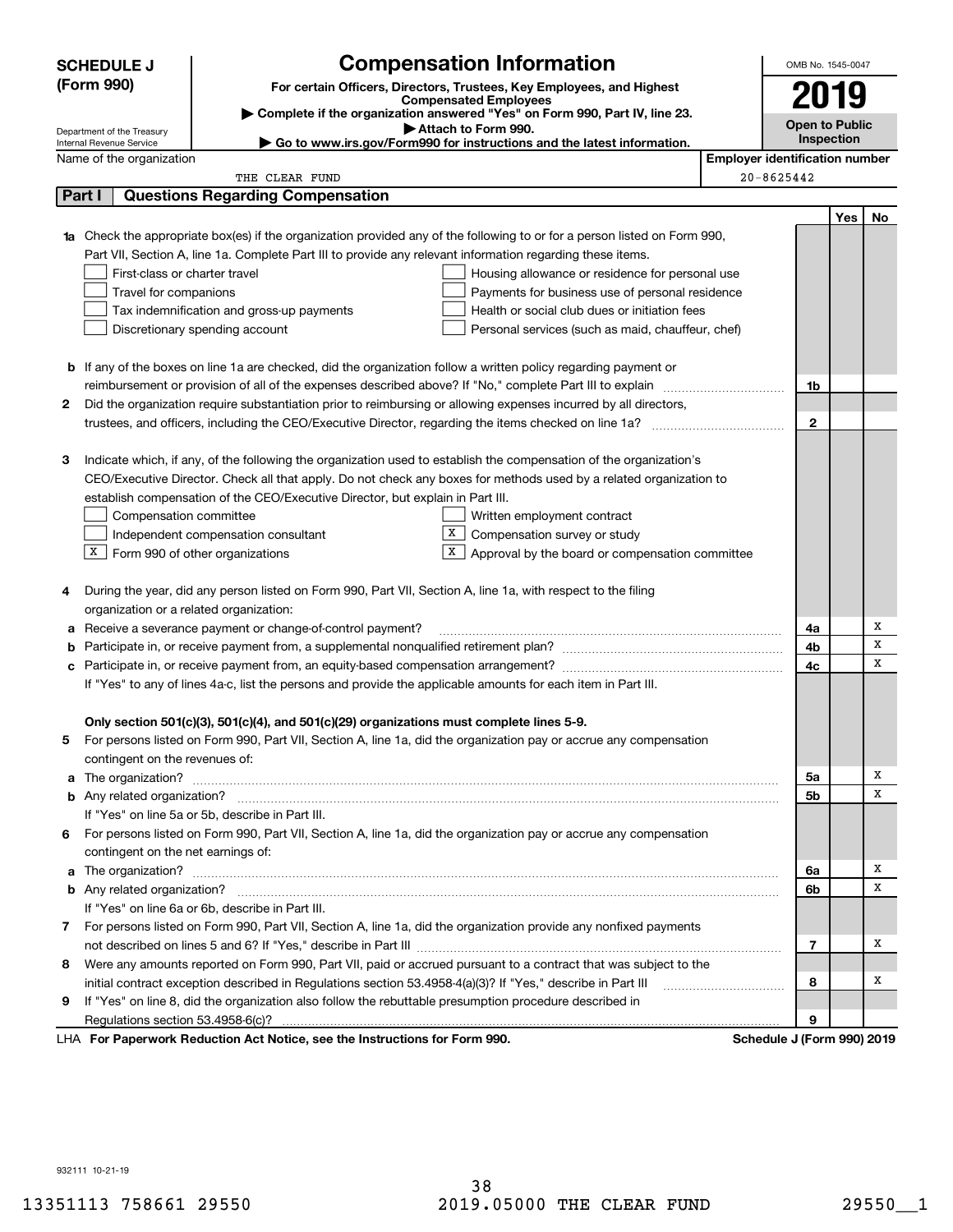# SCHEDULE J (Form 990)

Department of the Treasury
Internal Revenue Service

## Compensation Information

**For certain Officers, Directors, Trustees, Key Employees, and Highest Compensated Employees**

▶ Complete if the organization answered "Yes" on Form 990, Part IV, line 23.
▶ Attach to Form 990.
▶ Go to www.irs.gov/Form990 for instructions and the latest information.

OMB No. 1545-0047

**2019**

**Open to Public Inspection**

Name of the organization: THE CLEAR FUND

Employer identification number: 20-8625442

## Part I Questions Regarding Compensation

| | | | Yes | No |
|---|---|---|---|---|
| **1a** | Check the appropriate box(es) if the organization provided any of the following to or for a person listed on Form 990, Part VII, Section A, line 1a. Complete Part III to provide any relevant information regarding these items.<br>☐ First-class or charter travel ☐ Housing allowance or residence for personal use<br>☐ Travel for companions ☐ Payments for business use of personal residence<br>☐ Tax indemnification and gross-up payments ☐ Health or social club dues or initiation fees<br>☐ Discretionary spending account ☐ Personal services (such as maid, chauffeur, chef) | | | |
| **b** | If any of the boxes on line 1a are checked, did the organization follow a written policy regarding payment or reimbursement or provision of all of the expenses described above? If "No," complete Part III to explain | 1b | | |
| **2** | Did the organization require substantiation prior to reimbursing or allowing expenses incurred by all directors, trustees, and officers, including the CEO/Executive Director, regarding the items checked on line 1a? | 2 | | |
| **3** | Indicate which, if any, of the following the organization used to establish the compensation of the organization's CEO/Executive Director. Check all that apply. Do not check any boxes for methods used by a related organization to establish compensation of the CEO/Executive Director, but explain in Part III.<br>☐ Compensation committee ☐ Written employment contract<br>☐ Independent compensation consultant ☒ Compensation survey or study<br>☒ Form 990 of other organizations ☒ Approval by the board or compensation committee | | | |
| **4** | During the year, did any person listed on Form 990, Part VII, Section A, line 1a, with respect to the filing organization or a related organization: | | | |
| **a** | Receive a severance payment or change-of-control payment? | 4a | | X |
| **b** | Participate in, or receive payment from, a supplemental nonqualified retirement plan? | 4b | | X |
| **c** | Participate in, or receive payment from, an equity-based compensation arrangement? | 4c | | X |
| | If "Yes" to any of lines 4a-c, list the persons and provide the applicable amounts for each item in Part III. | | | |
| | **Only section 501(c)(3), 501(c)(4), and 501(c)(29) organizations must complete lines 5-9.** | | | |
| **5** | For persons listed on Form 990, Part VII, Section A, line 1a, did the organization pay or accrue any compensation contingent on the revenues of: | | | |
| **a** | The organization? | 5a | | X |
| **b** | Any related organization? | 5b | | X |
| | If "Yes" on line 5a or 5b, describe in Part III. | | | |
| **6** | For persons listed on Form 990, Part VII, Section A, line 1a, did the organization pay or accrue any compensation contingent on the net earnings of: | | | |
| **a** | The organization? | 6a | | X |
| **b** | Any related organization? | 6b | | X |
| | If "Yes" on line 6a or 6b, describe in Part III. | | | |
| **7** | For persons listed on Form 990, Part VII, Section A, line 1a, did the organization provide any nonfixed payments not described on lines 5 and 6? If "Yes," describe in Part III | 7 | | X |
| **8** | Were any amounts reported on Form 990, Part VII, paid or accrued pursuant to a contract that was subject to the initial contract exception described in Regulations section 53.4958-4(a)(3)? If "Yes," describe in Part III | 8 | | X |
| **9** | If "Yes" on line 8, did the organization also follow the rebuttable presumption procedure described in Regulations section 53.4958-6(c)? | 9 | | |

LHA **For Paperwork Reduction Act Notice, see the Instructions for Form 990.** **Schedule J (Form 990) 2019**

932111 10-21-19

13351113 758661 29550 2019.05000 THE CLEAR FUND 29550__1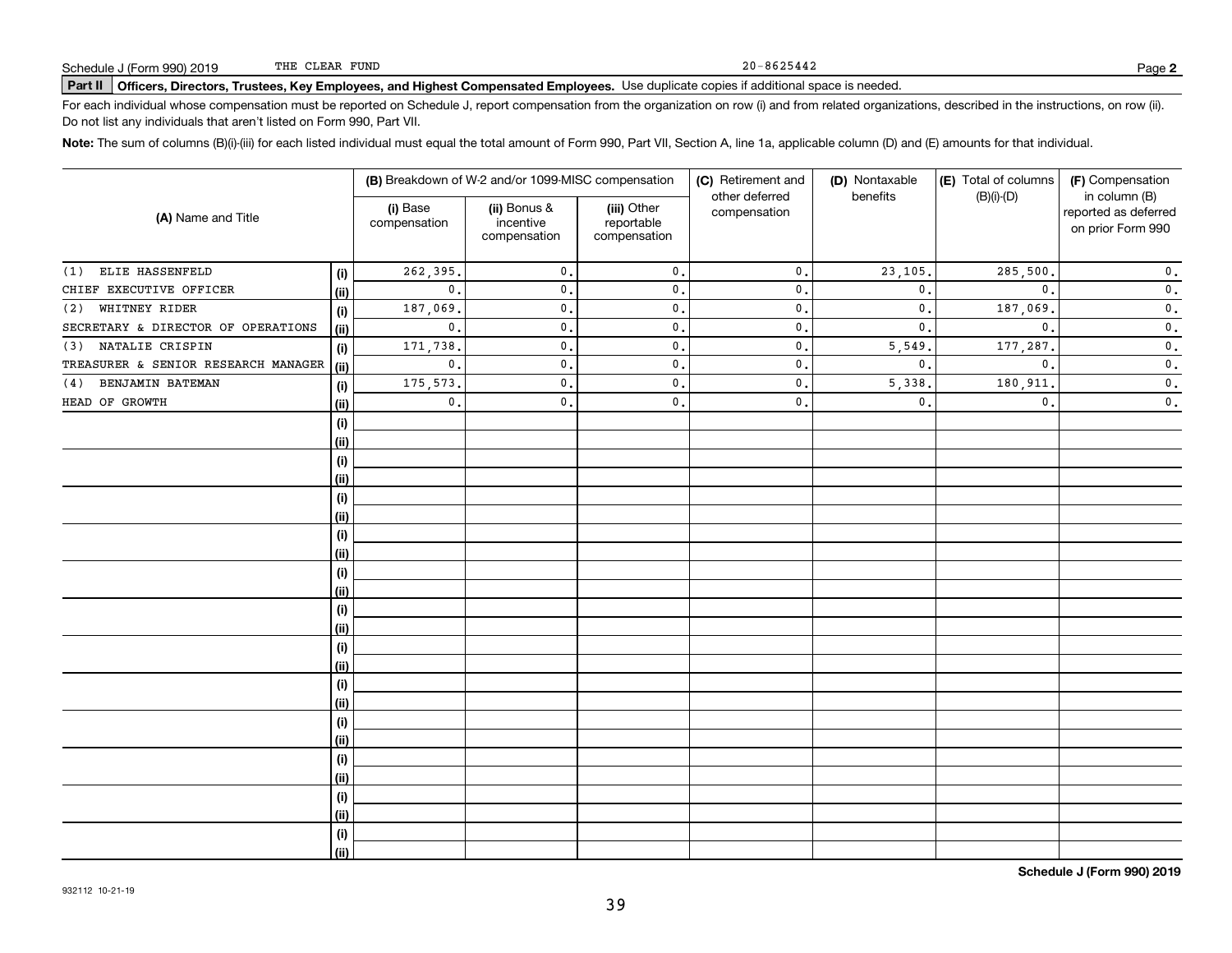Schedule J (Form 990) 2019 THE CLEAR FUND 20-8625442 Page **2**

**Part II Officers, Directors, Trustees, Key Employees, and Highest Compensated Employees.** Use duplicate copies if additional space is needed.

For each individual whose compensation must be reported on Schedule J, report compensation from the organization on row (i) and from related organizations, described in the instructions, on row (ii). Do not list any individuals that aren't listed on Form 990, Part VII.

**Note:** The sum of columns (B)(i)-(iii) for each listed individual must equal the total amount of Form 990, Part VII, Section A, line 1a, applicable column (D) and (E) amounts for that individual.

| (A) Name and Title | | (B) Breakdown of W-2 and/or 1099-MISC compensation | | | (C) Retirement and other deferred compensation | (D) Nontaxable benefits | (E) Total of columns (B)(i)-(D) | (F) Compensation in column (B) reported as deferred on prior Form 990 |
|---|---|---|---|---|---|---|---|---|
| | | (i) Base compensation | (ii) Bonus & incentive compensation | (iii) Other reportable compensation | | | | |
| (1) ELIE HASSENFELD | (i) | 262,395. | 0. | 0. | 0. | 23,105. | 285,500. | 0. |
| CHIEF EXECUTIVE OFFICER | (ii) | 0. | 0. | 0. | 0. | 0. | 0. | 0. |
| (2) WHITNEY RIDER | (i) | 187,069. | 0. | 0. | 0. | 0. | 187,069. | 0. |
| SECRETARY & DIRECTOR OF OPERATIONS | (ii) | 0. | 0. | 0. | 0. | 0. | 0. | 0. |
| (3) NATALIE CRISPIN | (i) | 171,738. | 0. | 0. | 0. | 5,549. | 177,287. | 0. |
| TREASURER & SENIOR RESEARCH MANAGER | (ii) | 0. | 0. | 0. | 0. | 0. | 0. | 0. |
| (4) BENJAMIN BATEMAN | (i) | 175,573. | 0. | 0. | 0. | 5,338. | 180,911. | 0. |
| HEAD OF GROWTH | (ii) | 0. | 0. | 0. | 0. | 0. | 0. | 0. |

**Schedule J (Form 990) 2019**

932112 10-21-19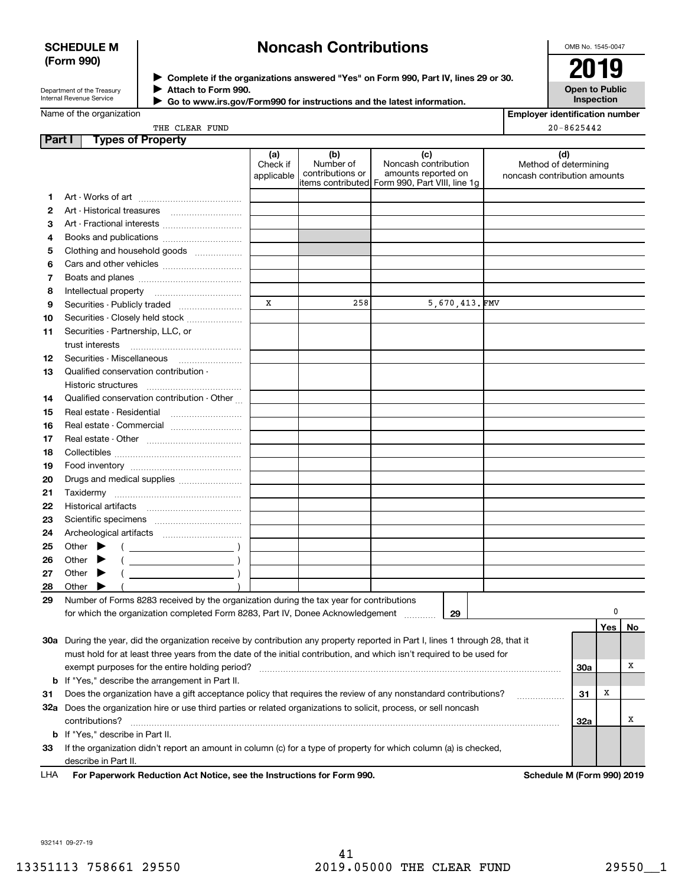**SCHEDULE M (Form 990)**

Department of the Treasury
Internal Revenue Service

# Noncash Contributions

▶ Complete if the organizations answered "Yes" on Form 990, Part IV, lines 29 or 30.
▶ Attach to Form 990.
▶ Go to www.irs.gov/Form990 for instructions and the latest information.

OMB No. 1545-0047

**2019**

**Open to Public Inspection**

Name of the organization: THE CLEAR FUND

Employer identification number: 20-8625442

## Part I Types of Property

| | | (a) Check if applicable | (b) Number of contributions or items contributed | (c) Noncash contribution amounts reported on Form 990, Part VIII, line 1g | (d) Method of determining noncash contribution amounts |
|---|---|---|---|---|---|
| 1 | Art - Works of art | | | | |
| 2 | Art - Historical treasures | | | | |
| 3 | Art - Fractional interests | | | | |
| 4 | Books and publications | | | | |
| 5 | Clothing and household goods | | | | |
| 6 | Cars and other vehicles | | | | |
| 7 | Boats and planes | | | | |
| 8 | Intellectual property | | | | |
| 9 | Securities - Publicly traded | X | 258 | 5,670,413. | FMV |
| 10 | Securities - Closely held stock | | | | |
| 11 | Securities - Partnership, LLC, or trust interests | | | | |
| 12 | Securities - Miscellaneous | | | | |
| 13 | Qualified conservation contribution - Historic structures | | | | |
| 14 | Qualified conservation contribution - Other | | | | |
| 15 | Real estate - Residential | | | | |
| 16 | Real estate - Commercial | | | | |
| 17 | Real estate - Other | | | | |
| 18 | Collectibles | | | | |
| 19 | Food inventory | | | | |
| 20 | Drugs and medical supplies | | | | |
| 21 | Taxidermy | | | | |
| 22 | Historical artifacts | | | | |
| 23 | Scientific specimens | | | | |
| 24 | Archeological artifacts | | | | |
| 25 | Other ▶ ( ) | | | | |
| 26 | Other ▶ ( ) | | | | |
| 27 | Other ▶ ( ) | | | | |
| 28 | Other ▶ ( ) | | | | |

**29** Number of Forms 8283 received by the organization during the tax year for contributions for which the organization completed Form 8283, Part IV, Donee Acknowledgement ..... **29** 0

| | | | Yes | No |
|---|---|---|---|---|
| 30a | During the year, did the organization receive by contribution any property reported in Part I, lines 1 through 28, that it must hold for at least three years from the date of the initial contribution, and which isn't required to be used for exempt purposes for the entire holding period? | 30a | | X |
| b | If "Yes," describe the arrangement in Part II. | | | |
| 31 | Does the organization have a gift acceptance policy that requires the review of any nonstandard contributions? | 31 | X | |
| 32a | Does the organization hire or use third parties or related organizations to solicit, process, or sell noncash contributions? | 32a | | X |
| b | If "Yes," describe in Part II. | | | |
| 33 | If the organization didn't report an amount in column (c) for a type of property for which column (a) is checked, describe in Part II. | | | |

LHA **For Paperwork Reduction Act Notice, see the Instructions for Form 990.** **Schedule M (Form 990) 2019**

932141 09-27-19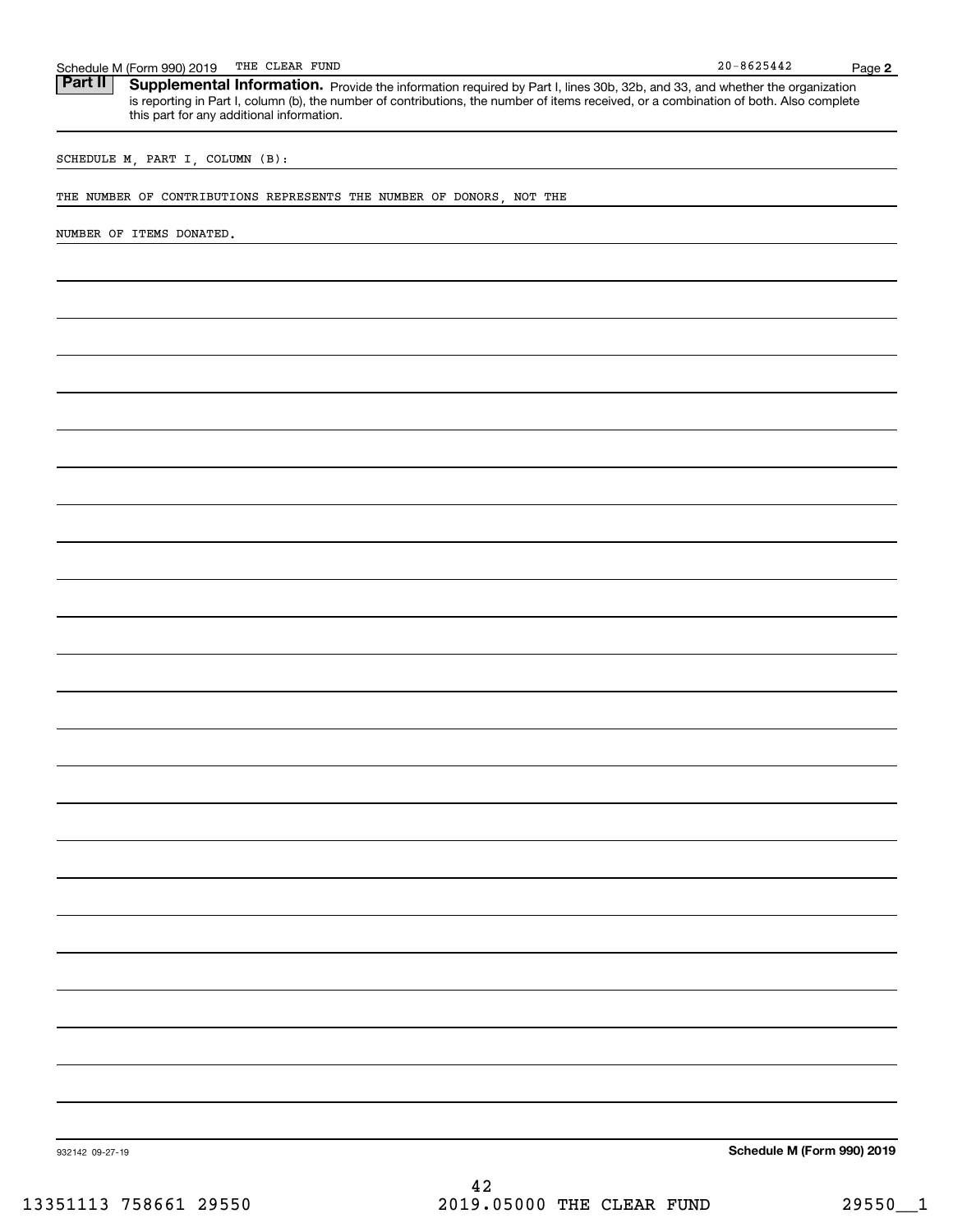## Part II Supplemental Information.

Provide the information required by Part I, lines 30b, 32b, and 33, and whether the organization is reporting in Part I, column (b), the number of contributions, the number of items received, or a combination of both. Also complete this part for any additional information.

SCHEDULE M, PART I, COLUMN (B):

THE NUMBER OF CONTRIBUTIONS REPRESENTS THE NUMBER OF DONORS, NOT THE

NUMBER OF ITEMS DONATED.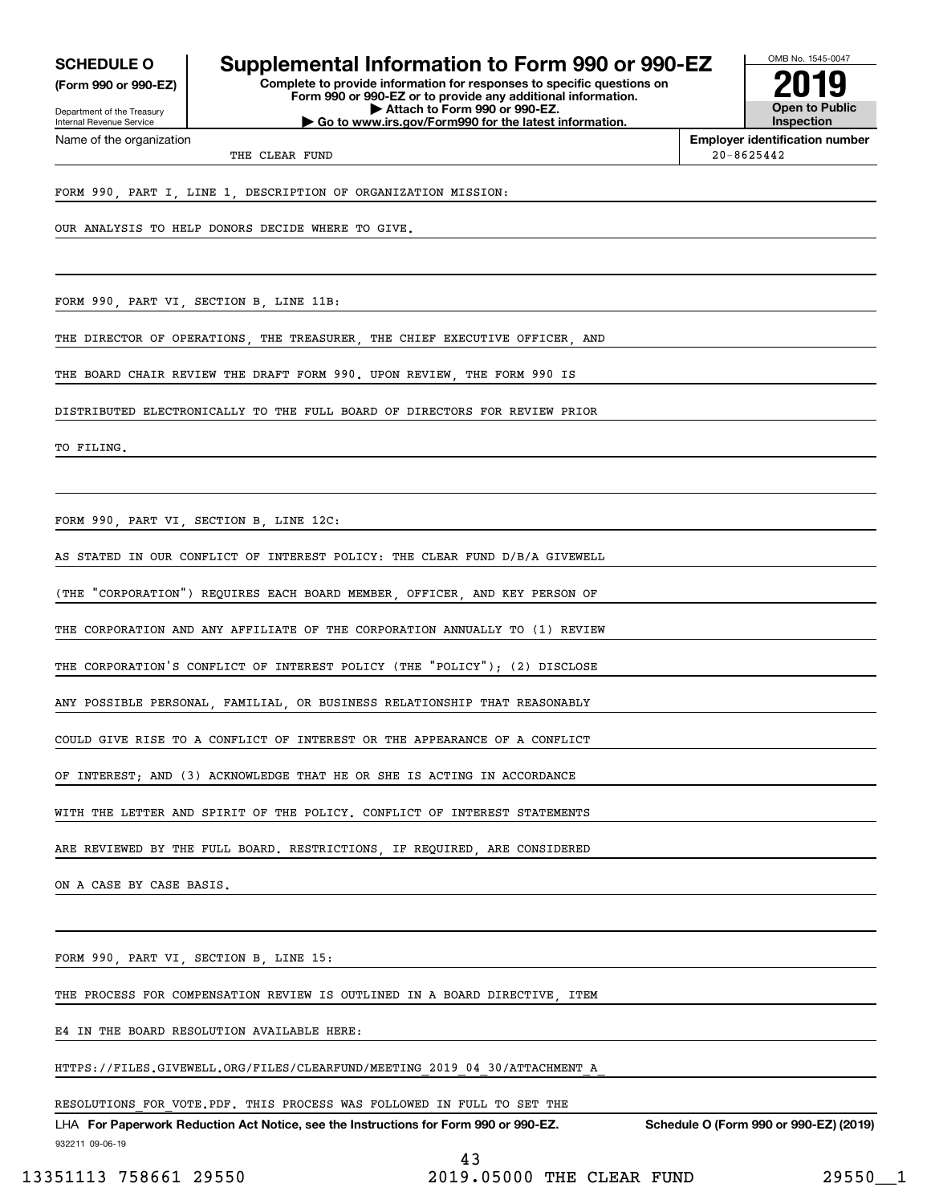**SCHEDULE O**
**(Form 990 or 990-EZ)**

Department of the Treasury
Internal Revenue Service

# Supplemental Information to Form 990 or 990-EZ

**Complete to provide information for responses to specific questions on Form 990 or 990-EZ or to provide any additional information.**
**▶ Attach to Form 990 or 990-EZ.**
**▶ Go to www.irs.gov/Form990 for the latest information.**

OMB No. 1545-0047
**2019**
**Open to Public Inspection**

Name of the organization: THE CLEAR FUND

**Employer identification number**: 20-8625442

FORM 990, PART I, LINE 1, DESCRIPTION OF ORGANIZATION MISSION:

OUR ANALYSIS TO HELP DONORS DECIDE WHERE TO GIVE.

FORM 990, PART VI, SECTION B, LINE 11B:

THE DIRECTOR OF OPERATIONS, THE TREASURER, THE CHIEF EXECUTIVE OFFICER, AND THE BOARD CHAIR REVIEW THE DRAFT FORM 990. UPON REVIEW, THE FORM 990 IS DISTRIBUTED ELECTRONICALLY TO THE FULL BOARD OF DIRECTORS FOR REVIEW PRIOR TO FILING.

FORM 990, PART VI, SECTION B, LINE 12C:

AS STATED IN OUR CONFLICT OF INTEREST POLICY: THE CLEAR FUND D/B/A GIVEWELL (THE "CORPORATION") REQUIRES EACH BOARD MEMBER, OFFICER, AND KEY PERSON OF THE CORPORATION AND ANY AFFILIATE OF THE CORPORATION ANNUALLY TO (1) REVIEW THE CORPORATION'S CONFLICT OF INTEREST POLICY (THE "POLICY"); (2) DISCLOSE ANY POSSIBLE PERSONAL, FAMILIAL, OR BUSINESS RELATIONSHIP THAT REASONABLY COULD GIVE RISE TO A CONFLICT OF INTEREST OR THE APPEARANCE OF A CONFLICT OF INTEREST; AND (3) ACKNOWLEDGE THAT HE OR SHE IS ACTING IN ACCORDANCE WITH THE LETTER AND SPIRIT OF THE POLICY. CONFLICT OF INTEREST STATEMENTS ARE REVIEWED BY THE FULL BOARD. RESTRICTIONS, IF REQUIRED, ARE CONSIDERED ON A CASE BY CASE BASIS.

FORM 990, PART VI, SECTION B, LINE 15:

THE PROCESS FOR COMPENSATION REVIEW IS OUTLINED IN A BOARD DIRECTIVE, ITEM E4 IN THE BOARD RESOLUTION AVAILABLE HERE:
HTTPS://FILES.GIVEWELL.ORG/FILES/CLEARFUND/MEETING_2019_04_30/ATTACHMENT_A_RESOLUTIONS_FOR_VOTE.PDF. THIS PROCESS WAS FOLLOWED IN FULL TO SET THE

LHA **For Paperwork Reduction Act Notice, see the Instructions for Form 990 or 990-EZ.** **Schedule O (Form 990 or 990-EZ) (2019)**

932211 09-06-19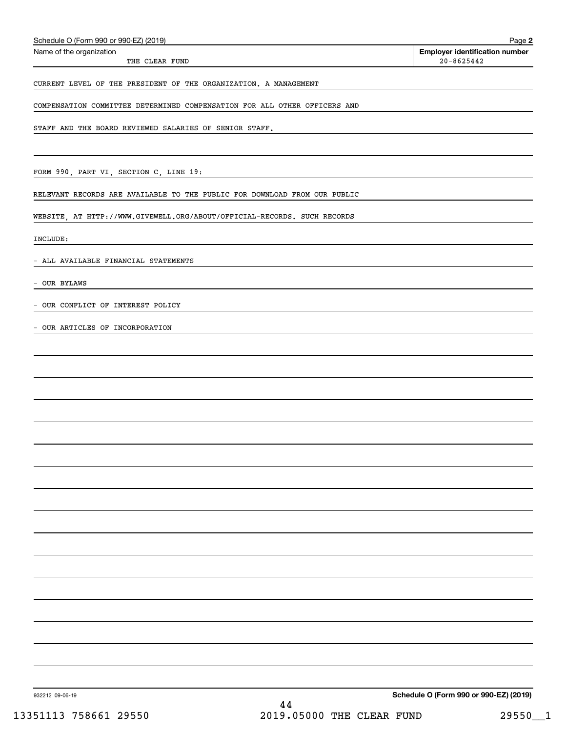Schedule O (Form 990 or 990-EZ) (2019)

Name of the organization: THE CLEAR FUND

Employer identification number: 20-8625442

CURRENT LEVEL OF THE PRESIDENT OF THE ORGANIZATION. A MANAGEMENT COMPENSATION COMMITTEE DETERMINED COMPENSATION FOR ALL OTHER OFFICERS AND STAFF AND THE BOARD REVIEWED SALARIES OF SENIOR STAFF.

FORM 990, PART VI, SECTION C, LINE 19:

RELEVANT RECORDS ARE AVAILABLE TO THE PUBLIC FOR DOWNLOAD FROM OUR PUBLIC WEBSITE, AT HTTP://WWW.GIVEWELL.ORG/ABOUT/OFFICIAL-RECORDS. SUCH RECORDS INCLUDE:

- ALL AVAILABLE FINANCIAL STATEMENTS
- OUR BYLAWS
- OUR CONFLICT OF INTEREST POLICY
- OUR ARTICLES OF INCORPORATION